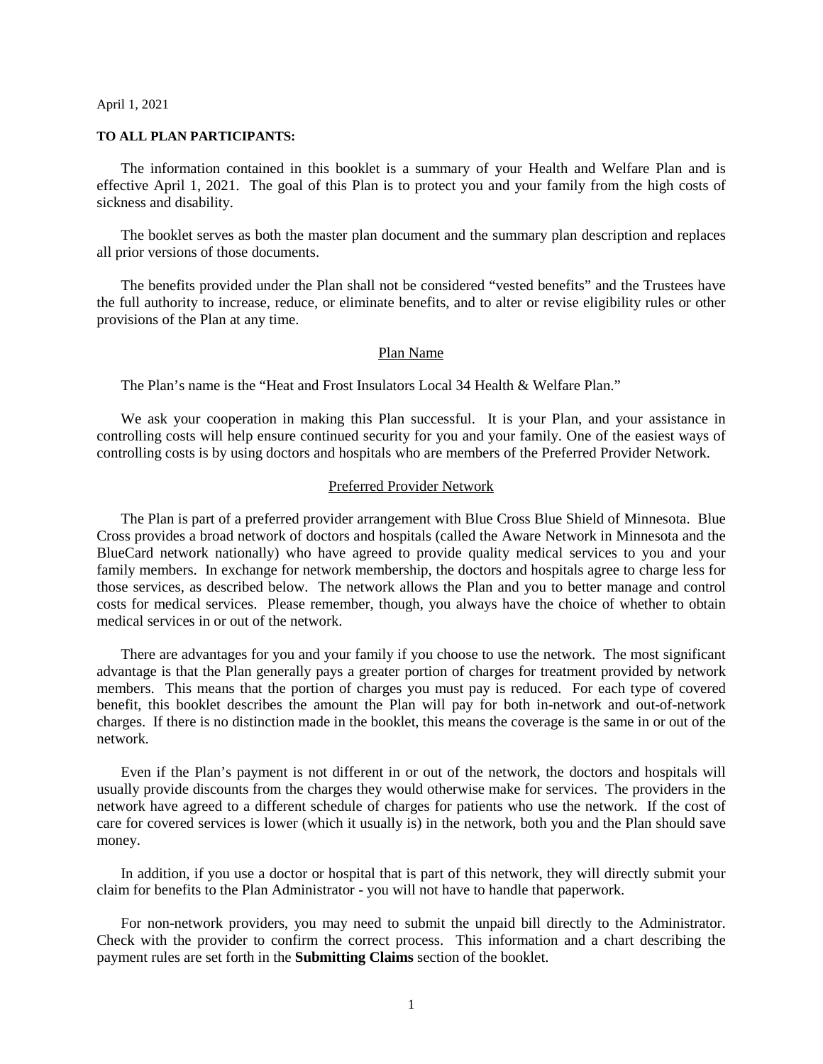April 1, 2021

**TO ALL PLAN PARTICIPANTS:**

The information contained in this booklet is a summary of your Health and Welfare Plan and is effective April 1, 2021. The goal of this Plan is to protect you and your family from the high costs of sickness and disability.

The booklet serves as both the master plan document and the summary plan description and replaces all prior versions of those documents.

The benefits provided under the Plan shall not be considered "vested benefits" and the Trustees have the full authority to increase, reduce, or eliminate benefits, and to alter or revise eligibility rules or other provisions of the Plan at any time.

## Plan Name

The Plan's name is the "Heat and Frost Insulators Local 34 Health & Welfare Plan."

We ask your cooperation in making this Plan successful. It is your Plan, and your assistance in controlling costs will help ensure continued security for you and your family. One of the easiest ways of controlling costs is by using doctors and hospitals who are members of the Preferred Provider Network.

## Preferred Provider Network

The Plan is part of a preferred provider arrangement with Blue Cross Blue Shield of Minnesota. Blue Cross provides a broad network of doctors and hospitals (called the Aware Network in Minnesota and the BlueCard network nationally) who have agreed to provide quality medical services to you and your family members. In exchange for network membership, the doctors and hospitals agree to charge less for those services, as described below. The network allows the Plan and you to better manage and control costs for medical services. Please remember, though, you always have the choice of whether to obtain medical services in or out of the network.

There are advantages for you and your family if you choose to use the network. The most significant advantage is that the Plan generally pays a greater portion of charges for treatment provided by network members. This means that the portion of charges you must pay is reduced. For each type of covered benefit, this booklet describes the amount the Plan will pay for both in-network and out-of-network charges. If there is no distinction made in the booklet, this means the coverage is the same in or out of the network.

Even if the Plan's payment is not different in or out of the network, the doctors and hospitals will usually provide discounts from the charges they would otherwise make for services. The providers in the network have agreed to a different schedule of charges for patients who use the network. If the cost of care for covered services is lower (which it usually is) in the network, both you and the Plan should save money.

In addition, if you use a doctor or hospital that is part of this network, they will directly submit your claim for benefits to the Plan Administrator - you will not have to handle that paperwork.

For non-network providers, you may need to submit the unpaid bill directly to the Administrator. Check with the provider to confirm the correct process. This information and a chart describing the payment rules are set forth in the **Submitting Claims** section of the booklet.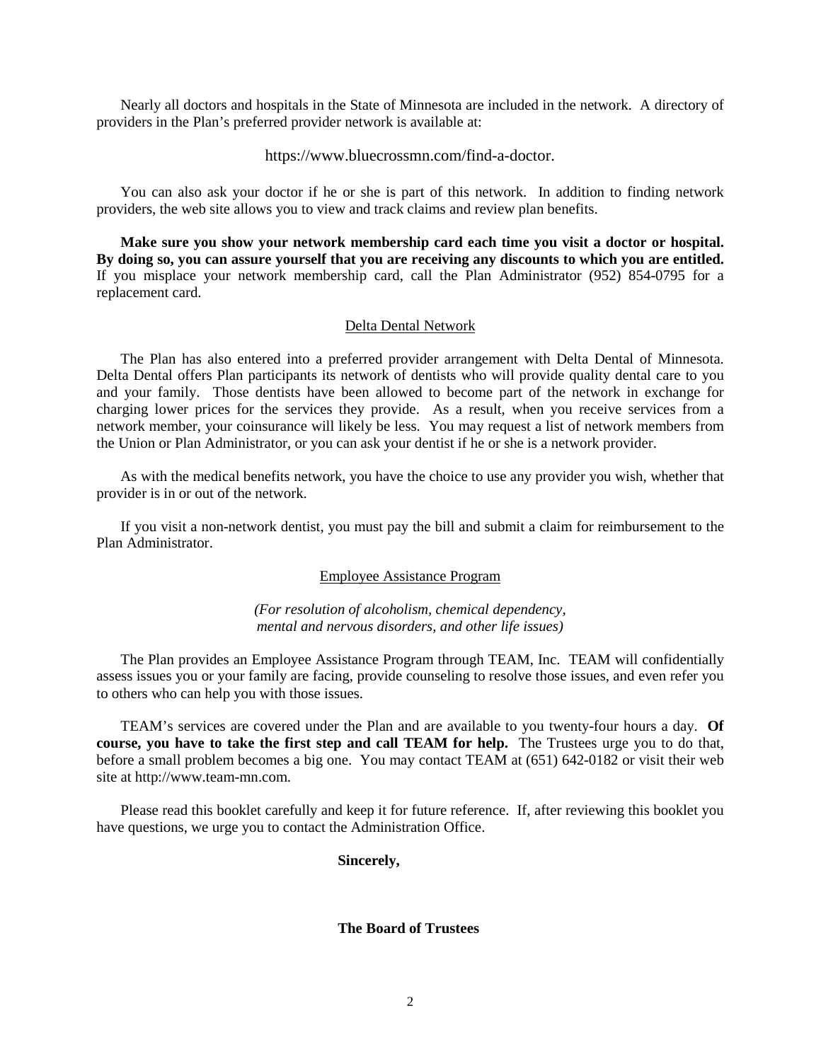Nearly all doctors and hospitals in the State of Minnesota are included in the network. A directory of providers in the Plan's preferred provider network is available at:

https://www.bluecrossmn.com/find-a-doctor.

You can also ask your doctor if he or she is part of this network. In addition to finding network providers, the web site allows you to view and track claims and review plan benefits.

**Make sure you show your network membership card each time you visit a doctor or hospital. By doing so, you can assure yourself that you are receiving any discounts to which you are entitled.** If you misplace your network membership card, call the Plan Administrator (952) 854-0795 for a replacement card.

## Delta Dental Network

The Plan has also entered into a preferred provider arrangement with Delta Dental of Minnesota. Delta Dental offers Plan participants its network of dentists who will provide quality dental care to you and your family. Those dentists have been allowed to become part of the network in exchange for charging lower prices for the services they provide. As a result, when you receive services from a network member, your coinsurance will likely be less. You may request a list of network members from the Union or Plan Administrator, or you can ask your dentist if he or she is a network provider.

As with the medical benefits network, you have the choice to use any provider you wish, whether that provider is in or out of the network.

If you visit a non-network dentist, you must pay the bill and submit a claim for reimbursement to the Plan Administrator.

## Employee Assistance Program

*(For resolution of alcoholism, chemical dependency, mental and nervous disorders, and other life issues)*

The Plan provides an Employee Assistance Program through TEAM, Inc. TEAM will confidentially assess issues you or your family are facing, provide counseling to resolve those issues, and even refer you to others who can help you with those issues.

TEAM's services are covered under the Plan and are available to you twenty-four hours a day. **Of course, you have to take the first step and call TEAM for help.** The Trustees urge you to do that, before a small problem becomes a big one. You may contact TEAM at (651) 642-0182 or visit their web site at http://www.team-mn.com.

Please read this booklet carefully and keep it for future reference. If, after reviewing this booklet you have questions, we urge you to contact the Administration Office.

**Sincerely,**

**The Board of Trustees**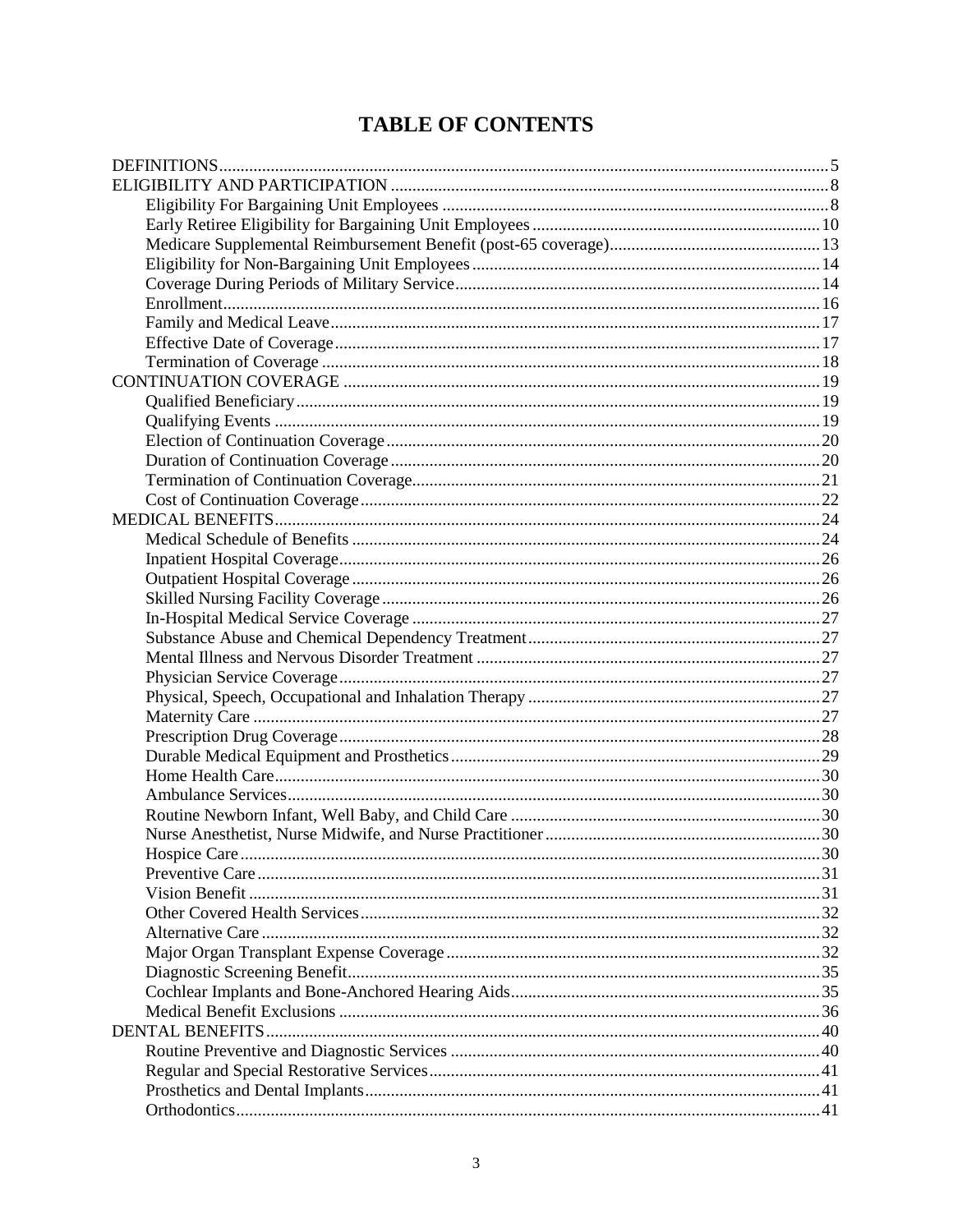# TABLE OF CONTENTS

DEFINITIONS ........ 5
ELIGIBILITY AND PARTICIPATION ........ 8
- Eligibility For Bargaining Unit Employees ........ 8
- Early Retiree Eligibility for Bargaining Unit Employees ........ 10
- Medicare Supplemental Reimbursement Benefit (post-65 coverage) ........ 13
- Eligibility for Non-Bargaining Unit Employees ........ 14
- Coverage During Periods of Military Service ........ 14
- Enrollment ........ 16
- Family and Medical Leave ........ 17
- Effective Date of Coverage ........ 17
- Termination of Coverage ........ 18

CONTINUATION COVERAGE ........ 19
- Qualified Beneficiary ........ 19
- Qualifying Events ........ 19
- Election of Continuation Coverage ........ 20
- Duration of Continuation Coverage ........ 20
- Termination of Continuation Coverage ........ 21
- Cost of Continuation Coverage ........ 22

MEDICAL BENEFITS ........ 24
- Medical Schedule of Benefits ........ 24
- Inpatient Hospital Coverage ........ 26
- Outpatient Hospital Coverage ........ 26
- Skilled Nursing Facility Coverage ........ 26
- In-Hospital Medical Service Coverage ........ 27
- Substance Abuse and Chemical Dependency Treatment ........ 27
- Mental Illness and Nervous Disorder Treatment ........ 27
- Physician Service Coverage ........ 27
- Physical, Speech, Occupational and Inhalation Therapy ........ 27
- Maternity Care ........ 27
- Prescription Drug Coverage ........ 28
- Durable Medical Equipment and Prosthetics ........ 29
- Home Health Care ........ 30
- Ambulance Services ........ 30
- Routine Newborn Infant, Well Baby, and Child Care ........ 30
- Nurse Anesthetist, Nurse Midwife, and Nurse Practitioner ........ 30
- Hospice Care ........ 30
- Preventive Care ........ 31
- Vision Benefit ........ 31
- Other Covered Health Services ........ 32
- Alternative Care ........ 32
- Major Organ Transplant Expense Coverage ........ 32
- Diagnostic Screening Benefit ........ 35
- Cochlear Implants and Bone-Anchored Hearing Aids ........ 35
- Medical Benefit Exclusions ........ 36

DENTAL BENEFITS ........ 40
- Routine Preventive and Diagnostic Services ........ 40
- Regular and Special Restorative Services ........ 41
- Prosthetics and Dental Implants ........ 41
- Orthodontics ........ 41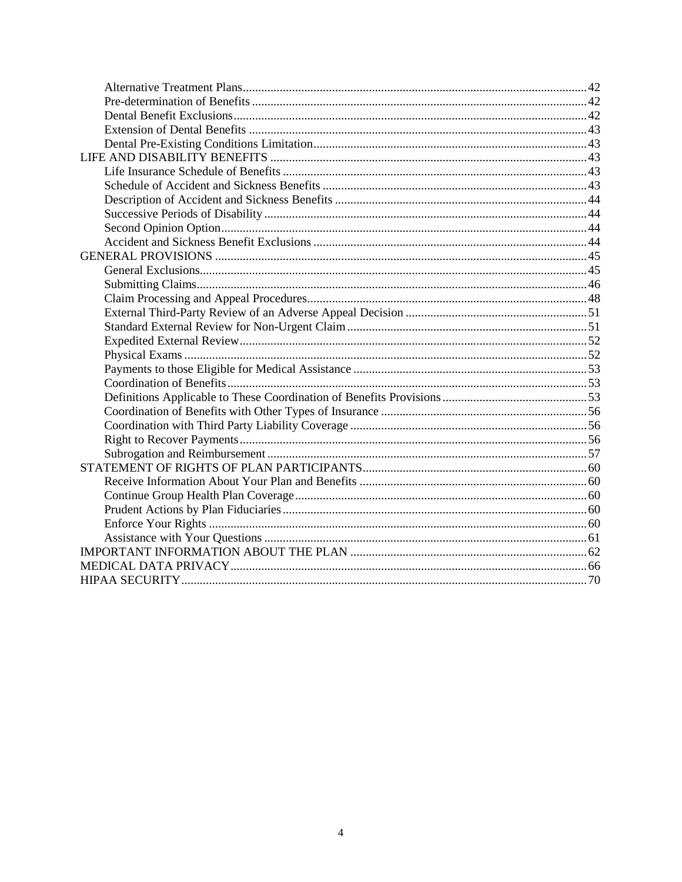- Alternative Treatment Plans ... 42
- Pre-determination of Benefits ... 42
- Dental Benefit Exclusions ... 42
- Extension of Dental Benefits ... 43
- Dental Pre-Existing Conditions Limitation ... 43

LIFE AND DISABILITY BENEFITS ... 43

- Life Insurance Schedule of Benefits ... 43
- Schedule of Accident and Sickness Benefits ... 43
- Description of Accident and Sickness Benefits ... 44
- Successive Periods of Disability ... 44
- Second Opinion Option ... 44
- Accident and Sickness Benefit Exclusions ... 44

GENERAL PROVISIONS ... 45

- General Exclusions ... 45
- Submitting Claims ... 46
- Claim Processing and Appeal Procedures ... 48
- External Third-Party Review of an Adverse Appeal Decision ... 51
- Standard External Review for Non-Urgent Claim ... 51
- Expedited External Review ... 52
- Physical Exams ... 52
- Payments to those Eligible for Medical Assistance ... 53
- Coordination of Benefits ... 53
- Definitions Applicable to These Coordination of Benefits Provisions ... 53
- Coordination of Benefits with Other Types of Insurance ... 56
- Coordination with Third Party Liability Coverage ... 56
- Right to Recover Payments ... 56
- Subrogation and Reimbursement ... 57

STATEMENT OF RIGHTS OF PLAN PARTICIPANTS ... 60

- Receive Information About Your Plan and Benefits ... 60
- Continue Group Health Plan Coverage ... 60
- Prudent Actions by Plan Fiduciaries ... 60
- Enforce Your Rights ... 60
- Assistance with Your Questions ... 61

IMPORTANT INFORMATION ABOUT THE PLAN ... 62

MEDICAL DATA PRIVACY ... 66

HIPAA SECURITY ... 70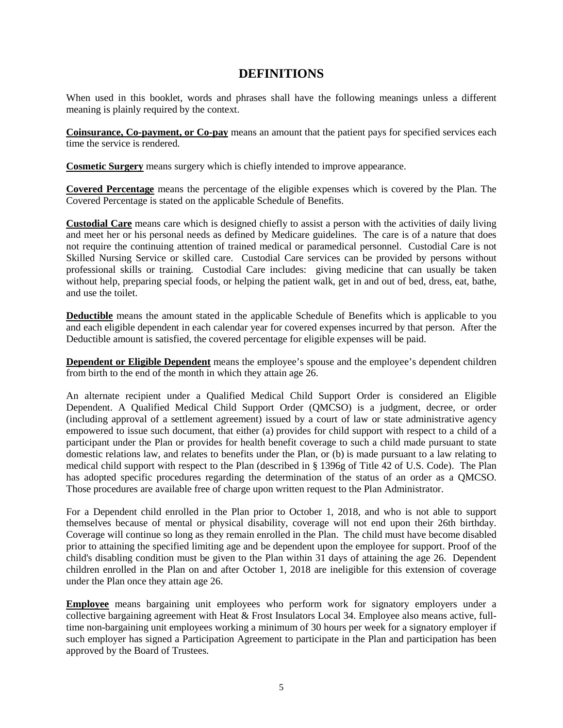# DEFINITIONS

When used in this booklet, words and phrases shall have the following meanings unless a different meaning is plainly required by the context.

**Coinsurance, Co-payment, or Co-pay** means an amount that the patient pays for specified services each time the service is rendered.

**Cosmetic Surgery** means surgery which is chiefly intended to improve appearance.

**Covered Percentage** means the percentage of the eligible expenses which is covered by the Plan. The Covered Percentage is stated on the applicable Schedule of Benefits.

**Custodial Care** means care which is designed chiefly to assist a person with the activities of daily living and meet her or his personal needs as defined by Medicare guidelines. The care is of a nature that does not require the continuing attention of trained medical or paramedical personnel. Custodial Care is not Skilled Nursing Service or skilled care. Custodial Care services can be provided by persons without professional skills or training. Custodial Care includes: giving medicine that can usually be taken without help, preparing special foods, or helping the patient walk, get in and out of bed, dress, eat, bathe, and use the toilet.

**Deductible** means the amount stated in the applicable Schedule of Benefits which is applicable to you and each eligible dependent in each calendar year for covered expenses incurred by that person. After the Deductible amount is satisfied, the covered percentage for eligible expenses will be paid.

**Dependent or Eligible Dependent** means the employee's spouse and the employee's dependent children from birth to the end of the month in which they attain age 26.

An alternate recipient under a Qualified Medical Child Support Order is considered an Eligible Dependent. A Qualified Medical Child Support Order (QMCSO) is a judgment, decree, or order (including approval of a settlement agreement) issued by a court of law or state administrative agency empowered to issue such document, that either (a) provides for child support with respect to a child of a participant under the Plan or provides for health benefit coverage to such a child made pursuant to state domestic relations law, and relates to benefits under the Plan, or (b) is made pursuant to a law relating to medical child support with respect to the Plan (described in § 1396g of Title 42 of U.S. Code). The Plan has adopted specific procedures regarding the determination of the status of an order as a QMCSO. Those procedures are available free of charge upon written request to the Plan Administrator.

For a Dependent child enrolled in the Plan prior to October 1, 2018, and who is not able to support themselves because of mental or physical disability, coverage will not end upon their 26th birthday. Coverage will continue so long as they remain enrolled in the Plan. The child must have become disabled prior to attaining the specified limiting age and be dependent upon the employee for support. Proof of the child's disabling condition must be given to the Plan within 31 days of attaining the age 26. Dependent children enrolled in the Plan on and after October 1, 2018 are ineligible for this extension of coverage under the Plan once they attain age 26.

**Employee** means bargaining unit employees who perform work for signatory employers under a collective bargaining agreement with Heat & Frost Insulators Local 34. Employee also means active, full-time non-bargaining unit employees working a minimum of 30 hours per week for a signatory employer if such employer has signed a Participation Agreement to participate in the Plan and participation has been approved by the Board of Trustees.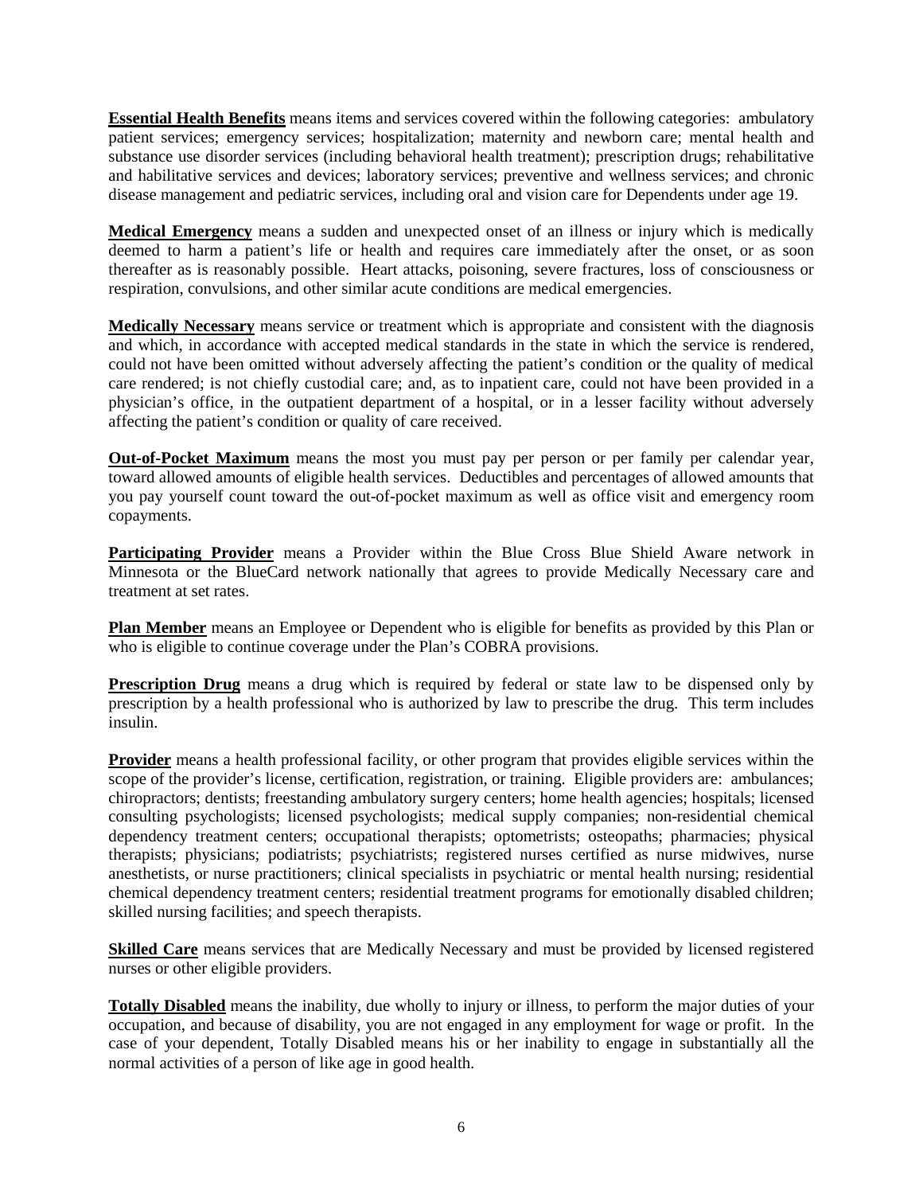**Essential Health Benefits** means items and services covered within the following categories: ambulatory patient services; emergency services; hospitalization; maternity and newborn care; mental health and substance use disorder services (including behavioral health treatment); prescription drugs; rehabilitative and habilitative services and devices; laboratory services; preventive and wellness services; and chronic disease management and pediatric services, including oral and vision care for Dependents under age 19.

**Medical Emergency** means a sudden and unexpected onset of an illness or injury which is medically deemed to harm a patient's life or health and requires care immediately after the onset, or as soon thereafter as is reasonably possible. Heart attacks, poisoning, severe fractures, loss of consciousness or respiration, convulsions, and other similar acute conditions are medical emergencies.

**Medically Necessary** means service or treatment which is appropriate and consistent with the diagnosis and which, in accordance with accepted medical standards in the state in which the service is rendered, could not have been omitted without adversely affecting the patient's condition or the quality of medical care rendered; is not chiefly custodial care; and, as to inpatient care, could not have been provided in a physician's office, in the outpatient department of a hospital, or in a lesser facility without adversely affecting the patient's condition or quality of care received.

**Out-of-Pocket Maximum** means the most you must pay per person or per family per calendar year, toward allowed amounts of eligible health services. Deductibles and percentages of allowed amounts that you pay yourself count toward the out-of-pocket maximum as well as office visit and emergency room copayments.

**Participating Provider** means a Provider within the Blue Cross Blue Shield Aware network in Minnesota or the BlueCard network nationally that agrees to provide Medically Necessary care and treatment at set rates.

**Plan Member** means an Employee or Dependent who is eligible for benefits as provided by this Plan or who is eligible to continue coverage under the Plan's COBRA provisions.

**Prescription Drug** means a drug which is required by federal or state law to be dispensed only by prescription by a health professional who is authorized by law to prescribe the drug. This term includes insulin.

**Provider** means a health professional facility, or other program that provides eligible services within the scope of the provider's license, certification, registration, or training. Eligible providers are: ambulances; chiropractors; dentists; freestanding ambulatory surgery centers; home health agencies; hospitals; licensed consulting psychologists; licensed psychologists; medical supply companies; non-residential chemical dependency treatment centers; occupational therapists; optometrists; osteopaths; pharmacies; physical therapists; physicians; podiatrists; psychiatrists; registered nurses certified as nurse midwives, nurse anesthetists, or nurse practitioners; clinical specialists in psychiatric or mental health nursing; residential chemical dependency treatment centers; residential treatment programs for emotionally disabled children; skilled nursing facilities; and speech therapists.

**Skilled Care** means services that are Medically Necessary and must be provided by licensed registered nurses or other eligible providers.

**Totally Disabled** means the inability, due wholly to injury or illness, to perform the major duties of your occupation, and because of disability, you are not engaged in any employment for wage or profit. In the case of your dependent, Totally Disabled means his or her inability to engage in substantially all the normal activities of a person of like age in good health.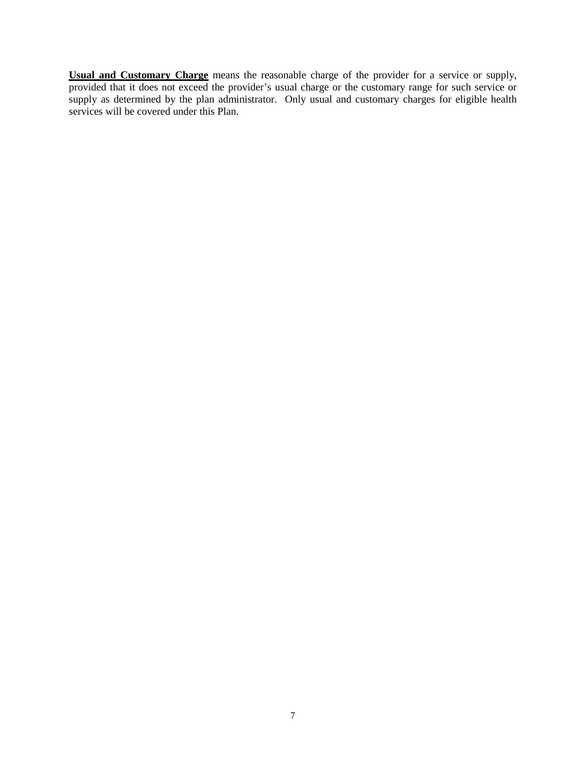**<u>Usual and Customary Charge</u>** means the reasonable charge of the provider for a service or supply, provided that it does not exceed the provider's usual charge or the customary range for such service or supply as determined by the plan administrator. Only usual and customary charges for eligible health services will be covered under this Plan.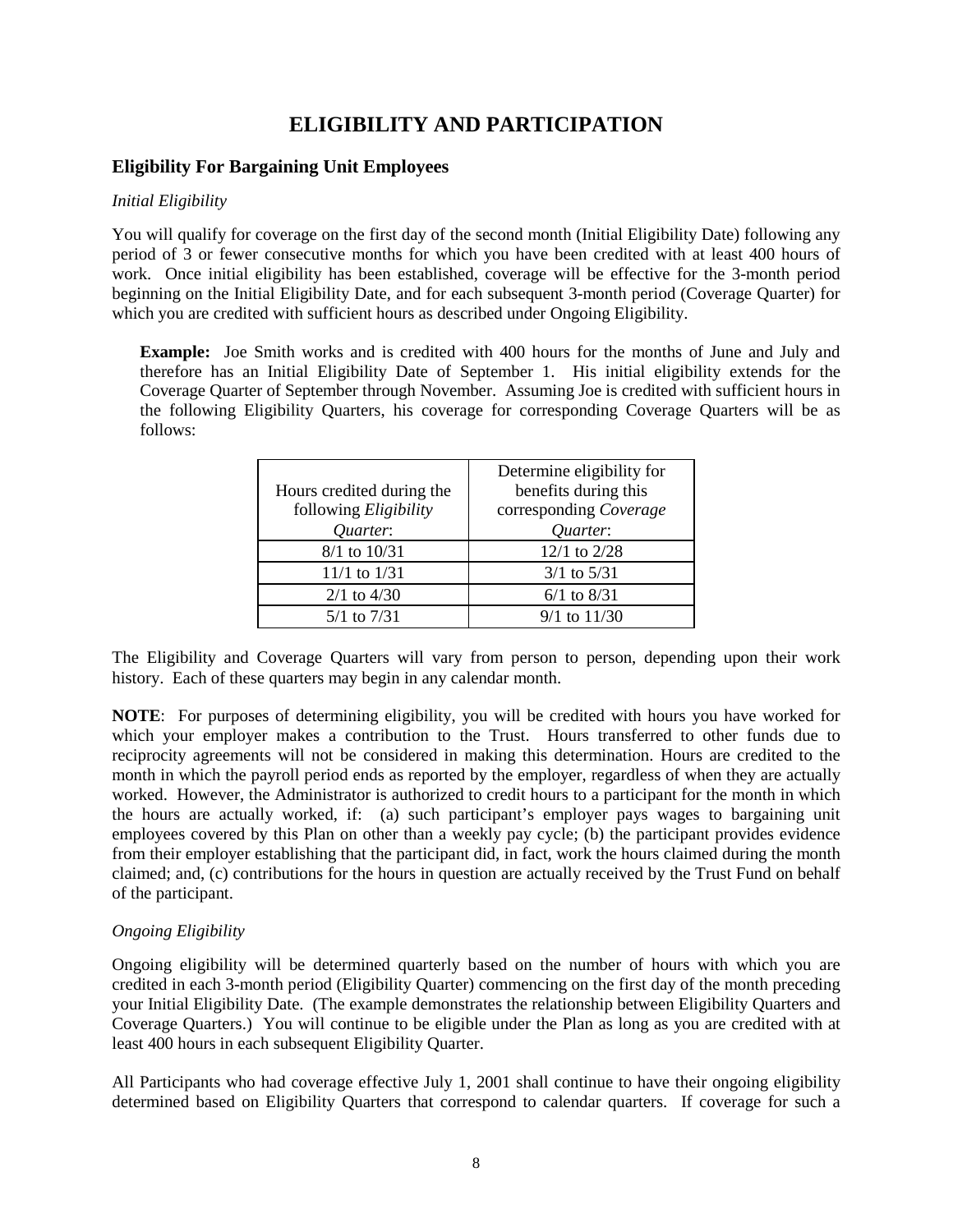# ELIGIBILITY AND PARTICIPATION

## Eligibility For Bargaining Unit Employees

*Initial Eligibility*

You will qualify for coverage on the first day of the second month (Initial Eligibility Date) following any period of 3 or fewer consecutive months for which you have been credited with at least 400 hours of work. Once initial eligibility has been established, coverage will be effective for the 3-month period beginning on the Initial Eligibility Date, and for each subsequent 3-month period (Coverage Quarter) for which you are credited with sufficient hours as described under Ongoing Eligibility.

> **Example:** Joe Smith works and is credited with 400 hours for the months of June and July and therefore has an Initial Eligibility Date of September 1. His initial eligibility extends for the Coverage Quarter of September through November. Assuming Joe is credited with sufficient hours in the following Eligibility Quarters, his coverage for corresponding Coverage Quarters will be as follows:

| Hours credited during the following *Eligibility Quarter*: | Determine eligibility for benefits during this corresponding *Coverage Quarter*: |
|---|---|
| 8/1 to 10/31 | 12/1 to 2/28 |
| 11/1 to 1/31 | 3/1 to 5/31 |
| 2/1 to 4/30 | 6/1 to 8/31 |
| 5/1 to 7/31 | 9/1 to 11/30 |

The Eligibility and Coverage Quarters will vary from person to person, depending upon their work history. Each of these quarters may begin in any calendar month.

**NOTE**: For purposes of determining eligibility, you will be credited with hours you have worked for which your employer makes a contribution to the Trust. Hours transferred to other funds due to reciprocity agreements will not be considered in making this determination. Hours are credited to the month in which the payroll period ends as reported by the employer, regardless of when they are actually worked. However, the Administrator is authorized to credit hours to a participant for the month in which the hours are actually worked, if: (a) such participant's employer pays wages to bargaining unit employees covered by this Plan on other than a weekly pay cycle; (b) the participant provides evidence from their employer establishing that the participant did, in fact, work the hours claimed during the month claimed; and, (c) contributions for the hours in question are actually received by the Trust Fund on behalf of the participant.

*Ongoing Eligibility*

Ongoing eligibility will be determined quarterly based on the number of hours with which you are credited in each 3-month period (Eligibility Quarter) commencing on the first day of the month preceding your Initial Eligibility Date. (The example demonstrates the relationship between Eligibility Quarters and Coverage Quarters.) You will continue to be eligible under the Plan as long as you are credited with at least 400 hours in each subsequent Eligibility Quarter.

All Participants who had coverage effective July 1, 2001 shall continue to have their ongoing eligibility determined based on Eligibility Quarters that correspond to calendar quarters. If coverage for such a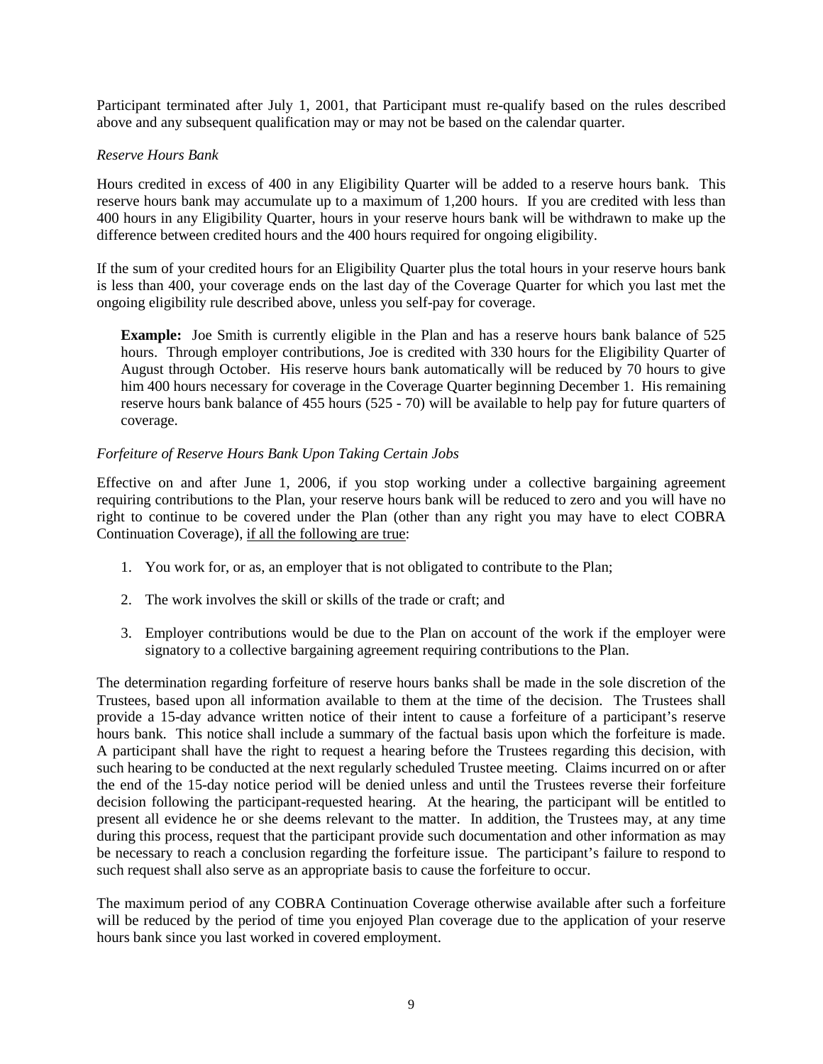Participant terminated after July 1, 2001, that Participant must re-qualify based on the rules described above and any subsequent qualification may or may not be based on the calendar quarter.

*Reserve Hours Bank*

Hours credited in excess of 400 in any Eligibility Quarter will be added to a reserve hours bank. This reserve hours bank may accumulate up to a maximum of 1,200 hours. If you are credited with less than 400 hours in any Eligibility Quarter, hours in your reserve hours bank will be withdrawn to make up the difference between credited hours and the 400 hours required for ongoing eligibility.

If the sum of your credited hours for an Eligibility Quarter plus the total hours in your reserve hours bank is less than 400, your coverage ends on the last day of the Coverage Quarter for which you last met the ongoing eligibility rule described above, unless you self-pay for coverage.

> **Example:** Joe Smith is currently eligible in the Plan and has a reserve hours bank balance of 525 hours. Through employer contributions, Joe is credited with 330 hours for the Eligibility Quarter of August through October. His reserve hours bank automatically will be reduced by 70 hours to give him 400 hours necessary for coverage in the Coverage Quarter beginning December 1. His remaining reserve hours bank balance of 455 hours (525 - 70) will be available to help pay for future quarters of coverage.

*Forfeiture of Reserve Hours Bank Upon Taking Certain Jobs*

Effective on and after June 1, 2006, if you stop working under a collective bargaining agreement requiring contributions to the Plan, your reserve hours bank will be reduced to zero and you will have no right to continue to be covered under the Plan (other than any right you may have to elect COBRA Continuation Coverage), <u>if all the following are true</u>:

1. You work for, or as, an employer that is not obligated to contribute to the Plan;
2. The work involves the skill or skills of the trade or craft; and
3. Employer contributions would be due to the Plan on account of the work if the employer were signatory to a collective bargaining agreement requiring contributions to the Plan.

The determination regarding forfeiture of reserve hours banks shall be made in the sole discretion of the Trustees, based upon all information available to them at the time of the decision. The Trustees shall provide a 15-day advance written notice of their intent to cause a forfeiture of a participant's reserve hours bank. This notice shall include a summary of the factual basis upon which the forfeiture is made. A participant shall have the right to request a hearing before the Trustees regarding this decision, with such hearing to be conducted at the next regularly scheduled Trustee meeting. Claims incurred on or after the end of the 15-day notice period will be denied unless and until the Trustees reverse their forfeiture decision following the participant-requested hearing. At the hearing, the participant will be entitled to present all evidence he or she deems relevant to the matter. In addition, the Trustees may, at any time during this process, request that the participant provide such documentation and other information as may be necessary to reach a conclusion regarding the forfeiture issue. The participant's failure to respond to such request shall also serve as an appropriate basis to cause the forfeiture to occur.

The maximum period of any COBRA Continuation Coverage otherwise available after such a forfeiture will be reduced by the period of time you enjoyed Plan coverage due to the application of your reserve hours bank since you last worked in covered employment.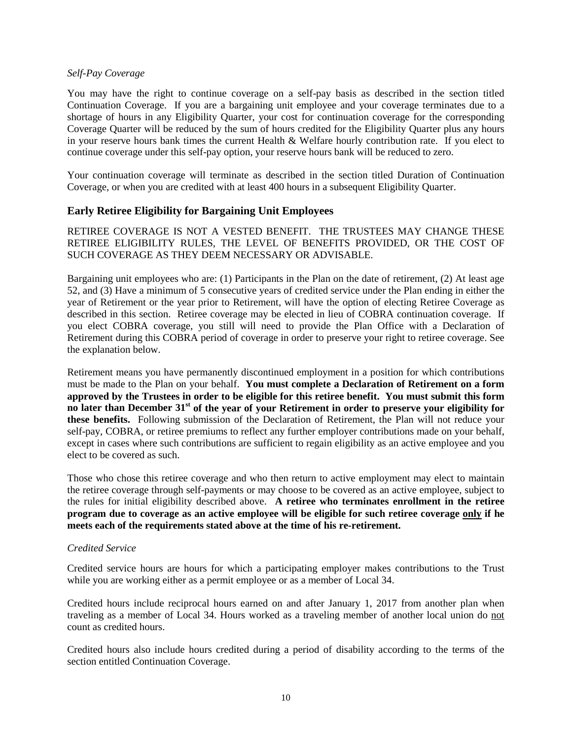*Self-Pay Coverage*

You may have the right to continue coverage on a self-pay basis as described in the section titled Continuation Coverage. If you are a bargaining unit employee and your coverage terminates due to a shortage of hours in any Eligibility Quarter, your cost for continuation coverage for the corresponding Coverage Quarter will be reduced by the sum of hours credited for the Eligibility Quarter plus any hours in your reserve hours bank times the current Health & Welfare hourly contribution rate. If you elect to continue coverage under this self-pay option, your reserve hours bank will be reduced to zero.

Your continuation coverage will terminate as described in the section titled Duration of Continuation Coverage, or when you are credited with at least 400 hours in a subsequent Eligibility Quarter.

## Early Retiree Eligibility for Bargaining Unit Employees

RETIREE COVERAGE IS NOT A VESTED BENEFIT. THE TRUSTEES MAY CHANGE THESE RETIREE ELIGIBILITY RULES, THE LEVEL OF BENEFITS PROVIDED, OR THE COST OF SUCH COVERAGE AS THEY DEEM NECESSARY OR ADVISABLE.

Bargaining unit employees who are: (1) Participants in the Plan on the date of retirement, (2) At least age 52, and (3) Have a minimum of 5 consecutive years of credited service under the Plan ending in either the year of Retirement or the year prior to Retirement, will have the option of electing Retiree Coverage as described in this section. Retiree coverage may be elected in lieu of COBRA continuation coverage. If you elect COBRA coverage, you still will need to provide the Plan Office with a Declaration of Retirement during this COBRA period of coverage in order to preserve your right to retiree coverage. See the explanation below.

Retirement means you have permanently discontinued employment in a position for which contributions must be made to the Plan on your behalf. **You must complete a Declaration of Retirement on a form approved by the Trustees in order to be eligible for this retiree benefit. You must submit this form no later than December 31st of the year of your Retirement in order to preserve your eligibility for these benefits.** Following submission of the Declaration of Retirement, the Plan will not reduce your self-pay, COBRA, or retiree premiums to reflect any further employer contributions made on your behalf, except in cases where such contributions are sufficient to regain eligibility as an active employee and you elect to be covered as such.

Those who chose this retiree coverage and who then return to active employment may elect to maintain the retiree coverage through self-payments or may choose to be covered as an active employee, subject to the rules for initial eligibility described above. **A retiree who terminates enrollment in the retiree program due to coverage as an active employee will be eligible for such retiree coverage <u>only</u> if he meets each of the requirements stated above at the time of his re-retirement.**

*Credited Service*

Credited service hours are hours for which a participating employer makes contributions to the Trust while you are working either as a permit employee or as a member of Local 34.

Credited hours include reciprocal hours earned on and after January 1, 2017 from another plan when traveling as a member of Local 34. Hours worked as a traveling member of another local union do <u>not</u> count as credited hours.

Credited hours also include hours credited during a period of disability according to the terms of the section entitled Continuation Coverage.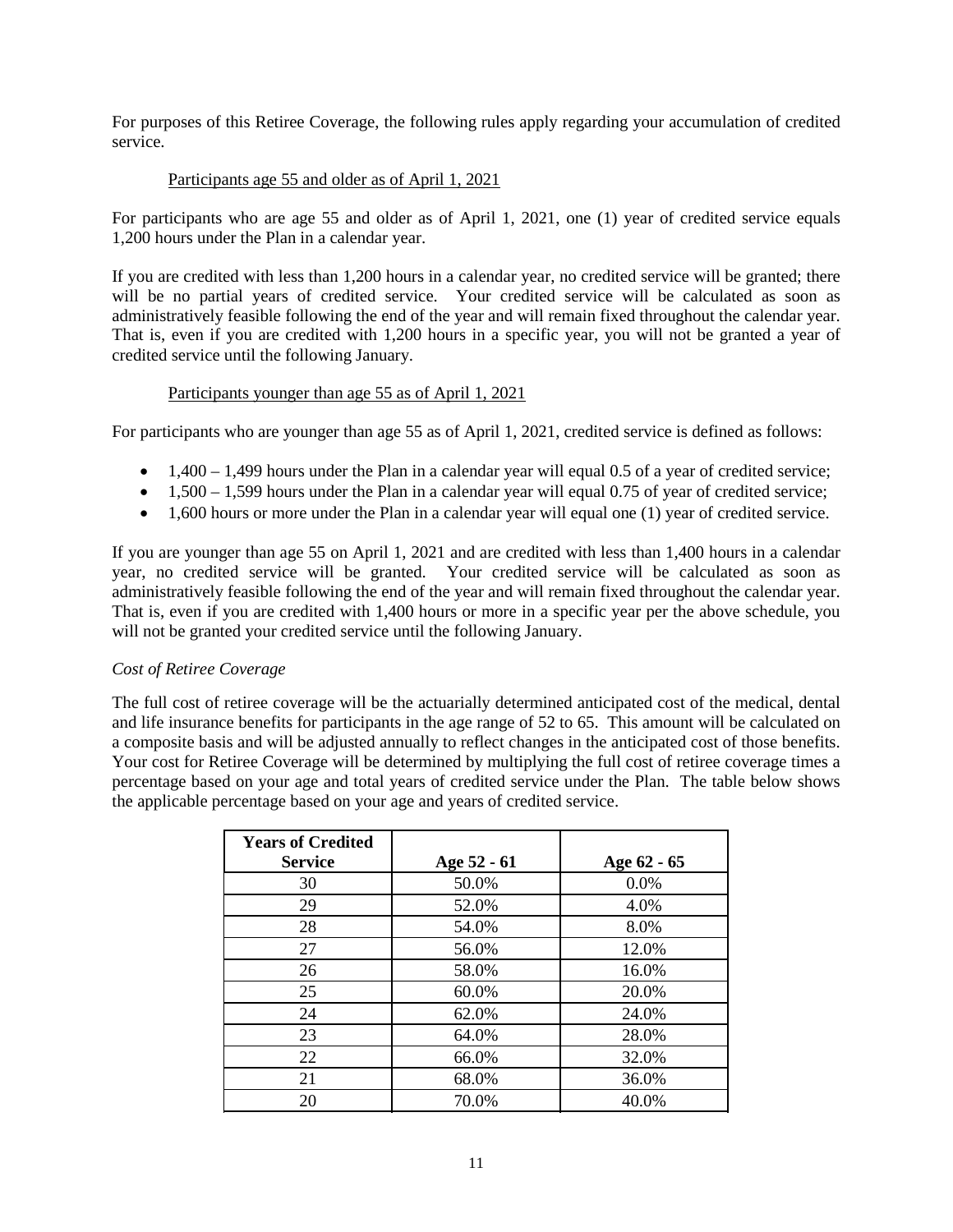For purposes of this Retiree Coverage, the following rules apply regarding your accumulation of credited service.

Participants age 55 and older as of April 1, 2021

For participants who are age 55 and older as of April 1, 2021, one (1) year of credited service equals 1,200 hours under the Plan in a calendar year.

If you are credited with less than 1,200 hours in a calendar year, no credited service will be granted; there will be no partial years of credited service. Your credited service will be calculated as soon as administratively feasible following the end of the year and will remain fixed throughout the calendar year. That is, even if you are credited with 1,200 hours in a specific year, you will not be granted a year of credited service until the following January.

Participants younger than age 55 as of April 1, 2021

For participants who are younger than age 55 as of April 1, 2021, credited service is defined as follows:

- 1,400 – 1,499 hours under the Plan in a calendar year will equal 0.5 of a year of credited service;
- 1,500 – 1,599 hours under the Plan in a calendar year will equal 0.75 of year of credited service;
- 1,600 hours or more under the Plan in a calendar year will equal one (1) year of credited service.

If you are younger than age 55 on April 1, 2021 and are credited with less than 1,400 hours in a calendar year, no credited service will be granted. Your credited service will be calculated as soon as administratively feasible following the end of the year and will remain fixed throughout the calendar year. That is, even if you are credited with 1,400 hours or more in a specific year per the above schedule, you will not be granted your credited service until the following January.

*Cost of Retiree Coverage*

The full cost of retiree coverage will be the actuarially determined anticipated cost of the medical, dental and life insurance benefits for participants in the age range of 52 to 65. This amount will be calculated on a composite basis and will be adjusted annually to reflect changes in the anticipated cost of those benefits. Your cost for Retiree Coverage will be determined by multiplying the full cost of retiree coverage times a percentage based on your age and total years of credited service under the Plan. The table below shows the applicable percentage based on your age and years of credited service.

| Years of Credited Service | Age 52 - 61 | Age 62 - 65 |
|---|---|---|
| 30 | 50.0% | 0.0% |
| 29 | 52.0% | 4.0% |
| 28 | 54.0% | 8.0% |
| 27 | 56.0% | 12.0% |
| 26 | 58.0% | 16.0% |
| 25 | 60.0% | 20.0% |
| 24 | 62.0% | 24.0% |
| 23 | 64.0% | 28.0% |
| 22 | 66.0% | 32.0% |
| 21 | 68.0% | 36.0% |
| 20 | 70.0% | 40.0% |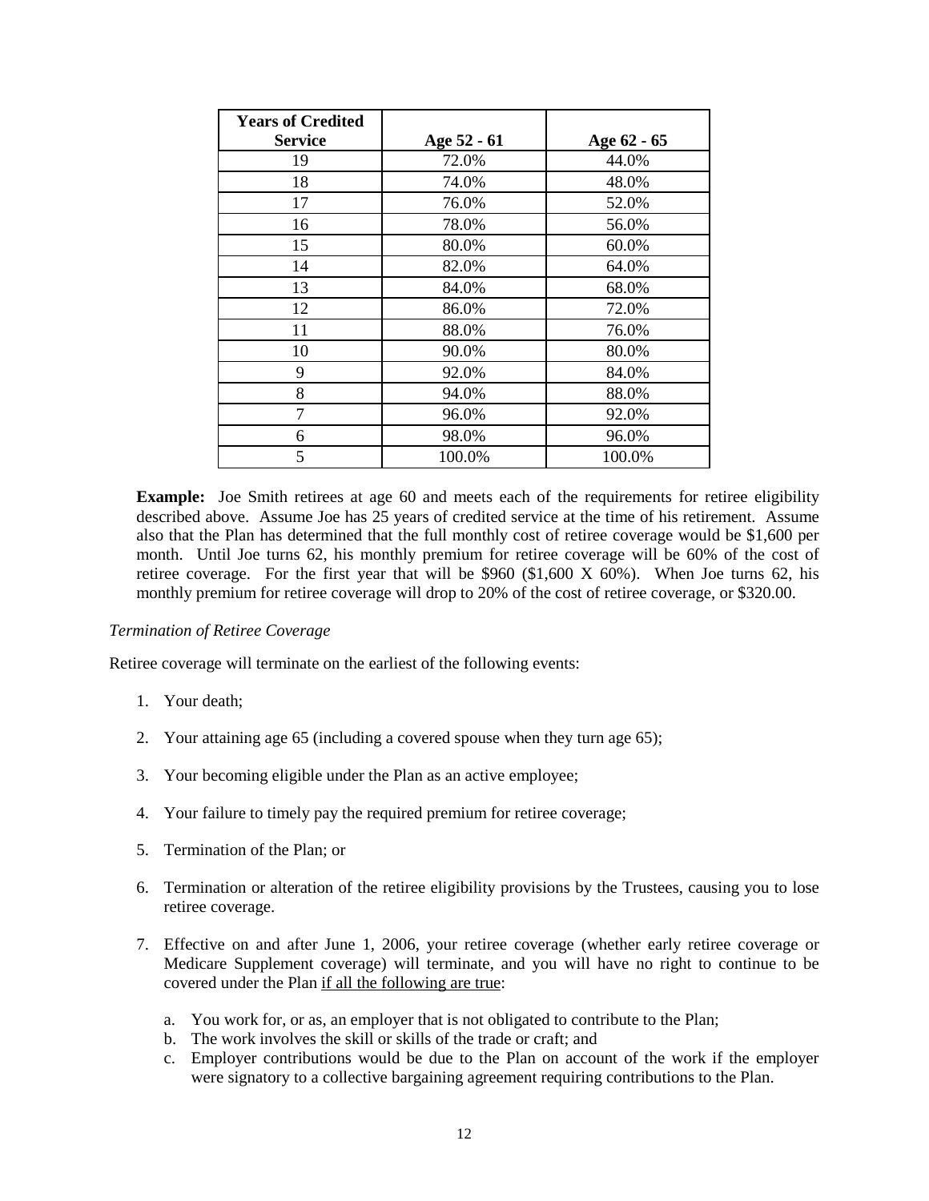| Years of Credited Service | Age 52 - 61 | Age 62 - 65 |
|---|---|---|
| 19 | 72.0% | 44.0% |
| 18 | 74.0% | 48.0% |
| 17 | 76.0% | 52.0% |
| 16 | 78.0% | 56.0% |
| 15 | 80.0% | 60.0% |
| 14 | 82.0% | 64.0% |
| 13 | 84.0% | 68.0% |
| 12 | 86.0% | 72.0% |
| 11 | 88.0% | 76.0% |
| 10 | 90.0% | 80.0% |
| 9 | 92.0% | 84.0% |
| 8 | 94.0% | 88.0% |
| 7 | 96.0% | 92.0% |
| 6 | 98.0% | 96.0% |
| 5 | 100.0% | 100.0% |

**Example:** Joe Smith retirees at age 60 and meets each of the requirements for retiree eligibility described above. Assume Joe has 25 years of credited service at the time of his retirement. Assume also that the Plan has determined that the full monthly cost of retiree coverage would be $1,600 per month. Until Joe turns 62, his monthly premium for retiree coverage will be 60% of the cost of retiree coverage. For the first year that will be $960 ($1,600 X 60%). When Joe turns 62, his monthly premium for retiree coverage will drop to 20% of the cost of retiree coverage, or $320.00.

*Termination of Retiree Coverage*

Retiree coverage will terminate on the earliest of the following events:

1. Your death;
2. Your attaining age 65 (including a covered spouse when they turn age 65);
3. Your becoming eligible under the Plan as an active employee;
4. Your failure to timely pay the required premium for retiree coverage;
5. Termination of the Plan; or
6. Termination or alteration of the retiree eligibility provisions by the Trustees, causing you to lose retiree coverage.
7. Effective on and after June 1, 2006, your retiree coverage (whether early retiree coverage or Medicare Supplement coverage) will terminate, and you will have no right to continue to be covered under the Plan <u>if all the following are true</u>:
   a. You work for, or as, an employer that is not obligated to contribute to the Plan;
   b. The work involves the skill or skills of the trade or craft; and
   c. Employer contributions would be due to the Plan on account of the work if the employer were signatory to a collective bargaining agreement requiring contributions to the Plan.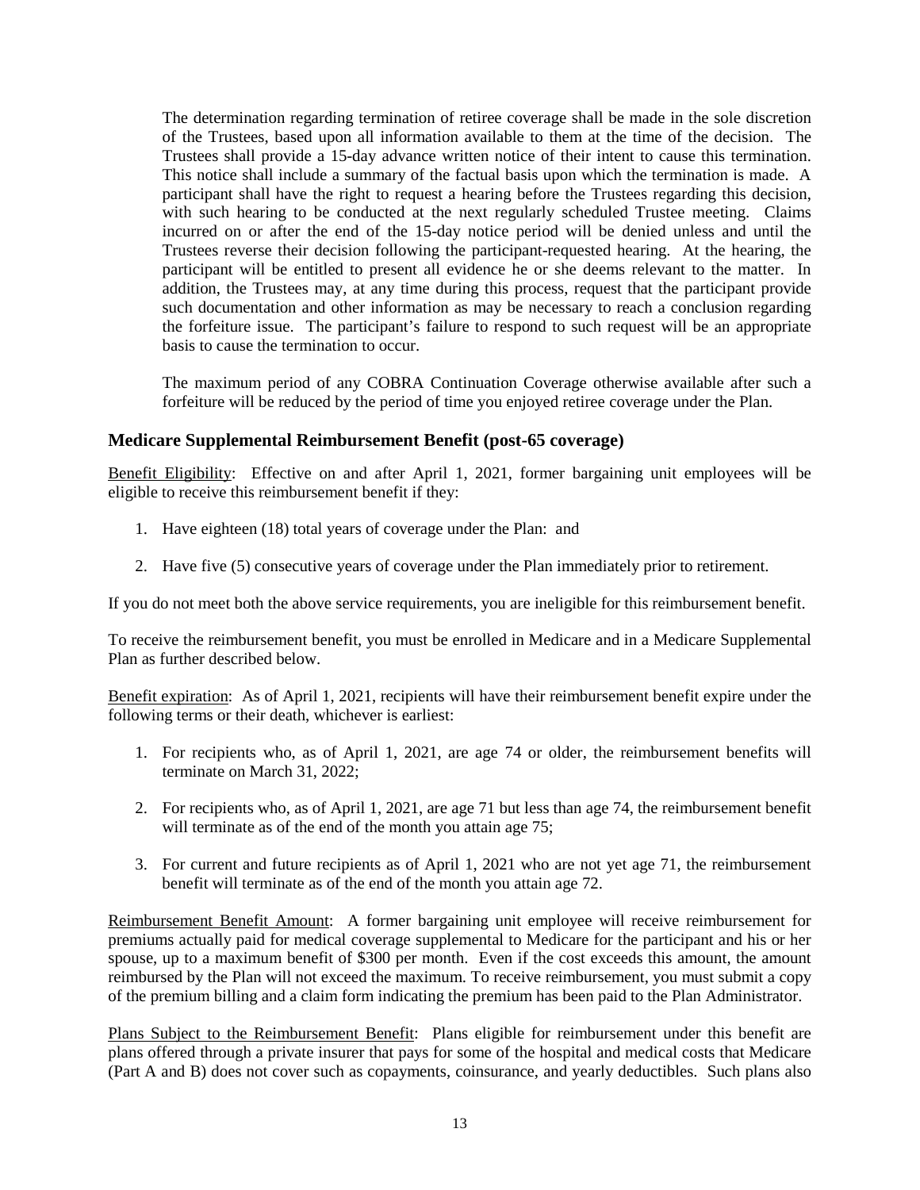The determination regarding termination of retiree coverage shall be made in the sole discretion of the Trustees, based upon all information available to them at the time of the decision. The Trustees shall provide a 15-day advance written notice of their intent to cause this termination. This notice shall include a summary of the factual basis upon which the termination is made. A participant shall have the right to request a hearing before the Trustees regarding this decision, with such hearing to be conducted at the next regularly scheduled Trustee meeting. Claims incurred on or after the end of the 15-day notice period will be denied unless and until the Trustees reverse their decision following the participant-requested hearing. At the hearing, the participant will be entitled to present all evidence he or she deems relevant to the matter. In addition, the Trustees may, at any time during this process, request that the participant provide such documentation and other information as may be necessary to reach a conclusion regarding the forfeiture issue. The participant's failure to respond to such request will be an appropriate basis to cause the termination to occur.

The maximum period of any COBRA Continuation Coverage otherwise available after such a forfeiture will be reduced by the period of time you enjoyed retiree coverage under the Plan.

### Medicare Supplemental Reimbursement Benefit (post-65 coverage)

Benefit Eligibility: Effective on and after April 1, 2021, former bargaining unit employees will be eligible to receive this reimbursement benefit if they:

1. Have eighteen (18) total years of coverage under the Plan: and
2. Have five (5) consecutive years of coverage under the Plan immediately prior to retirement.

If you do not meet both the above service requirements, you are ineligible for this reimbursement benefit.

To receive the reimbursement benefit, you must be enrolled in Medicare and in a Medicare Supplemental Plan as further described below.

Benefit expiration: As of April 1, 2021, recipients will have their reimbursement benefit expire under the following terms or their death, whichever is earliest:

1. For recipients who, as of April 1, 2021, are age 74 or older, the reimbursement benefits will terminate on March 31, 2022;
2. For recipients who, as of April 1, 2021, are age 71 but less than age 74, the reimbursement benefit will terminate as of the end of the month you attain age 75;
3. For current and future recipients as of April 1, 2021 who are not yet age 71, the reimbursement benefit will terminate as of the end of the month you attain age 72.

Reimbursement Benefit Amount: A former bargaining unit employee will receive reimbursement for premiums actually paid for medical coverage supplemental to Medicare for the participant and his or her spouse, up to a maximum benefit of $300 per month. Even if the cost exceeds this amount, the amount reimbursed by the Plan will not exceed the maximum. To receive reimbursement, you must submit a copy of the premium billing and a claim form indicating the premium has been paid to the Plan Administrator.

Plans Subject to the Reimbursement Benefit: Plans eligible for reimbursement under this benefit are plans offered through a private insurer that pays for some of the hospital and medical costs that Medicare (Part A and B) does not cover such as copayments, coinsurance, and yearly deductibles. Such plans also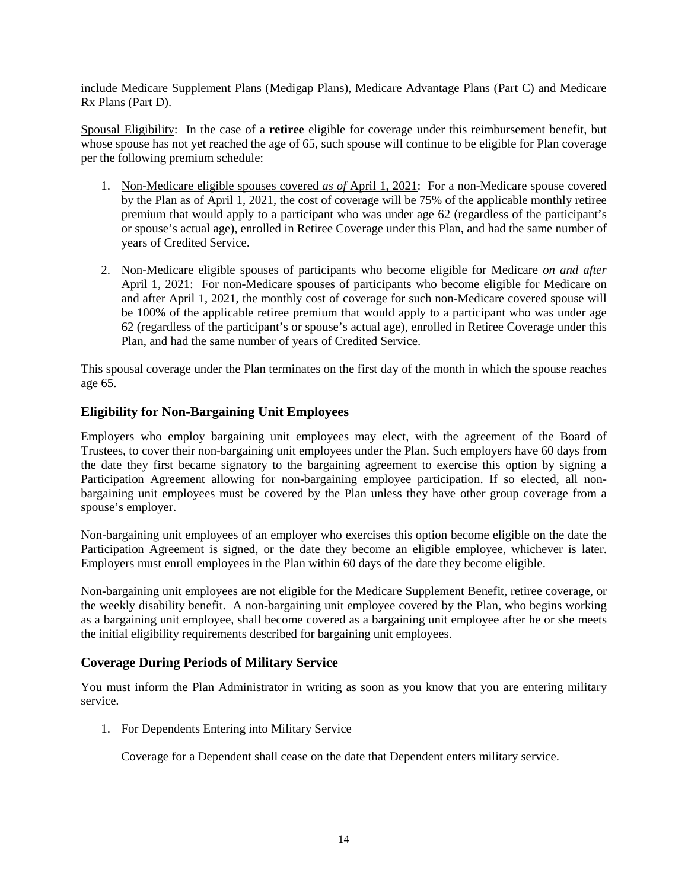include Medicare Supplement Plans (Medigap Plans), Medicare Advantage Plans (Part C) and Medicare Rx Plans (Part D).

Spousal Eligibility: In the case of a **retiree** eligible for coverage under this reimbursement benefit, but whose spouse has not yet reached the age of 65, such spouse will continue to be eligible for Plan coverage per the following premium schedule:

1. Non-Medicare eligible spouses covered *as of* April 1, 2021: For a non-Medicare spouse covered by the Plan as of April 1, 2021, the cost of coverage will be 75% of the applicable monthly retiree premium that would apply to a participant who was under age 62 (regardless of the participant's or spouse's actual age), enrolled in Retiree Coverage under this Plan, and had the same number of years of Credited Service.

2. Non-Medicare eligible spouses of participants who become eligible for Medicare *on and after* April 1, 2021: For non-Medicare spouses of participants who become eligible for Medicare on and after April 1, 2021, the monthly cost of coverage for such non-Medicare covered spouse will be 100% of the applicable retiree premium that would apply to a participant who was under age 62 (regardless of the participant's or spouse's actual age), enrolled in Retiree Coverage under this Plan, and had the same number of years of Credited Service.

This spousal coverage under the Plan terminates on the first day of the month in which the spouse reaches age 65.

## Eligibility for Non-Bargaining Unit Employees

Employers who employ bargaining unit employees may elect, with the agreement of the Board of Trustees, to cover their non-bargaining unit employees under the Plan. Such employers have 60 days from the date they first became signatory to the bargaining agreement to exercise this option by signing a Participation Agreement allowing for non-bargaining employee participation. If so elected, all non-bargaining unit employees must be covered by the Plan unless they have other group coverage from a spouse's employer.

Non-bargaining unit employees of an employer who exercises this option become eligible on the date the Participation Agreement is signed, or the date they become an eligible employee, whichever is later. Employers must enroll employees in the Plan within 60 days of the date they become eligible.

Non-bargaining unit employees are not eligible for the Medicare Supplement Benefit, retiree coverage, or the weekly disability benefit. A non-bargaining unit employee covered by the Plan, who begins working as a bargaining unit employee, shall become covered as a bargaining unit employee after he or she meets the initial eligibility requirements described for bargaining unit employees.

## Coverage During Periods of Military Service

You must inform the Plan Administrator in writing as soon as you know that you are entering military service.

1. For Dependents Entering into Military Service

   Coverage for a Dependent shall cease on the date that Dependent enters military service.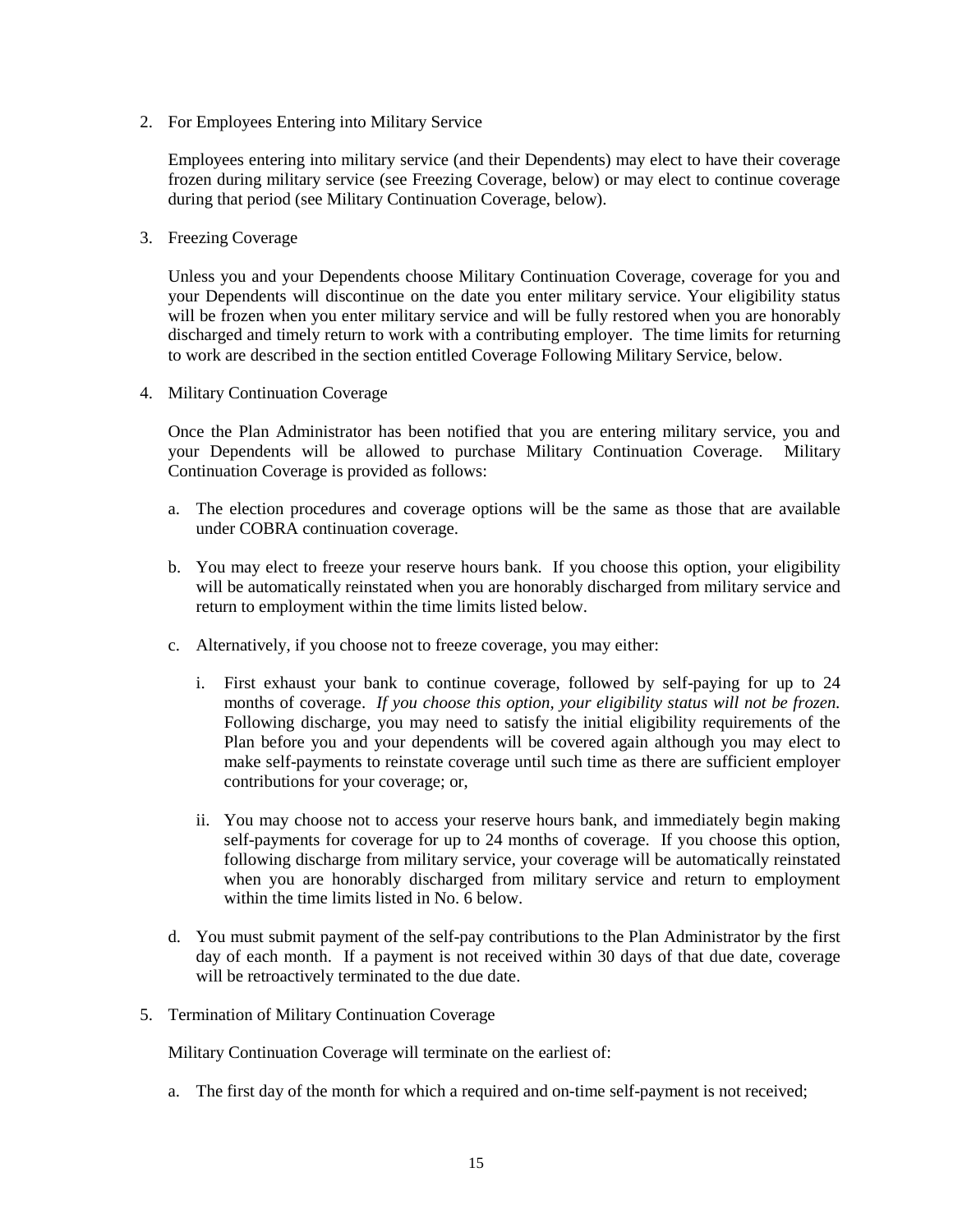2. For Employees Entering into Military Service

   Employees entering into military service (and their Dependents) may elect to have their coverage frozen during military service (see Freezing Coverage, below) or may elect to continue coverage during that period (see Military Continuation Coverage, below).

3. Freezing Coverage

   Unless you and your Dependents choose Military Continuation Coverage, coverage for you and your Dependents will discontinue on the date you enter military service. Your eligibility status will be frozen when you enter military service and will be fully restored when you are honorably discharged and timely return to work with a contributing employer. The time limits for returning to work are described in the section entitled Coverage Following Military Service, below.

4. Military Continuation Coverage

   Once the Plan Administrator has been notified that you are entering military service, you and your Dependents will be allowed to purchase Military Continuation Coverage. Military Continuation Coverage is provided as follows:

   a. The election procedures and coverage options will be the same as those that are available under COBRA continuation coverage.

   b. You may elect to freeze your reserve hours bank. If you choose this option, your eligibility will be automatically reinstated when you are honorably discharged from military service and return to employment within the time limits listed below.

   c. Alternatively, if you choose not to freeze coverage, you may either:

      i. First exhaust your bank to continue coverage, followed by self-paying for up to 24 months of coverage. *If you choose this option, your eligibility status will not be frozen.* Following discharge, you may need to satisfy the initial eligibility requirements of the Plan before you and your dependents will be covered again although you may elect to make self-payments to reinstate coverage until such time as there are sufficient employer contributions for your coverage; or,

      ii. You may choose not to access your reserve hours bank, and immediately begin making self-payments for coverage for up to 24 months of coverage. If you choose this option, following discharge from military service, your coverage will be automatically reinstated when you are honorably discharged from military service and return to employment within the time limits listed in No. 6 below.

   d. You must submit payment of the self-pay contributions to the Plan Administrator by the first day of each month. If a payment is not received within 30 days of that due date, coverage will be retroactively terminated to the due date.

5. Termination of Military Continuation Coverage

   Military Continuation Coverage will terminate on the earliest of:

   a. The first day of the month for which a required and on-time self-payment is not received;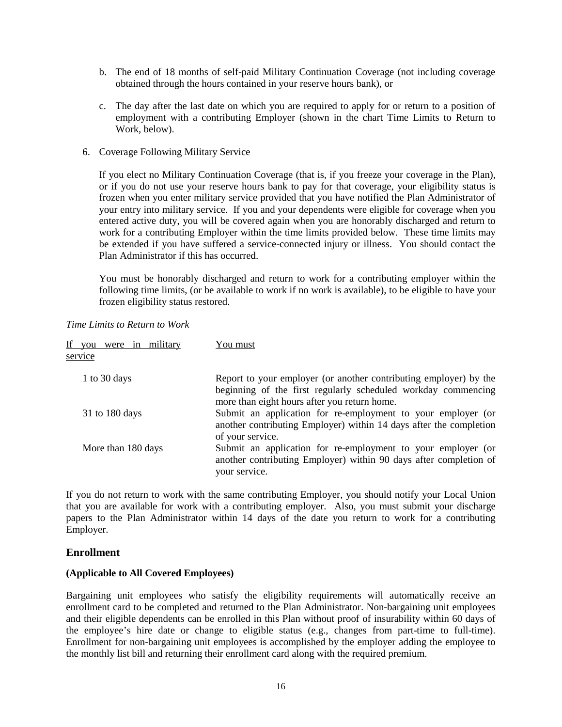b. The end of 18 months of self-paid Military Continuation Coverage (not including coverage obtained through the hours contained in your reserve hours bank), or

c. The day after the last date on which you are required to apply for or return to a position of employment with a contributing Employer (shown in the chart Time Limits to Return to Work, below).

6. Coverage Following Military Service

If you elect no Military Continuation Coverage (that is, if you freeze your coverage in the Plan), or if you do not use your reserve hours bank to pay for that coverage, your eligibility status is frozen when you enter military service provided that you have notified the Plan Administrator of your entry into military service. If you and your dependents were eligible for coverage when you entered active duty, you will be covered again when you are honorably discharged and return to work for a contributing Employer within the time limits provided below. These time limits may be extended if you have suffered a service-connected injury or illness. You should contact the Plan Administrator if this has occurred.

You must be honorably discharged and return to work for a contributing employer within the following time limits, (or be available to work if no work is available), to be eligible to have your frozen eligibility status restored.

*Time Limits to Return to Work*

| If you were in military service | You must |
| --- | --- |
| 1 to 30 days | Report to your employer (or another contributing employer) by the beginning of the first regularly scheduled workday commencing more than eight hours after you return home. |
| 31 to 180 days | Submit an application for re-employment to your employer (or another contributing Employer) within 14 days after the completion of your service. |
| More than 180 days | Submit an application for re-employment to your employer (or another contributing Employer) within 90 days after completion of your service. |

If you do not return to work with the same contributing Employer, you should notify your Local Union that you are available for work with a contributing employer. Also, you must submit your discharge papers to the Plan Administrator within 14 days of the date you return to work for a contributing Employer.

## Enrollment

**(Applicable to All Covered Employees)**

Bargaining unit employees who satisfy the eligibility requirements will automatically receive an enrollment card to be completed and returned to the Plan Administrator. Non-bargaining unit employees and their eligible dependents can be enrolled in this Plan without proof of insurability within 60 days of the employee's hire date or change to eligible status (e.g., changes from part-time to full-time). Enrollment for non-bargaining unit employees is accomplished by the employer adding the employee to the monthly list bill and returning their enrollment card along with the required premium.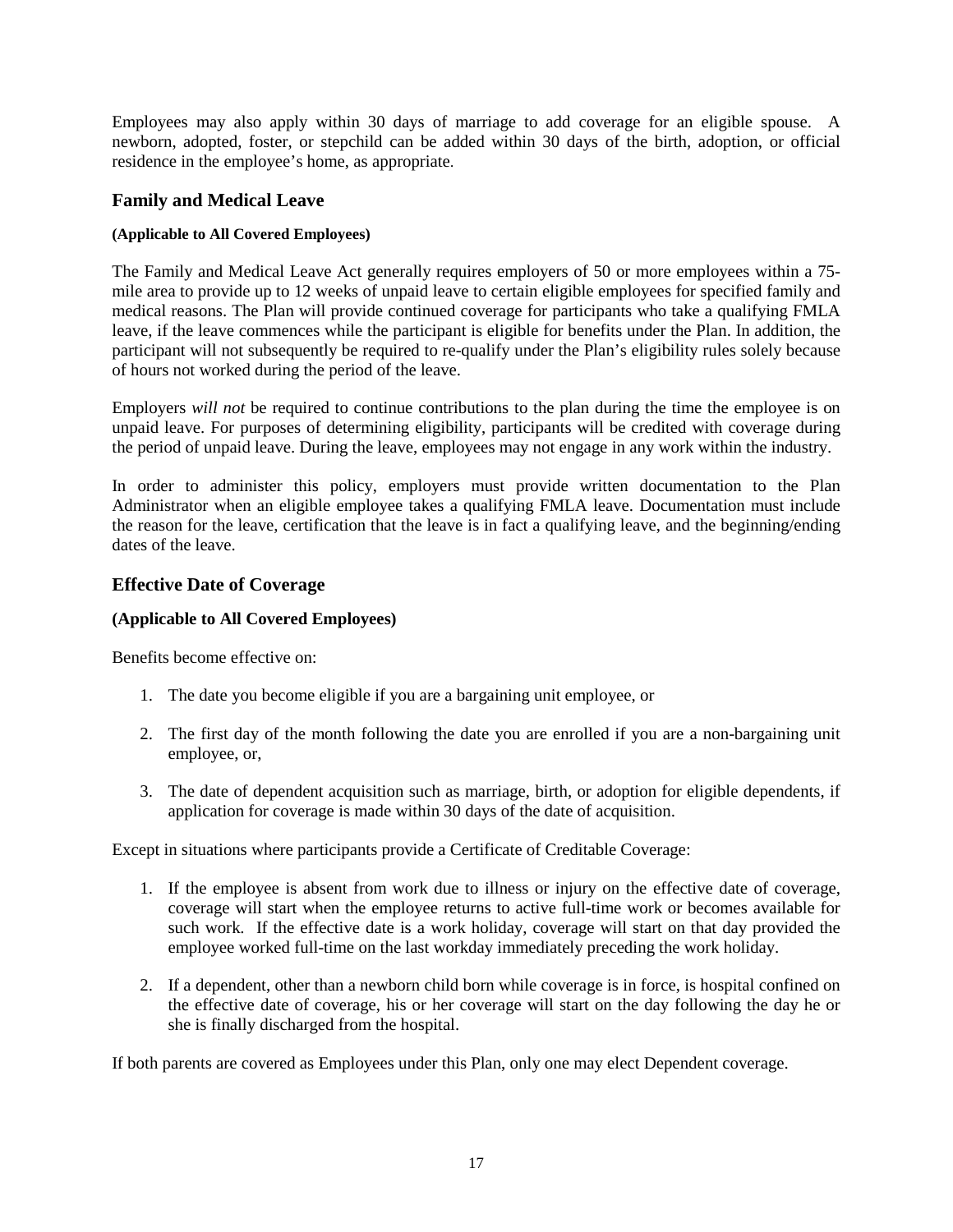Employees may also apply within 30 days of marriage to add coverage for an eligible spouse. A newborn, adopted, foster, or stepchild can be added within 30 days of the birth, adoption, or official residence in the employee's home, as appropriate.

## Family and Medical Leave

**(Applicable to All Covered Employees)**

The Family and Medical Leave Act generally requires employers of 50 or more employees within a 75-mile area to provide up to 12 weeks of unpaid leave to certain eligible employees for specified family and medical reasons. The Plan will provide continued coverage for participants who take a qualifying FMLA leave, if the leave commences while the participant is eligible for benefits under the Plan. In addition, the participant will not subsequently be required to re-qualify under the Plan's eligibility rules solely because of hours not worked during the period of the leave.

Employers *will not* be required to continue contributions to the plan during the time the employee is on unpaid leave. For purposes of determining eligibility, participants will be credited with coverage during the period of unpaid leave. During the leave, employees may not engage in any work within the industry.

In order to administer this policy, employers must provide written documentation to the Plan Administrator when an eligible employee takes a qualifying FMLA leave. Documentation must include the reason for the leave, certification that the leave is in fact a qualifying leave, and the beginning/ending dates of the leave.

## Effective Date of Coverage

**(Applicable to All Covered Employees)**

Benefits become effective on:

1. The date you become eligible if you are a bargaining unit employee, or
2. The first day of the month following the date you are enrolled if you are a non-bargaining unit employee, or,
3. The date of dependent acquisition such as marriage, birth, or adoption for eligible dependents, if application for coverage is made within 30 days of the date of acquisition.

Except in situations where participants provide a Certificate of Creditable Coverage:

1. If the employee is absent from work due to illness or injury on the effective date of coverage, coverage will start when the employee returns to active full-time work or becomes available for such work. If the effective date is a work holiday, coverage will start on that day provided the employee worked full-time on the last workday immediately preceding the work holiday.
2. If a dependent, other than a newborn child born while coverage is in force, is hospital confined on the effective date of coverage, his or her coverage will start on the day following the day he or she is finally discharged from the hospital.

If both parents are covered as Employees under this Plan, only one may elect Dependent coverage.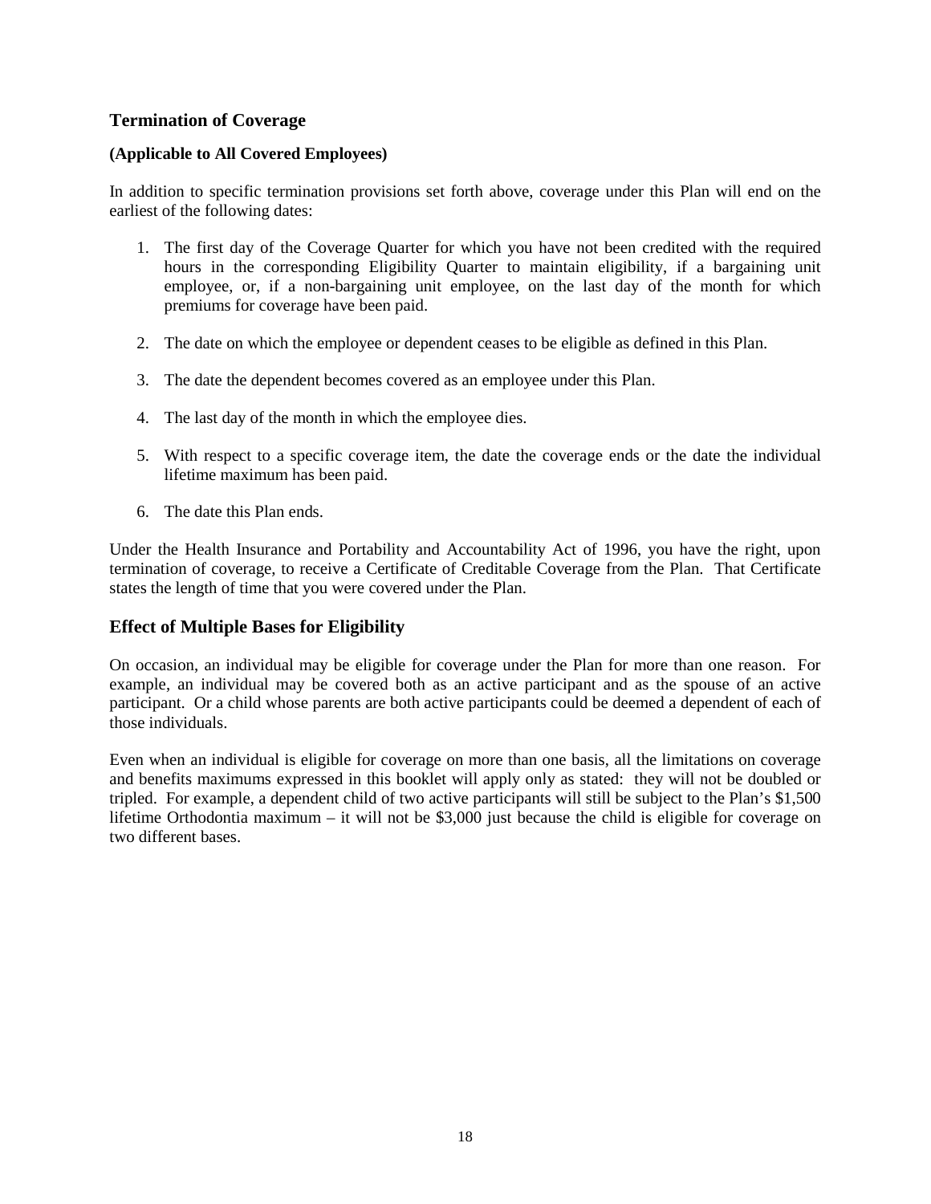## Termination of Coverage

**(Applicable to All Covered Employees)**

In addition to specific termination provisions set forth above, coverage under this Plan will end on the earliest of the following dates:

1. The first day of the Coverage Quarter for which you have not been credited with the required hours in the corresponding Eligibility Quarter to maintain eligibility, if a bargaining unit employee, or, if a non-bargaining unit employee, on the last day of the month for which premiums for coverage have been paid.

2. The date on which the employee or dependent ceases to be eligible as defined in this Plan.

3. The date the dependent becomes covered as an employee under this Plan.

4. The last day of the month in which the employee dies.

5. With respect to a specific coverage item, the date the coverage ends or the date the individual lifetime maximum has been paid.

6. The date this Plan ends.

Under the Health Insurance and Portability and Accountability Act of 1996, you have the right, upon termination of coverage, to receive a Certificate of Creditable Coverage from the Plan. That Certificate states the length of time that you were covered under the Plan.

## Effect of Multiple Bases for Eligibility

On occasion, an individual may be eligible for coverage under the Plan for more than one reason. For example, an individual may be covered both as an active participant and as the spouse of an active participant. Or a child whose parents are both active participants could be deemed a dependent of each of those individuals.

Even when an individual is eligible for coverage on more than one basis, all the limitations on coverage and benefits maximums expressed in this booklet will apply only as stated: they will not be doubled or tripled. For example, a dependent child of two active participants will still be subject to the Plan's $1,500 lifetime Orthodontia maximum – it will not be $3,000 just because the child is eligible for coverage on two different bases.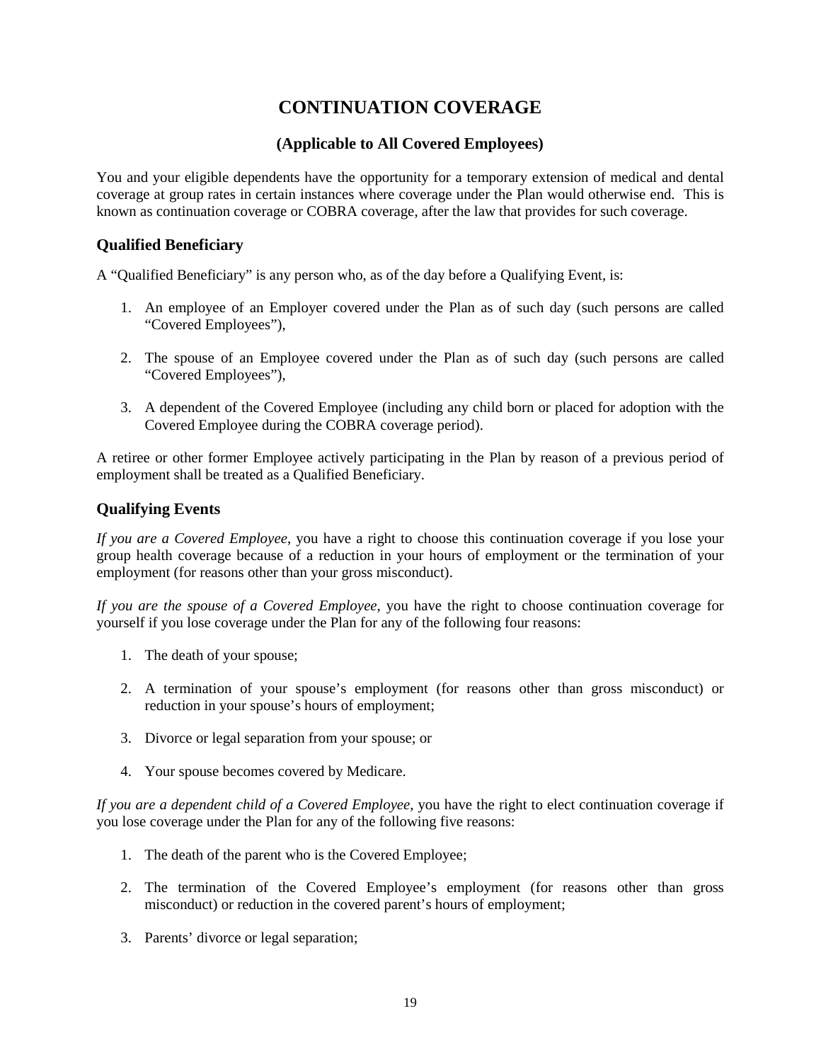# CONTINUATION COVERAGE

### (Applicable to All Covered Employees)

You and your eligible dependents have the opportunity for a temporary extension of medical and dental coverage at group rates in certain instances where coverage under the Plan would otherwise end. This is known as continuation coverage or COBRA coverage, after the law that provides for such coverage.

## Qualified Beneficiary

A "Qualified Beneficiary" is any person who, as of the day before a Qualifying Event, is:

1. An employee of an Employer covered under the Plan as of such day (such persons are called "Covered Employees"),

2. The spouse of an Employee covered under the Plan as of such day (such persons are called "Covered Employees"),

3. A dependent of the Covered Employee (including any child born or placed for adoption with the Covered Employee during the COBRA coverage period).

A retiree or other former Employee actively participating in the Plan by reason of a previous period of employment shall be treated as a Qualified Beneficiary.

## Qualifying Events

*If you are a Covered Employee*, you have a right to choose this continuation coverage if you lose your group health coverage because of a reduction in your hours of employment or the termination of your employment (for reasons other than your gross misconduct).

*If you are the spouse of a Covered Employee*, you have the right to choose continuation coverage for yourself if you lose coverage under the Plan for any of the following four reasons:

1. The death of your spouse;

2. A termination of your spouse's employment (for reasons other than gross misconduct) or reduction in your spouse's hours of employment;

3. Divorce or legal separation from your spouse; or

4. Your spouse becomes covered by Medicare.

*If you are a dependent child of a Covered Employee*, you have the right to elect continuation coverage if you lose coverage under the Plan for any of the following five reasons:

1. The death of the parent who is the Covered Employee;

2. The termination of the Covered Employee's employment (for reasons other than gross misconduct) or reduction in the covered parent's hours of employment;

3. Parents' divorce or legal separation;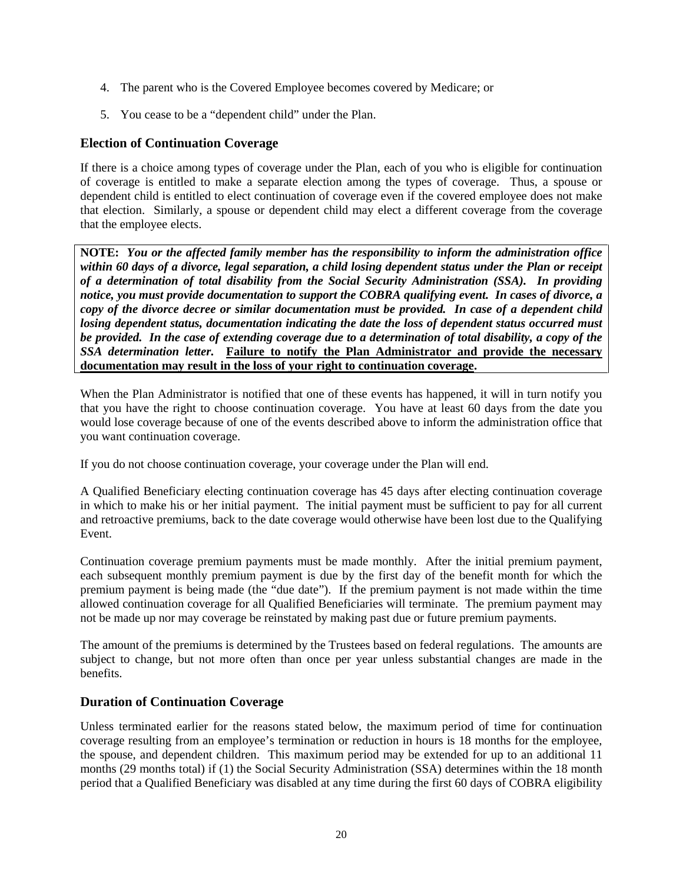4. The parent who is the Covered Employee becomes covered by Medicare; or
5. You cease to be a "dependent child" under the Plan.

## Election of Continuation Coverage

If there is a choice among types of coverage under the Plan, each of you who is eligible for continuation of coverage is entitled to make a separate election among the types of coverage. Thus, a spouse or dependent child is entitled to elect continuation of coverage even if the covered employee does not make that election. Similarly, a spouse or dependent child may elect a different coverage from the coverage that the employee elects.

**NOTE:** ***You or the affected family member has the responsibility to inform the administration office within 60 days of a divorce, legal separation, a child losing dependent status under the Plan or receipt of a determination of total disability from the Social Security Administration (SSA). In providing notice, you must provide documentation to support the COBRA qualifying event. In cases of divorce, a copy of the divorce decree or similar documentation must be provided. In case of a dependent child losing dependent status, documentation indicating the date the loss of dependent status occurred must be provided. In the case of extending coverage due to a determination of total disability, a copy of the SSA determination letter.*** <u>**Failure to notify the Plan Administrator and provide the necessary documentation may result in the loss of your right to continuation coverage**</u>**.**

When the Plan Administrator is notified that one of these events has happened, it will in turn notify you that you have the right to choose continuation coverage. You have at least 60 days from the date you would lose coverage because of one of the events described above to inform the administration office that you want continuation coverage.

If you do not choose continuation coverage, your coverage under the Plan will end.

A Qualified Beneficiary electing continuation coverage has 45 days after electing continuation coverage in which to make his or her initial payment. The initial payment must be sufficient to pay for all current and retroactive premiums, back to the date coverage would otherwise have been lost due to the Qualifying Event.

Continuation coverage premium payments must be made monthly. After the initial premium payment, each subsequent monthly premium payment is due by the first day of the benefit month for which the premium payment is being made (the "due date"). If the premium payment is not made within the time allowed continuation coverage for all Qualified Beneficiaries will terminate. The premium payment may not be made up nor may coverage be reinstated by making past due or future premium payments.

The amount of the premiums is determined by the Trustees based on federal regulations. The amounts are subject to change, but not more often than once per year unless substantial changes are made in the benefits.

## Duration of Continuation Coverage

Unless terminated earlier for the reasons stated below, the maximum period of time for continuation coverage resulting from an employee's termination or reduction in hours is 18 months for the employee, the spouse, and dependent children. This maximum period may be extended for up to an additional 11 months (29 months total) if (1) the Social Security Administration (SSA) determines within the 18 month period that a Qualified Beneficiary was disabled at any time during the first 60 days of COBRA eligibility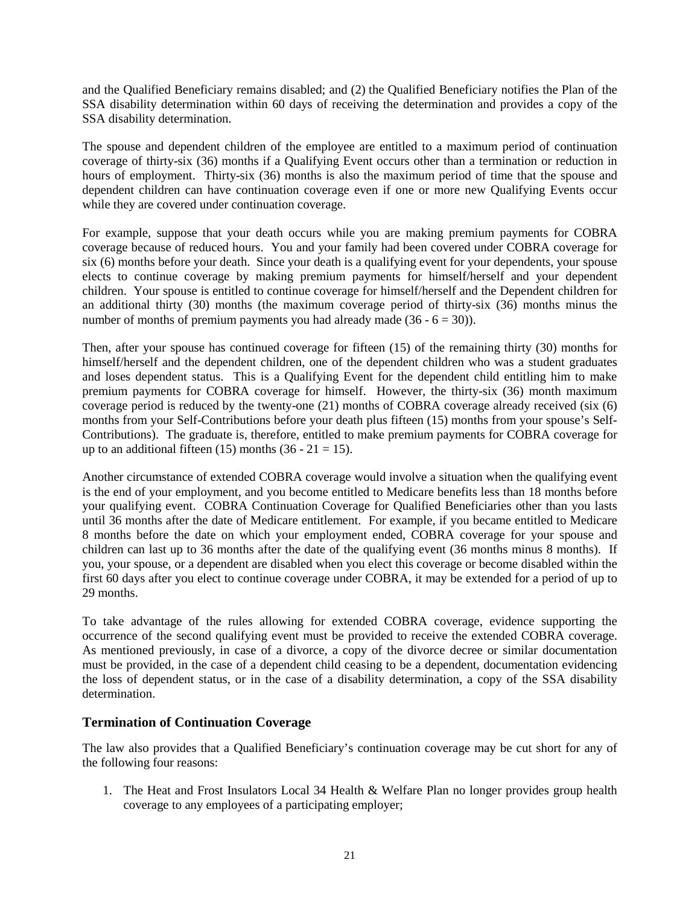and the Qualified Beneficiary remains disabled; and (2) the Qualified Beneficiary notifies the Plan of the SSA disability determination within 60 days of receiving the determination and provides a copy of the SSA disability determination.

The spouse and dependent children of the employee are entitled to a maximum period of continuation coverage of thirty-six (36) months if a Qualifying Event occurs other than a termination or reduction in hours of employment. Thirty-six (36) months is also the maximum period of time that the spouse and dependent children can have continuation coverage even if one or more new Qualifying Events occur while they are covered under continuation coverage.

For example, suppose that your death occurs while you are making premium payments for COBRA coverage because of reduced hours. You and your family had been covered under COBRA coverage for six (6) months before your death. Since your death is a qualifying event for your dependents, your spouse elects to continue coverage by making premium payments for himself/herself and your dependent children. Your spouse is entitled to continue coverage for himself/herself and the Dependent children for an additional thirty (30) months (the maximum coverage period of thirty-six (36) months minus the number of months of premium payments you had already made (36 - 6 = 30)).

Then, after your spouse has continued coverage for fifteen (15) of the remaining thirty (30) months for himself/herself and the dependent children, one of the dependent children who was a student graduates and loses dependent status. This is a Qualifying Event for the dependent child entitling him to make premium payments for COBRA coverage for himself. However, the thirty-six (36) month maximum coverage period is reduced by the twenty-one (21) months of COBRA coverage already received (six (6) months from your Self-Contributions before your death plus fifteen (15) months from your spouse's Self-Contributions). The graduate is, therefore, entitled to make premium payments for COBRA coverage for up to an additional fifteen (15) months (36 - 21 = 15).

Another circumstance of extended COBRA coverage would involve a situation when the qualifying event is the end of your employment, and you become entitled to Medicare benefits less than 18 months before your qualifying event. COBRA Continuation Coverage for Qualified Beneficiaries other than you lasts until 36 months after the date of Medicare entitlement. For example, if you became entitled to Medicare 8 months before the date on which your employment ended, COBRA coverage for your spouse and children can last up to 36 months after the date of the qualifying event (36 months minus 8 months). If you, your spouse, or a dependent are disabled when you elect this coverage or become disabled within the first 60 days after you elect to continue coverage under COBRA, it may be extended for a period of up to 29 months.

To take advantage of the rules allowing for extended COBRA coverage, evidence supporting the occurrence of the second qualifying event must be provided to receive the extended COBRA coverage. As mentioned previously, in case of a divorce, a copy of the divorce decree or similar documentation must be provided, in the case of a dependent child ceasing to be a dependent, documentation evidencing the loss of dependent status, or in the case of a disability determination, a copy of the SSA disability determination.

## Termination of Continuation Coverage

The law also provides that a Qualified Beneficiary's continuation coverage may be cut short for any of the following four reasons:

1. The Heat and Frost Insulators Local 34 Health & Welfare Plan no longer provides group health coverage to any employees of a participating employer;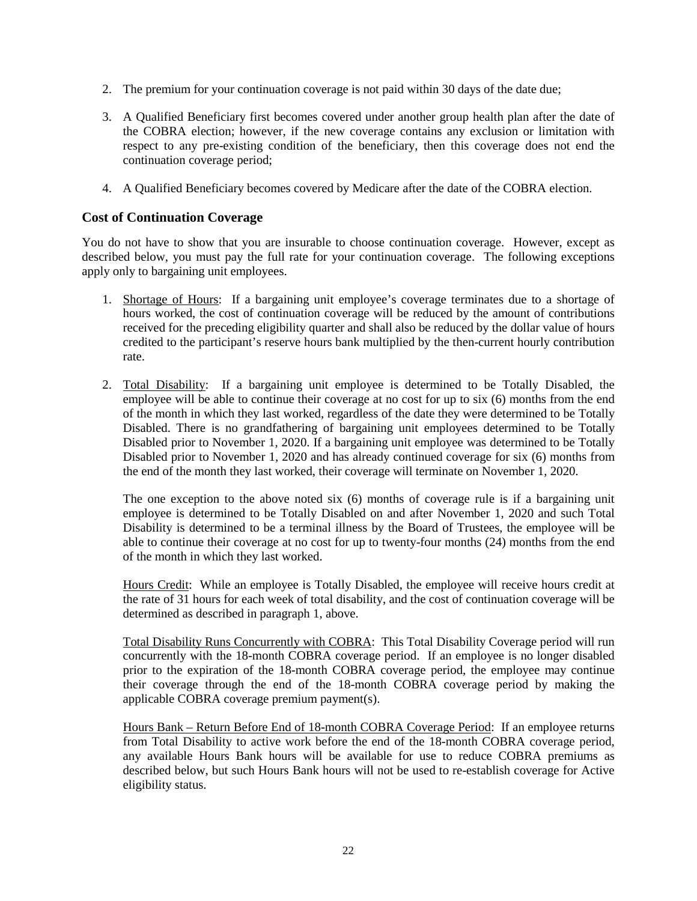2. The premium for your continuation coverage is not paid within 30 days of the date due;

3. A Qualified Beneficiary first becomes covered under another group health plan after the date of the COBRA election; however, if the new coverage contains any exclusion or limitation with respect to any pre-existing condition of the beneficiary, then this coverage does not end the continuation coverage period;

4. A Qualified Beneficiary becomes covered by Medicare after the date of the COBRA election.

## Cost of Continuation Coverage

You do not have to show that you are insurable to choose continuation coverage. However, except as described below, you must pay the full rate for your continuation coverage. The following exceptions apply only to bargaining unit employees.

1. Shortage of Hours: If a bargaining unit employee's coverage terminates due to a shortage of hours worked, the cost of continuation coverage will be reduced by the amount of contributions received for the preceding eligibility quarter and shall also be reduced by the dollar value of hours credited to the participant's reserve hours bank multiplied by the then-current hourly contribution rate.

2. Total Disability: If a bargaining unit employee is determined to be Totally Disabled, the employee will be able to continue their coverage at no cost for up to six (6) months from the end of the month in which they last worked, regardless of the date they were determined to be Totally Disabled. There is no grandfathering of bargaining unit employees determined to be Totally Disabled prior to November 1, 2020. If a bargaining unit employee was determined to be Totally Disabled prior to November 1, 2020 and has already continued coverage for six (6) months from the end of the month they last worked, their coverage will terminate on November 1, 2020.

   The one exception to the above noted six (6) months of coverage rule is if a bargaining unit employee is determined to be Totally Disabled on and after November 1, 2020 and such Total Disability is determined to be a terminal illness by the Board of Trustees, the employee will be able to continue their coverage at no cost for up to twenty-four months (24) months from the end of the month in which they last worked.

   Hours Credit: While an employee is Totally Disabled, the employee will receive hours credit at the rate of 31 hours for each week of total disability, and the cost of continuation coverage will be determined as described in paragraph 1, above.

   Total Disability Runs Concurrently with COBRA: This Total Disability Coverage period will run concurrently with the 18-month COBRA coverage period. If an employee is no longer disabled prior to the expiration of the 18-month COBRA coverage period, the employee may continue their coverage through the end of the 18-month COBRA coverage period by making the applicable COBRA coverage premium payment(s).

   Hours Bank – Return Before End of 18-month COBRA Coverage Period: If an employee returns from Total Disability to active work before the end of the 18-month COBRA coverage period, any available Hours Bank hours will be available for use to reduce COBRA premiums as described below, but such Hours Bank hours will not be used to re-establish coverage for Active eligibility status.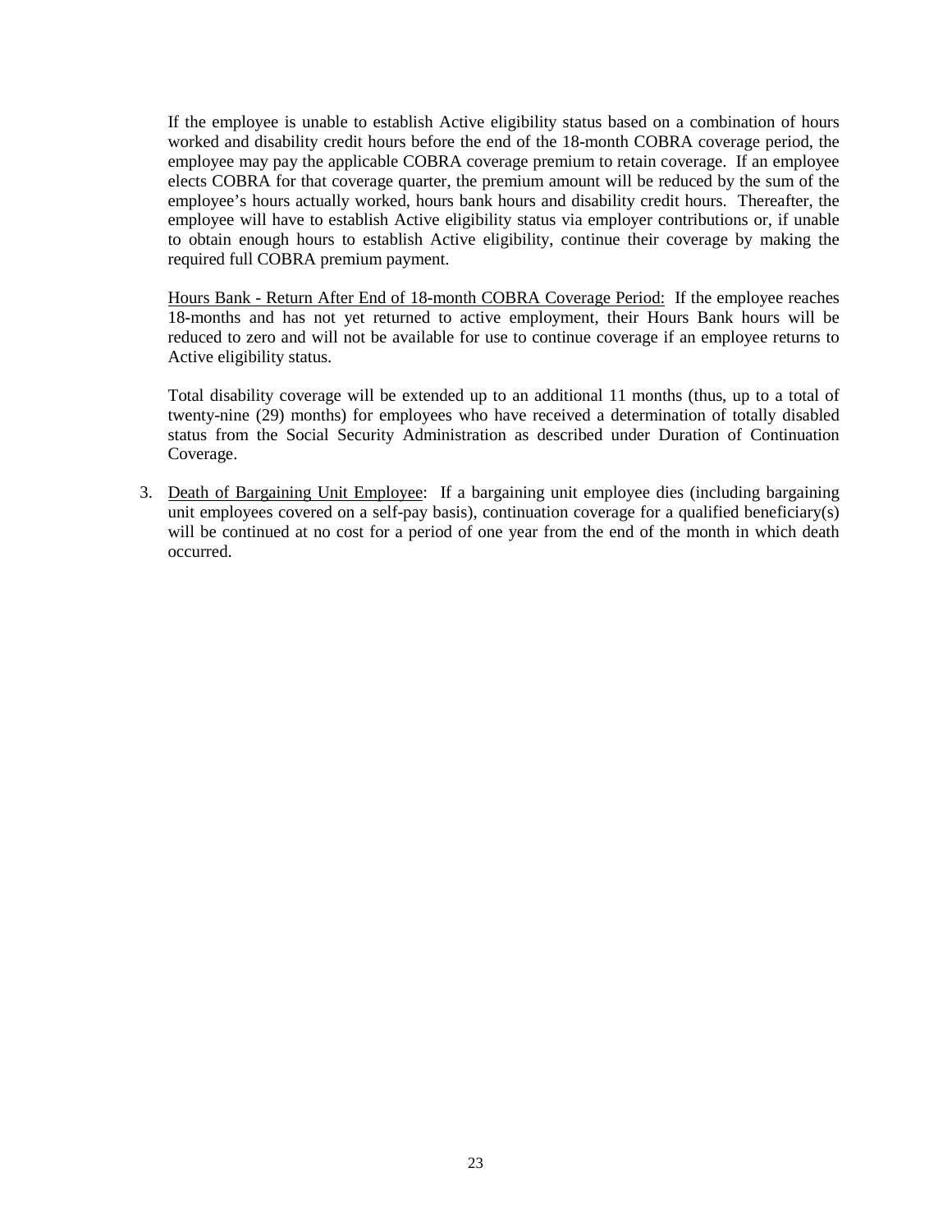If the employee is unable to establish Active eligibility status based on a combination of hours worked and disability credit hours before the end of the 18-month COBRA coverage period, the employee may pay the applicable COBRA coverage premium to retain coverage. If an employee elects COBRA for that coverage quarter, the premium amount will be reduced by the sum of the employee's hours actually worked, hours bank hours and disability credit hours. Thereafter, the employee will have to establish Active eligibility status via employer contributions or, if unable to obtain enough hours to establish Active eligibility, continue their coverage by making the required full COBRA premium payment.

<u>Hours Bank - Return After End of 18-month COBRA Coverage Period:</u> If the employee reaches 18-months and has not yet returned to active employment, their Hours Bank hours will be reduced to zero and will not be available for use to continue coverage if an employee returns to Active eligibility status.

Total disability coverage will be extended up to an additional 11 months (thus, up to a total of twenty-nine (29) months) for employees who have received a determination of totally disabled status from the Social Security Administration as described under Duration of Continuation Coverage.

3. <u>Death of Bargaining Unit Employee</u>: If a bargaining unit employee dies (including bargaining unit employees covered on a self-pay basis), continuation coverage for a qualified beneficiary(s) will be continued at no cost for a period of one year from the end of the month in which death occurred.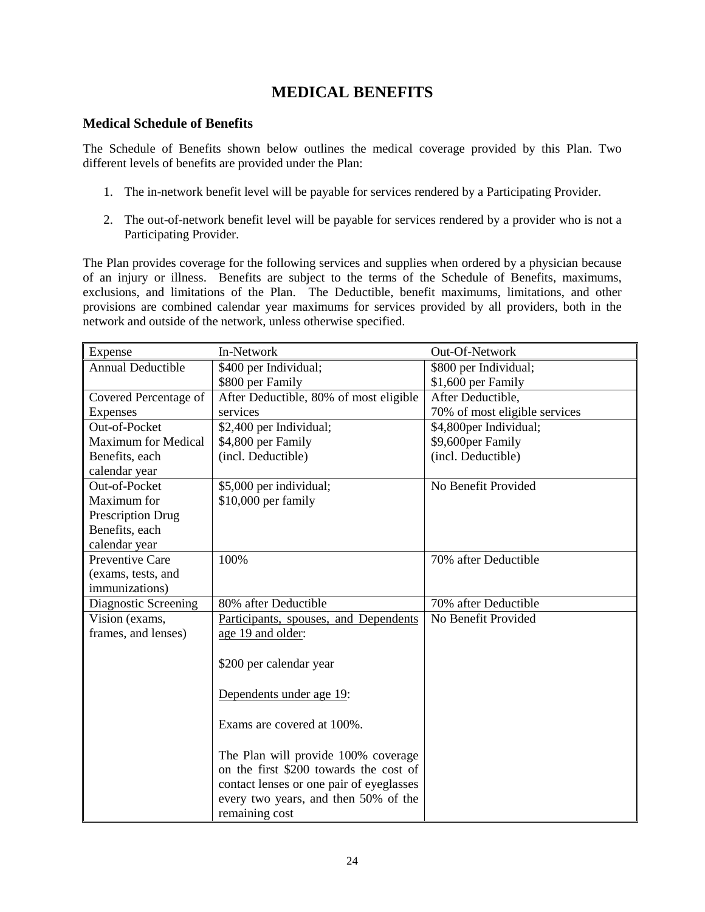# MEDICAL BENEFITS

## Medical Schedule of Benefits

The Schedule of Benefits shown below outlines the medical coverage provided by this Plan. Two different levels of benefits are provided under the Plan:

1. The in-network benefit level will be payable for services rendered by a Participating Provider.

2. The out-of-network benefit level will be payable for services rendered by a provider who is not a Participating Provider.

The Plan provides coverage for the following services and supplies when ordered by a physician because of an injury or illness. Benefits are subject to the terms of the Schedule of Benefits, maximums, exclusions, and limitations of the Plan. The Deductible, benefit maximums, limitations, and other provisions are combined calendar year maximums for services provided by all providers, both in the network and outside of the network, unless otherwise specified.

| Expense | In-Network | Out-Of-Network |
|---|---|---|
| Annual Deductible | \$400 per Individual;<br>\$800 per Family | \$800 per Individual;<br>\$1,600 per Family |
| Covered Percentage of Expenses | After Deductible, 80% of most eligible services | After Deductible,<br>70% of most eligible services |
| Out-of-Pocket Maximum for Medical Benefits, each calendar year | \$2,400 per Individual;<br>\$4,800 per Family<br>(incl. Deductible) | \$4,800per Individual;<br>\$9,600per Family<br>(incl. Deductible) |
| Out-of-Pocket Maximum for Prescription Drug Benefits, each calendar year | \$5,000 per individual;<br>\$10,000 per family | No Benefit Provided |
| Preventive Care (exams, tests, and immunizations) | 100% | 70% after Deductible |
| Diagnostic Screening | 80% after Deductible | 70% after Deductible |
| Vision (exams, frames, and lenses) | <u>Participants, spouses, and Dependents age 19 and older</u>:<br><br>\$200 per calendar year<br><br><u>Dependents under age 19</u>:<br><br>Exams are covered at 100%.<br><br>The Plan will provide 100% coverage on the first \$200 towards the cost of contact lenses or one pair of eyeglasses every two years, and then 50% of the remaining cost | No Benefit Provided |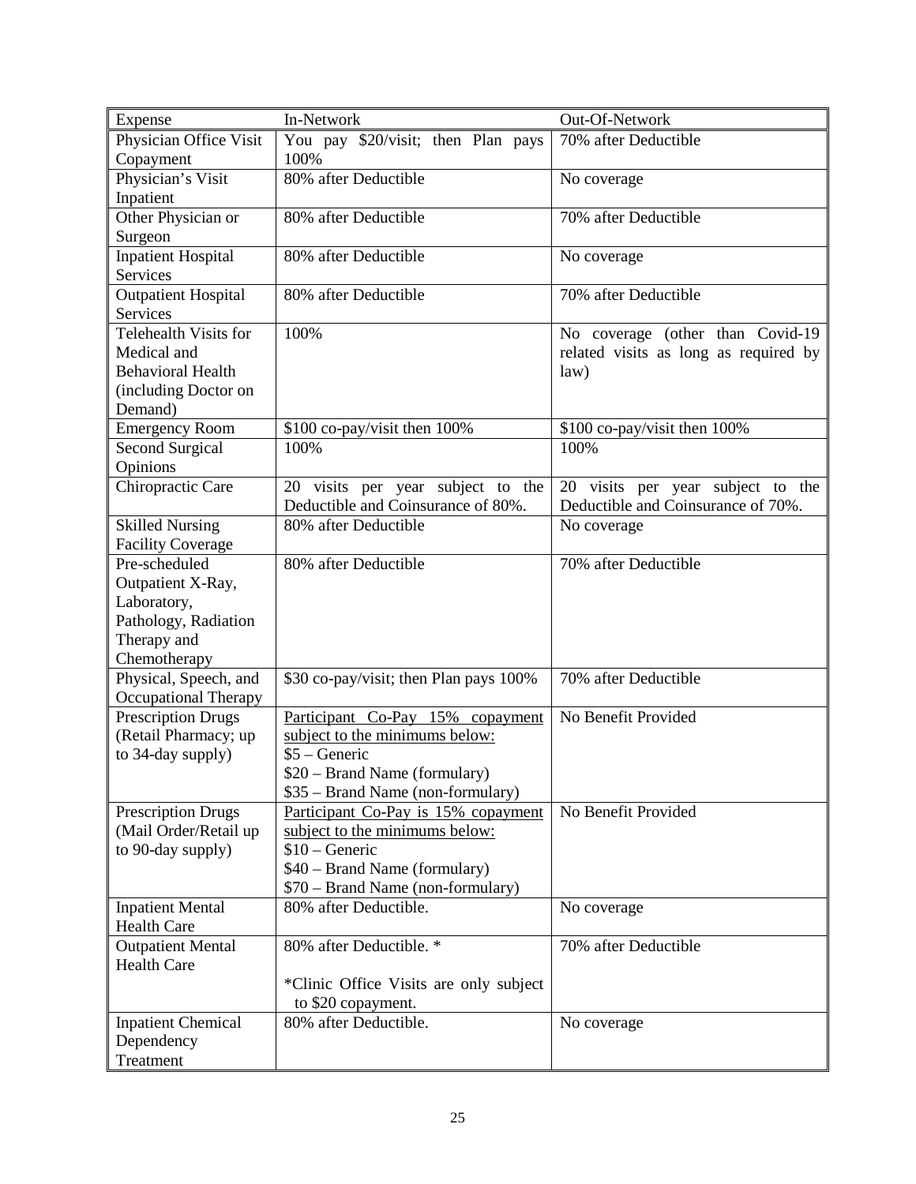| Expense | In-Network | Out-Of-Network |
|---|---|---|
| Physician Office Visit Copayment | You pay $20/visit; then Plan pays 100% | 70% after Deductible |
| Physician's Visit Inpatient | 80% after Deductible | No coverage |
| Other Physician or Surgeon | 80% after Deductible | 70% after Deductible |
| Inpatient Hospital Services | 80% after Deductible | No coverage |
| Outpatient Hospital Services | 80% after Deductible | 70% after Deductible |
| Telehealth Visits for Medical and Behavioral Health (including Doctor on Demand) | 100% | No coverage (other than Covid-19 related visits as long as required by law) |
| Emergency Room | $100 co-pay/visit then 100% | $100 co-pay/visit then 100% |
| Second Surgical Opinions | 100% | 100% |
| Chiropractic Care | 20 visits per year subject to the Deductible and Coinsurance of 80%. | 20 visits per year subject to the Deductible and Coinsurance of 70%. |
| Skilled Nursing Facility Coverage | 80% after Deductible | No coverage |
| Pre-scheduled Outpatient X-Ray, Laboratory, Pathology, Radiation Therapy and Chemotherapy | 80% after Deductible | 70% after Deductible |
| Physical, Speech, and Occupational Therapy | $30 co-pay/visit; then Plan pays 100% | 70% after Deductible |
| Prescription Drugs (Retail Pharmacy; up to 34-day supply) | <u>Participant Co-Pay 15% copayment subject to the minimums below:</u><br>$5 – Generic<br>$20 – Brand Name (formulary)<br>$35 – Brand Name (non-formulary) | No Benefit Provided |
| Prescription Drugs (Mail Order/Retail up to 90-day supply) | <u>Participant Co-Pay is 15% copayment subject to the minimums below:</u><br>$10 – Generic<br>$40 – Brand Name (formulary)<br>$70 – Brand Name (non-formulary) | No Benefit Provided |
| Inpatient Mental Health Care | 80% after Deductible. | No coverage |
| Outpatient Mental Health Care | 80% after Deductible. *<br><br>*Clinic Office Visits are only subject to $20 copayment. | 70% after Deductible |
| Inpatient Chemical Dependency Treatment | 80% after Deductible. | No coverage |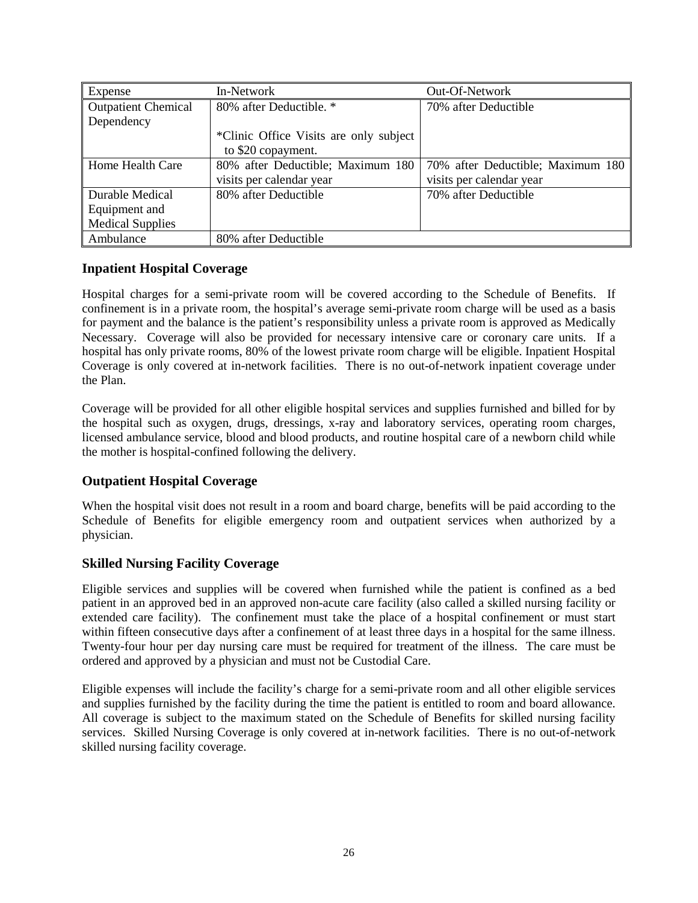| Expense | In-Network | Out-Of-Network |
|---|---|---|
| Outpatient Chemical Dependency | 80% after Deductible. * <br><br> *Clinic Office Visits are only subject to $20 copayment. | 70% after Deductible |
| Home Health Care | 80% after Deductible; Maximum 180 visits per calendar year | 70% after Deductible; Maximum 180 visits per calendar year |
| Durable Medical Equipment and Medical Supplies | 80% after Deductible | 70% after Deductible |
| Ambulance | 80% after Deductible | |

## Inpatient Hospital Coverage

Hospital charges for a semi-private room will be covered according to the Schedule of Benefits. If confinement is in a private room, the hospital's average semi-private room charge will be used as a basis for payment and the balance is the patient's responsibility unless a private room is approved as Medically Necessary. Coverage will also be provided for necessary intensive care or coronary care units. If a hospital has only private rooms, 80% of the lowest private room charge will be eligible. Inpatient Hospital Coverage is only covered at in-network facilities. There is no out-of-network inpatient coverage under the Plan.

Coverage will be provided for all other eligible hospital services and supplies furnished and billed for by the hospital such as oxygen, drugs, dressings, x-ray and laboratory services, operating room charges, licensed ambulance service, blood and blood products, and routine hospital care of a newborn child while the mother is hospital-confined following the delivery.

## Outpatient Hospital Coverage

When the hospital visit does not result in a room and board charge, benefits will be paid according to the Schedule of Benefits for eligible emergency room and outpatient services when authorized by a physician.

## Skilled Nursing Facility Coverage

Eligible services and supplies will be covered when furnished while the patient is confined as a bed patient in an approved bed in an approved non-acute care facility (also called a skilled nursing facility or extended care facility). The confinement must take the place of a hospital confinement or must start within fifteen consecutive days after a confinement of at least three days in a hospital for the same illness. Twenty-four hour per day nursing care must be required for treatment of the illness. The care must be ordered and approved by a physician and must not be Custodial Care.

Eligible expenses will include the facility's charge for a semi-private room and all other eligible services and supplies furnished by the facility during the time the patient is entitled to room and board allowance. All coverage is subject to the maximum stated on the Schedule of Benefits for skilled nursing facility services. Skilled Nursing Coverage is only covered at in-network facilities. There is no out-of-network skilled nursing facility coverage.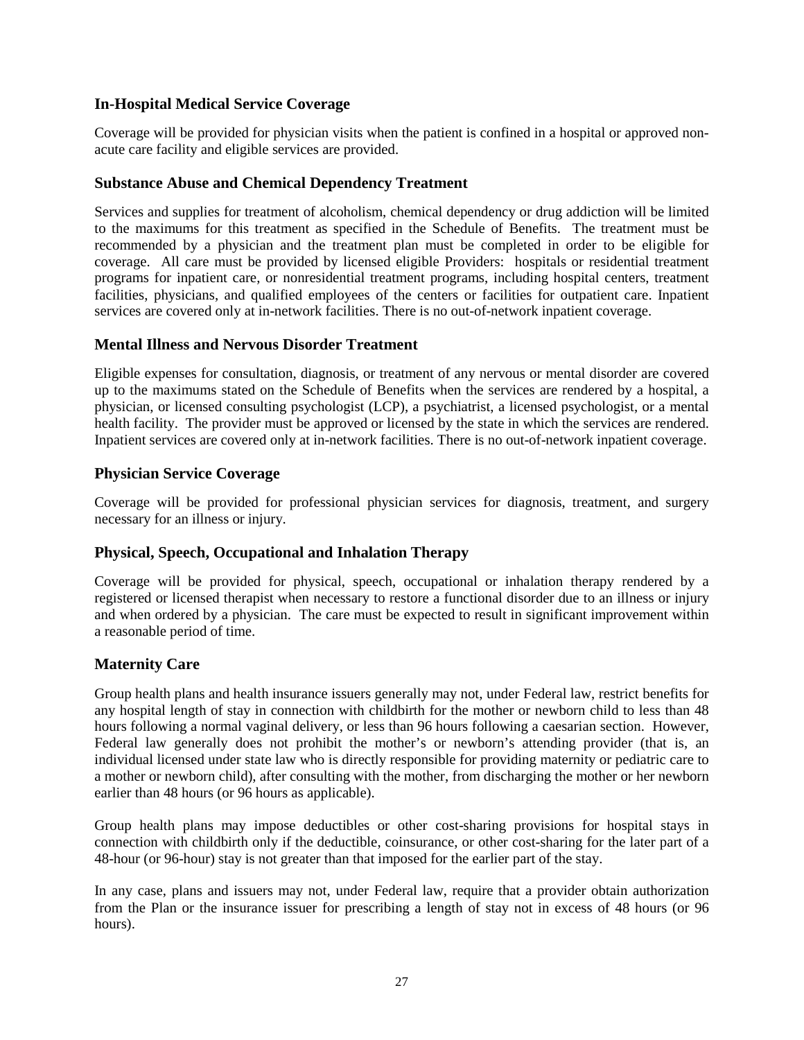### In-Hospital Medical Service Coverage

Coverage will be provided for physician visits when the patient is confined in a hospital or approved non-acute care facility and eligible services are provided.

### Substance Abuse and Chemical Dependency Treatment

Services and supplies for treatment of alcoholism, chemical dependency or drug addiction will be limited to the maximums for this treatment as specified in the Schedule of Benefits. The treatment must be recommended by a physician and the treatment plan must be completed in order to be eligible for coverage. All care must be provided by licensed eligible Providers: hospitals or residential treatment programs for inpatient care, or nonresidential treatment programs, including hospital centers, treatment facilities, physicians, and qualified employees of the centers or facilities for outpatient care. Inpatient services are covered only at in-network facilities. There is no out-of-network inpatient coverage.

### Mental Illness and Nervous Disorder Treatment

Eligible expenses for consultation, diagnosis, or treatment of any nervous or mental disorder are covered up to the maximums stated on the Schedule of Benefits when the services are rendered by a hospital, a physician, or licensed consulting psychologist (LCP), a psychiatrist, a licensed psychologist, or a mental health facility. The provider must be approved or licensed by the state in which the services are rendered. Inpatient services are covered only at in-network facilities. There is no out-of-network inpatient coverage.

### Physician Service Coverage

Coverage will be provided for professional physician services for diagnosis, treatment, and surgery necessary for an illness or injury.

### Physical, Speech, Occupational and Inhalation Therapy

Coverage will be provided for physical, speech, occupational or inhalation therapy rendered by a registered or licensed therapist when necessary to restore a functional disorder due to an illness or injury and when ordered by a physician. The care must be expected to result in significant improvement within a reasonable period of time.

### Maternity Care

Group health plans and health insurance issuers generally may not, under Federal law, restrict benefits for any hospital length of stay in connection with childbirth for the mother or newborn child to less than 48 hours following a normal vaginal delivery, or less than 96 hours following a caesarian section. However, Federal law generally does not prohibit the mother's or newborn's attending provider (that is, an individual licensed under state law who is directly responsible for providing maternity or pediatric care to a mother or newborn child), after consulting with the mother, from discharging the mother or her newborn earlier than 48 hours (or 96 hours as applicable).

Group health plans may impose deductibles or other cost-sharing provisions for hospital stays in connection with childbirth only if the deductible, coinsurance, or other cost-sharing for the later part of a 48-hour (or 96-hour) stay is not greater than that imposed for the earlier part of the stay.

In any case, plans and issuers may not, under Federal law, require that a provider obtain authorization from the Plan or the insurance issuer for prescribing a length of stay not in excess of 48 hours (or 96 hours).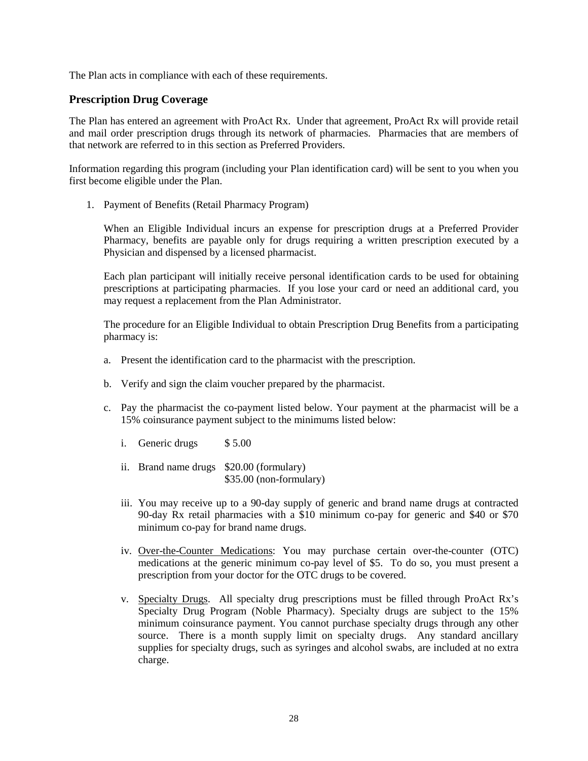The Plan acts in compliance with each of these requirements.

## Prescription Drug Coverage

The Plan has entered an agreement with ProAct Rx. Under that agreement, ProAct Rx will provide retail and mail order prescription drugs through its network of pharmacies. Pharmacies that are members of that network are referred to in this section as Preferred Providers.

Information regarding this program (including your Plan identification card) will be sent to you when you first become eligible under the Plan.

1. Payment of Benefits (Retail Pharmacy Program)

   When an Eligible Individual incurs an expense for prescription drugs at a Preferred Provider Pharmacy, benefits are payable only for drugs requiring a written prescription executed by a Physician and dispensed by a licensed pharmacist.

   Each plan participant will initially receive personal identification cards to be used for obtaining prescriptions at participating pharmacies. If you lose your card or need an additional card, you may request a replacement from the Plan Administrator.

   The procedure for an Eligible Individual to obtain Prescription Drug Benefits from a participating pharmacy is:

   a. Present the identification card to the pharmacist with the prescription.

   b. Verify and sign the claim voucher prepared by the pharmacist.

   c. Pay the pharmacist the co-payment listed below. Your payment at the pharmacist will be a 15% coinsurance payment subject to the minimums listed below:

      i. Generic drugs $ 5.00

      ii. Brand name drugs $20.00 (formulary)
      $35.00 (non-formulary)

      iii. You may receive up to a 90-day supply of generic and brand name drugs at contracted 90-day Rx retail pharmacies with a $10 minimum co-pay for generic and $40 or $70 minimum co-pay for brand name drugs.

      iv. <u>Over-the-Counter Medications</u>: You may purchase certain over-the-counter (OTC) medications at the generic minimum co-pay level of $5. To do so, you must present a prescription from your doctor for the OTC drugs to be covered.

      v. <u>Specialty Drugs</u>. All specialty drug prescriptions must be filled through ProAct Rx's Specialty Drug Program (Noble Pharmacy). Specialty drugs are subject to the 15% minimum coinsurance payment. You cannot purchase specialty drugs through any other source. There is a month supply limit on specialty drugs. Any standard ancillary supplies for specialty drugs, such as syringes and alcohol swabs, are included at no extra charge.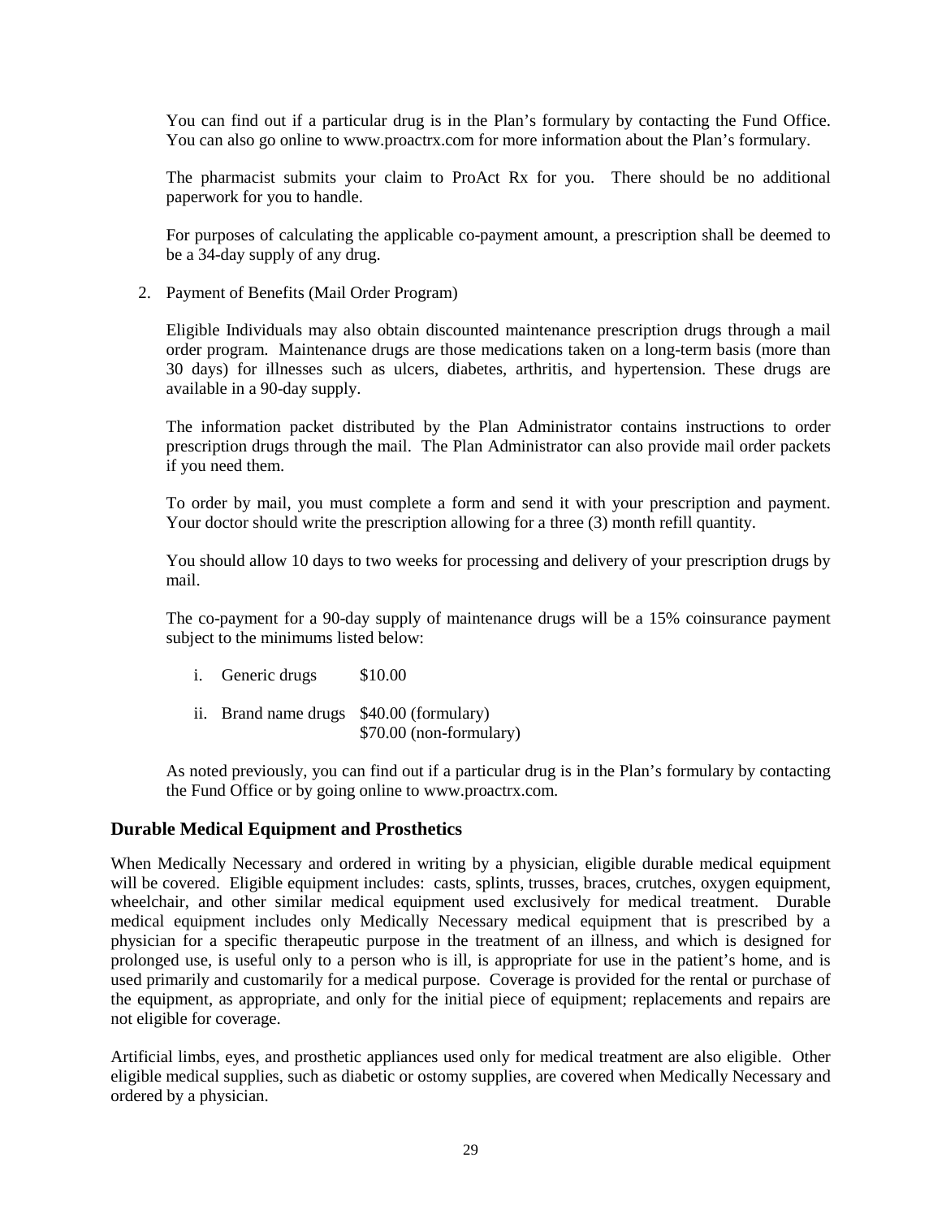You can find out if a particular drug is in the Plan's formulary by contacting the Fund Office. You can also go online to www.proactrx.com for more information about the Plan's formulary.

The pharmacist submits your claim to ProAct Rx for you. There should be no additional paperwork for you to handle.

For purposes of calculating the applicable co-payment amount, a prescription shall be deemed to be a 34-day supply of any drug.

2. Payment of Benefits (Mail Order Program)

   Eligible Individuals may also obtain discounted maintenance prescription drugs through a mail order program. Maintenance drugs are those medications taken on a long-term basis (more than 30 days) for illnesses such as ulcers, diabetes, arthritis, and hypertension. These drugs are available in a 90-day supply.

   The information packet distributed by the Plan Administrator contains instructions to order prescription drugs through the mail. The Plan Administrator can also provide mail order packets if you need them.

   To order by mail, you must complete a form and send it with your prescription and payment. Your doctor should write the prescription allowing for a three (3) month refill quantity.

   You should allow 10 days to two weeks for processing and delivery of your prescription drugs by mail.

   The co-payment for a 90-day supply of maintenance drugs will be a 15% coinsurance payment subject to the minimums listed below:

   i. Generic drugs $10.00

   ii. Brand name drugs $40.00 (formulary)
   $70.00 (non-formulary)

   As noted previously, you can find out if a particular drug is in the Plan's formulary by contacting the Fund Office or by going online to www.proactrx.com.

## Durable Medical Equipment and Prosthetics

When Medically Necessary and ordered in writing by a physician, eligible durable medical equipment will be covered. Eligible equipment includes: casts, splints, trusses, braces, crutches, oxygen equipment, wheelchair, and other similar medical equipment used exclusively for medical treatment. Durable medical equipment includes only Medically Necessary medical equipment that is prescribed by a physician for a specific therapeutic purpose in the treatment of an illness, and which is designed for prolonged use, is useful only to a person who is ill, is appropriate for use in the patient's home, and is used primarily and customarily for a medical purpose. Coverage is provided for the rental or purchase of the equipment, as appropriate, and only for the initial piece of equipment; replacements and repairs are not eligible for coverage.

Artificial limbs, eyes, and prosthetic appliances used only for medical treatment are also eligible. Other eligible medical supplies, such as diabetic or ostomy supplies, are covered when Medically Necessary and ordered by a physician.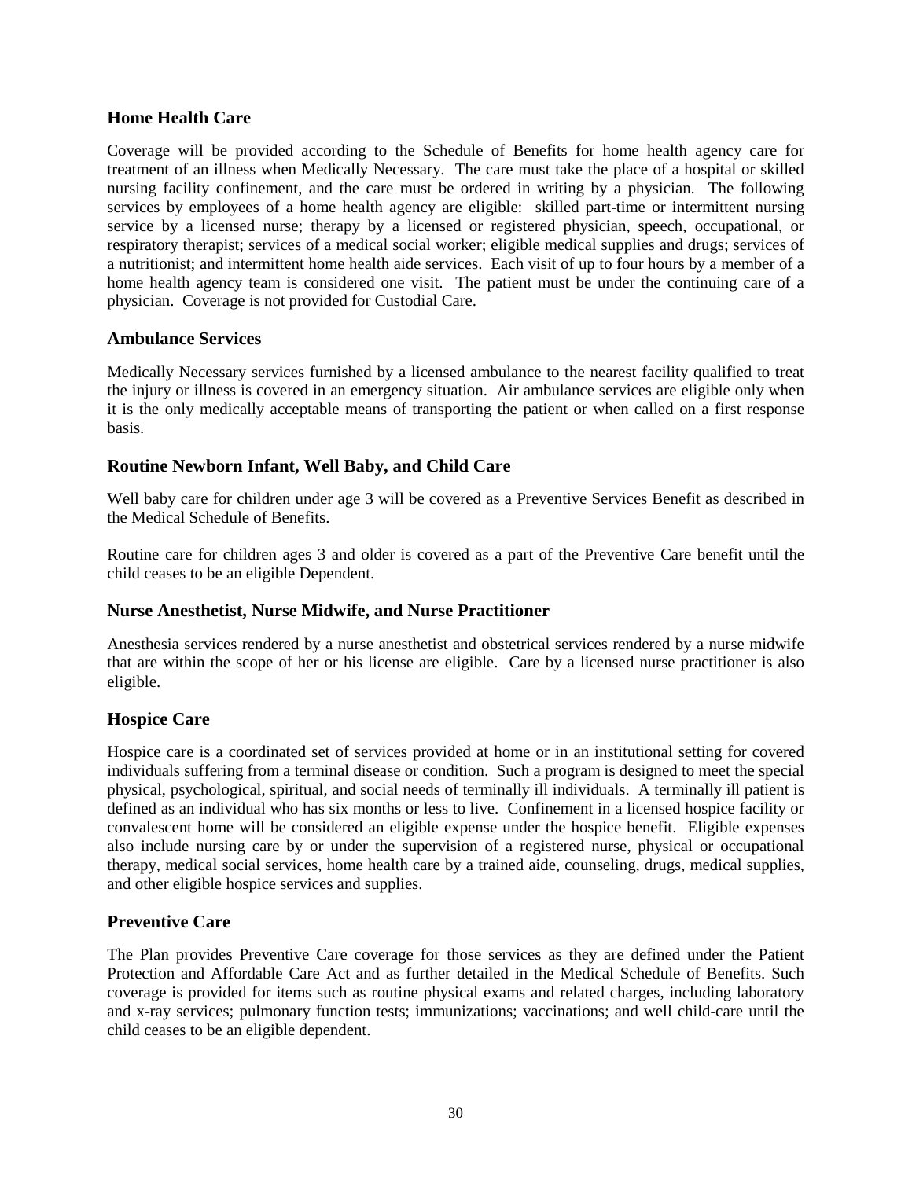### Home Health Care

Coverage will be provided according to the Schedule of Benefits for home health agency care for treatment of an illness when Medically Necessary. The care must take the place of a hospital or skilled nursing facility confinement, and the care must be ordered in writing by a physician. The following services by employees of a home health agency are eligible: skilled part-time or intermittent nursing service by a licensed nurse; therapy by a licensed or registered physician, speech, occupational, or respiratory therapist; services of a medical social worker; eligible medical supplies and drugs; services of a nutritionist; and intermittent home health aide services. Each visit of up to four hours by a member of a home health agency team is considered one visit. The patient must be under the continuing care of a physician. Coverage is not provided for Custodial Care.

### Ambulance Services

Medically Necessary services furnished by a licensed ambulance to the nearest facility qualified to treat the injury or illness is covered in an emergency situation. Air ambulance services are eligible only when it is the only medically acceptable means of transporting the patient or when called on a first response basis.

### Routine Newborn Infant, Well Baby, and Child Care

Well baby care for children under age 3 will be covered as a Preventive Services Benefit as described in the Medical Schedule of Benefits.

Routine care for children ages 3 and older is covered as a part of the Preventive Care benefit until the child ceases to be an eligible Dependent.

### Nurse Anesthetist, Nurse Midwife, and Nurse Practitioner

Anesthesia services rendered by a nurse anesthetist and obstetrical services rendered by a nurse midwife that are within the scope of her or his license are eligible. Care by a licensed nurse practitioner is also eligible.

### Hospice Care

Hospice care is a coordinated set of services provided at home or in an institutional setting for covered individuals suffering from a terminal disease or condition. Such a program is designed to meet the special physical, psychological, spiritual, and social needs of terminally ill individuals. A terminally ill patient is defined as an individual who has six months or less to live. Confinement in a licensed hospice facility or convalescent home will be considered an eligible expense under the hospice benefit. Eligible expenses also include nursing care by or under the supervision of a registered nurse, physical or occupational therapy, medical social services, home health care by a trained aide, counseling, drugs, medical supplies, and other eligible hospice services and supplies.

### Preventive Care

The Plan provides Preventive Care coverage for those services as they are defined under the Patient Protection and Affordable Care Act and as further detailed in the Medical Schedule of Benefits. Such coverage is provided for items such as routine physical exams and related charges, including laboratory and x-ray services; pulmonary function tests; immunizations; vaccinations; and well child-care until the child ceases to be an eligible dependent.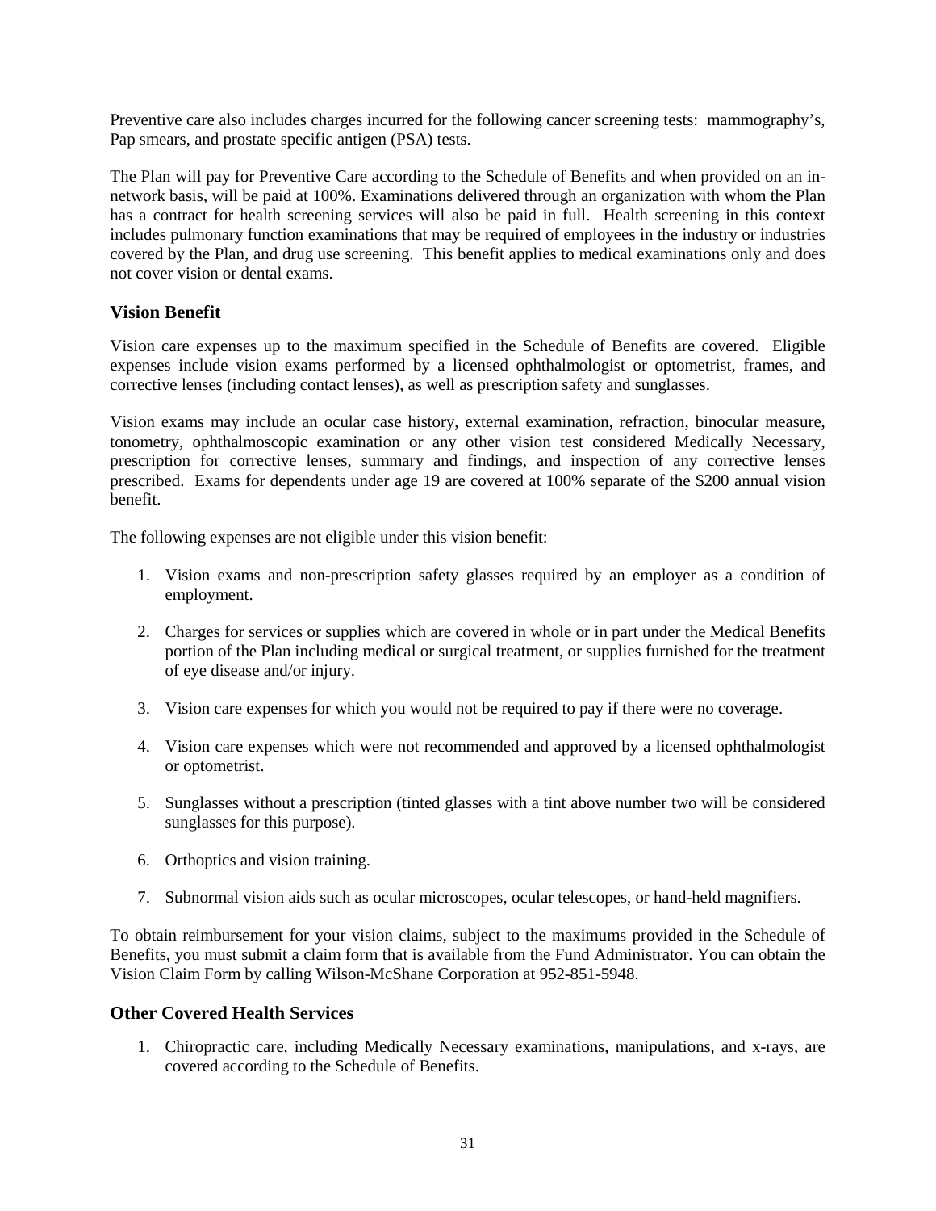Preventive care also includes charges incurred for the following cancer screening tests: mammography's, Pap smears, and prostate specific antigen (PSA) tests.

The Plan will pay for Preventive Care according to the Schedule of Benefits and when provided on an in-network basis, will be paid at 100%. Examinations delivered through an organization with whom the Plan has a contract for health screening services will also be paid in full. Health screening in this context includes pulmonary function examinations that may be required of employees in the industry or industries covered by the Plan, and drug use screening. This benefit applies to medical examinations only and does not cover vision or dental exams.

## Vision Benefit

Vision care expenses up to the maximum specified in the Schedule of Benefits are covered. Eligible expenses include vision exams performed by a licensed ophthalmologist or optometrist, frames, and corrective lenses (including contact lenses), as well as prescription safety and sunglasses.

Vision exams may include an ocular case history, external examination, refraction, binocular measure, tonometry, ophthalmoscopic examination or any other vision test considered Medically Necessary, prescription for corrective lenses, summary and findings, and inspection of any corrective lenses prescribed. Exams for dependents under age 19 are covered at 100% separate of the $200 annual vision benefit.

The following expenses are not eligible under this vision benefit:

1. Vision exams and non-prescription safety glasses required by an employer as a condition of employment.

2. Charges for services or supplies which are covered in whole or in part under the Medical Benefits portion of the Plan including medical or surgical treatment, or supplies furnished for the treatment of eye disease and/or injury.

3. Vision care expenses for which you would not be required to pay if there were no coverage.

4. Vision care expenses which were not recommended and approved by a licensed ophthalmologist or optometrist.

5. Sunglasses without a prescription (tinted glasses with a tint above number two will be considered sunglasses for this purpose).

6. Orthoptics and vision training.

7. Subnormal vision aids such as ocular microscopes, ocular telescopes, or hand-held magnifiers.

To obtain reimbursement for your vision claims, subject to the maximums provided in the Schedule of Benefits, you must submit a claim form that is available from the Fund Administrator. You can obtain the Vision Claim Form by calling Wilson-McShane Corporation at 952-851-5948.

## Other Covered Health Services

1. Chiropractic care, including Medically Necessary examinations, manipulations, and x-rays, are covered according to the Schedule of Benefits.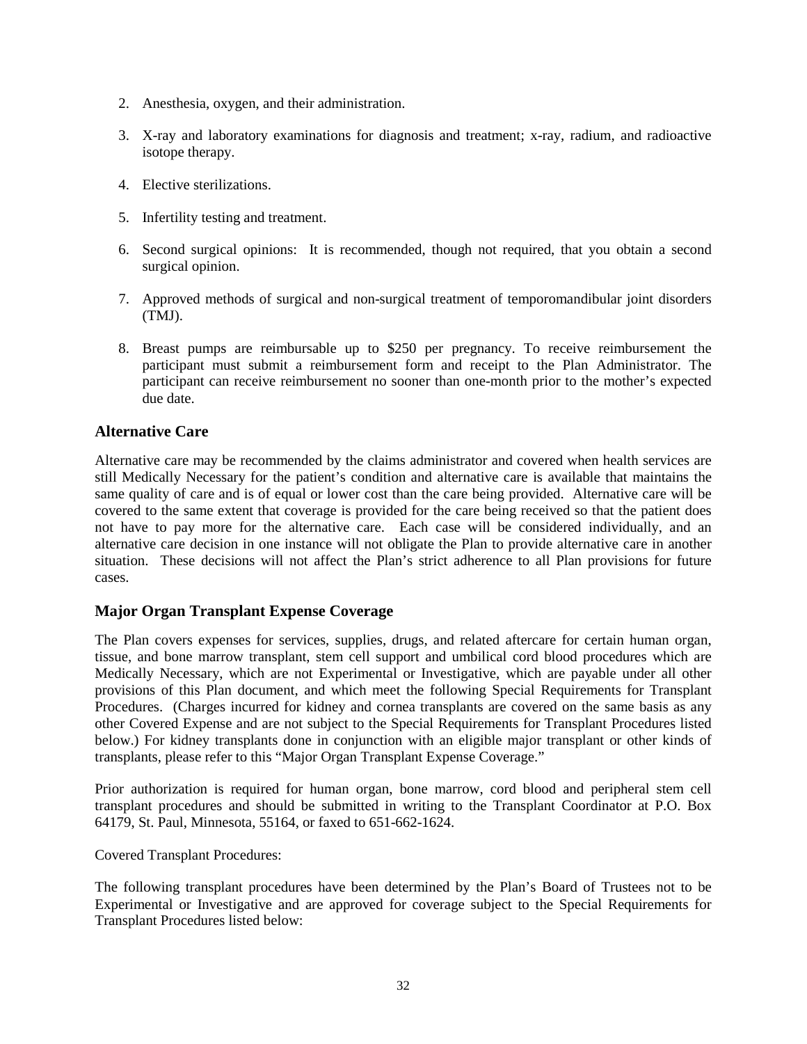2. Anesthesia, oxygen, and their administration.

3. X-ray and laboratory examinations for diagnosis and treatment; x-ray, radium, and radioactive isotope therapy.

4. Elective sterilizations.

5. Infertility testing and treatment.

6. Second surgical opinions: It is recommended, though not required, that you obtain a second surgical opinion.

7. Approved methods of surgical and non-surgical treatment of temporomandibular joint disorders (TMJ).

8. Breast pumps are reimbursable up to $250 per pregnancy. To receive reimbursement the participant must submit a reimbursement form and receipt to the Plan Administrator. The participant can receive reimbursement no sooner than one-month prior to the mother's expected due date.

## Alternative Care

Alternative care may be recommended by the claims administrator and covered when health services are still Medically Necessary for the patient's condition and alternative care is available that maintains the same quality of care and is of equal or lower cost than the care being provided. Alternative care will be covered to the same extent that coverage is provided for the care being received so that the patient does not have to pay more for the alternative care. Each case will be considered individually, and an alternative care decision in one instance will not obligate the Plan to provide alternative care in another situation. These decisions will not affect the Plan's strict adherence to all Plan provisions for future cases.

## Major Organ Transplant Expense Coverage

The Plan covers expenses for services, supplies, drugs, and related aftercare for certain human organ, tissue, and bone marrow transplant, stem cell support and umbilical cord blood procedures which are Medically Necessary, which are not Experimental or Investigative, which are payable under all other provisions of this Plan document, and which meet the following Special Requirements for Transplant Procedures. (Charges incurred for kidney and cornea transplants are covered on the same basis as any other Covered Expense and are not subject to the Special Requirements for Transplant Procedures listed below.) For kidney transplants done in conjunction with an eligible major transplant or other kinds of transplants, please refer to this "Major Organ Transplant Expense Coverage."

Prior authorization is required for human organ, bone marrow, cord blood and peripheral stem cell transplant procedures and should be submitted in writing to the Transplant Coordinator at P.O. Box 64179, St. Paul, Minnesota, 55164, or faxed to 651-662-1624.

Covered Transplant Procedures:

The following transplant procedures have been determined by the Plan's Board of Trustees not to be Experimental or Investigative and are approved for coverage subject to the Special Requirements for Transplant Procedures listed below: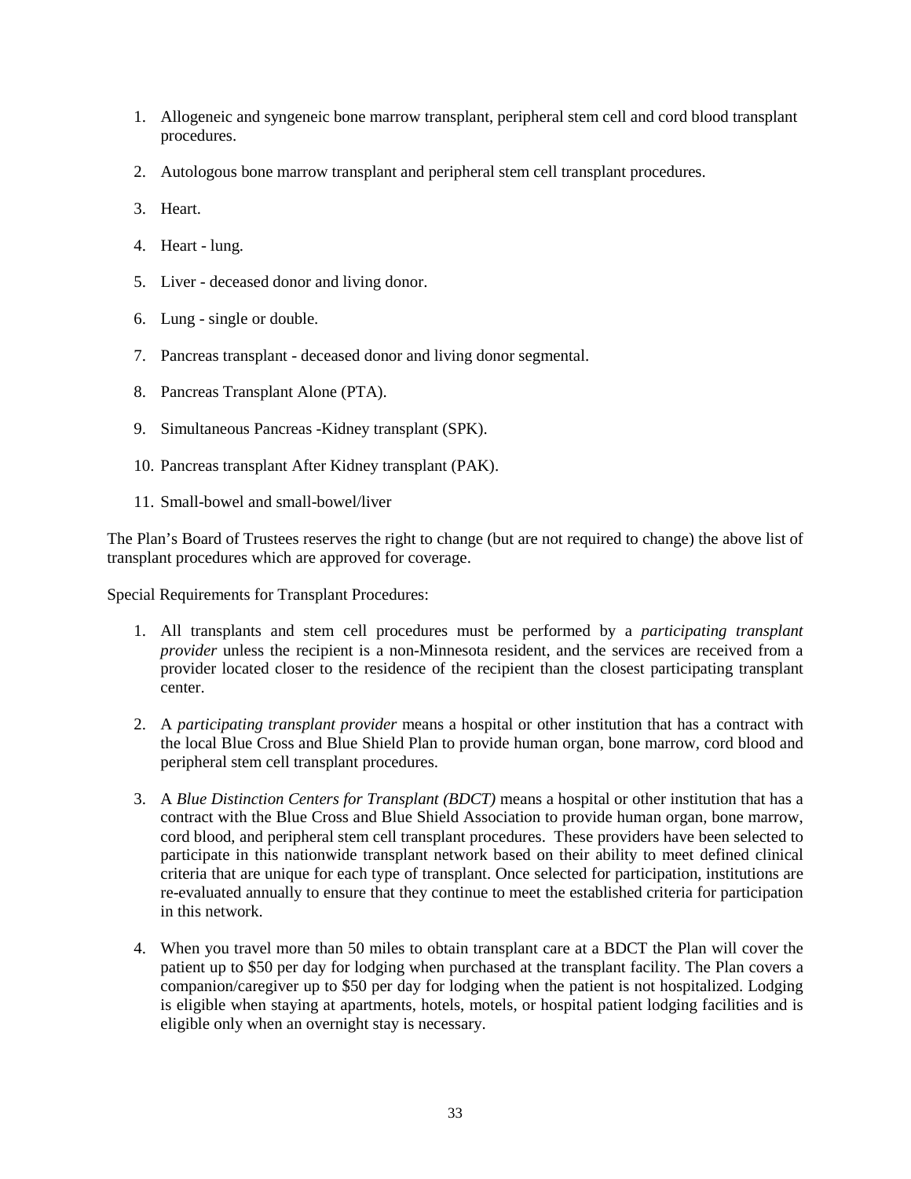1. Allogeneic and syngeneic bone marrow transplant, peripheral stem cell and cord blood transplant procedures.

2. Autologous bone marrow transplant and peripheral stem cell transplant procedures.

3. Heart.

4. Heart - lung.

5. Liver - deceased donor and living donor.

6. Lung - single or double.

7. Pancreas transplant - deceased donor and living donor segmental.

8. Pancreas Transplant Alone (PTA).

9. Simultaneous Pancreas -Kidney transplant (SPK).

10. Pancreas transplant After Kidney transplant (PAK).

11. Small-bowel and small-bowel/liver

The Plan's Board of Trustees reserves the right to change (but are not required to change) the above list of transplant procedures which are approved for coverage.

Special Requirements for Transplant Procedures:

1. All transplants and stem cell procedures must be performed by a *participating transplant provider* unless the recipient is a non-Minnesota resident, and the services are received from a provider located closer to the residence of the recipient than the closest participating transplant center.

2. A *participating transplant provider* means a hospital or other institution that has a contract with the local Blue Cross and Blue Shield Plan to provide human organ, bone marrow, cord blood and peripheral stem cell transplant procedures.

3. A *Blue Distinction Centers for Transplant (BDCT)* means a hospital or other institution that has a contract with the Blue Cross and Blue Shield Association to provide human organ, bone marrow, cord blood, and peripheral stem cell transplant procedures. These providers have been selected to participate in this nationwide transplant network based on their ability to meet defined clinical criteria that are unique for each type of transplant. Once selected for participation, institutions are re-evaluated annually to ensure that they continue to meet the established criteria for participation in this network.

4. When you travel more than 50 miles to obtain transplant care at a BDCT the Plan will cover the patient up to $50 per day for lodging when purchased at the transplant facility. The Plan covers a companion/caregiver up to $50 per day for lodging when the patient is not hospitalized. Lodging is eligible when staying at apartments, hotels, motels, or hospital patient lodging facilities and is eligible only when an overnight stay is necessary.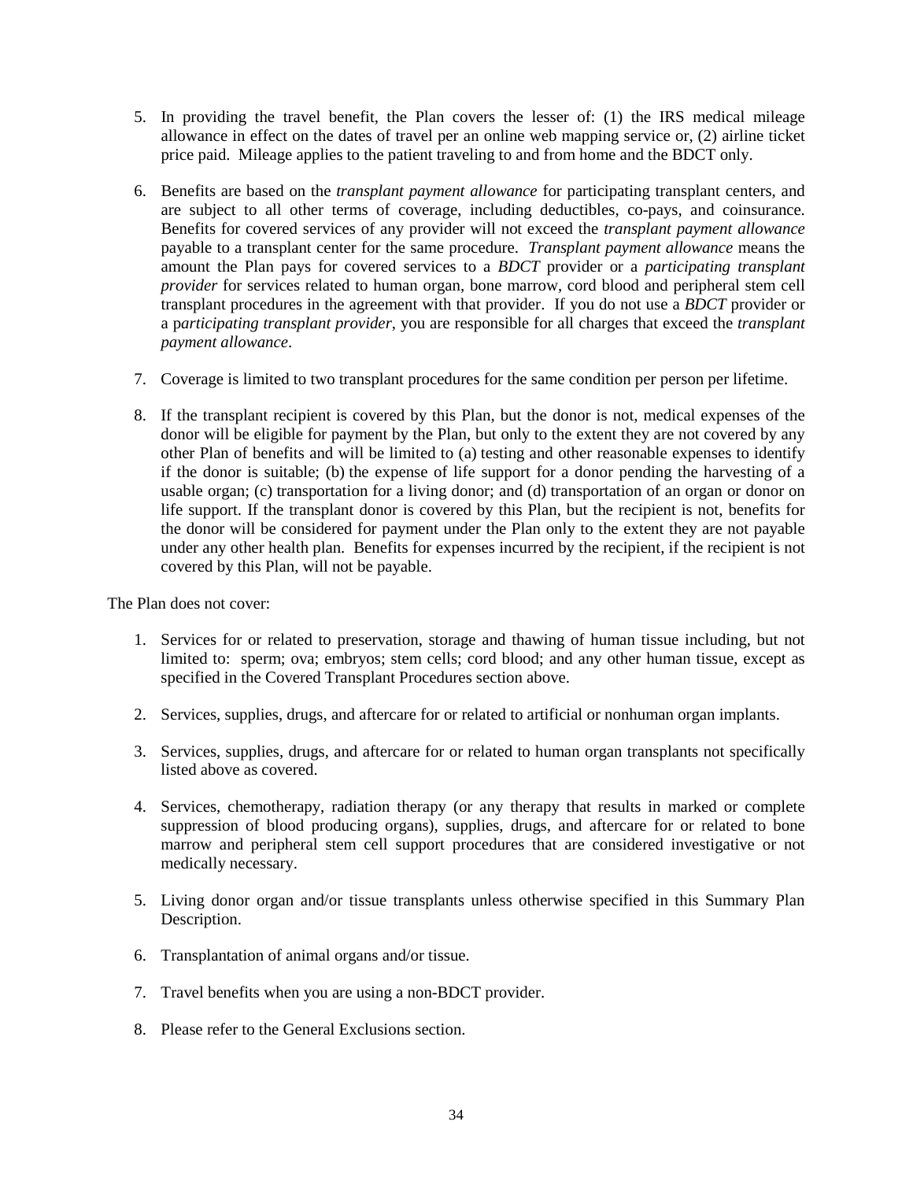5. In providing the travel benefit, the Plan covers the lesser of: (1) the IRS medical mileage allowance in effect on the dates of travel per an online web mapping service or, (2) airline ticket price paid. Mileage applies to the patient traveling to and from home and the BDCT only.

6. Benefits are based on the *transplant payment allowance* for participating transplant centers, and are subject to all other terms of coverage, including deductibles, co-pays, and coinsurance. Benefits for covered services of any provider will not exceed the *transplant payment allowance* payable to a transplant center for the same procedure. *Transplant payment allowance* means the amount the Plan pays for covered services to a *BDCT* provider or a *participating transplant provider* for services related to human organ, bone marrow, cord blood and peripheral stem cell transplant procedures in the agreement with that provider. If you do not use a *BDCT* provider or a p*articipating transplant provider*, you are responsible for all charges that exceed the *transplant payment allowance*.

7. Coverage is limited to two transplant procedures for the same condition per person per lifetime.

8. If the transplant recipient is covered by this Plan, but the donor is not, medical expenses of the donor will be eligible for payment by the Plan, but only to the extent they are not covered by any other Plan of benefits and will be limited to (a) testing and other reasonable expenses to identify if the donor is suitable; (b) the expense of life support for a donor pending the harvesting of a usable organ; (c) transportation for a living donor; and (d) transportation of an organ or donor on life support. If the transplant donor is covered by this Plan, but the recipient is not, benefits for the donor will be considered for payment under the Plan only to the extent they are not payable under any other health plan. Benefits for expenses incurred by the recipient, if the recipient is not covered by this Plan, will not be payable.

The Plan does not cover:

1. Services for or related to preservation, storage and thawing of human tissue including, but not limited to: sperm; ova; embryos; stem cells; cord blood; and any other human tissue, except as specified in the Covered Transplant Procedures section above.

2. Services, supplies, drugs, and aftercare for or related to artificial or nonhuman organ implants.

3. Services, supplies, drugs, and aftercare for or related to human organ transplants not specifically listed above as covered.

4. Services, chemotherapy, radiation therapy (or any therapy that results in marked or complete suppression of blood producing organs), supplies, drugs, and aftercare for or related to bone marrow and peripheral stem cell support procedures that are considered investigative or not medically necessary.

5. Living donor organ and/or tissue transplants unless otherwise specified in this Summary Plan Description.

6. Transplantation of animal organs and/or tissue.

7. Travel benefits when you are using a non-BDCT provider.

8. Please refer to the General Exclusions section.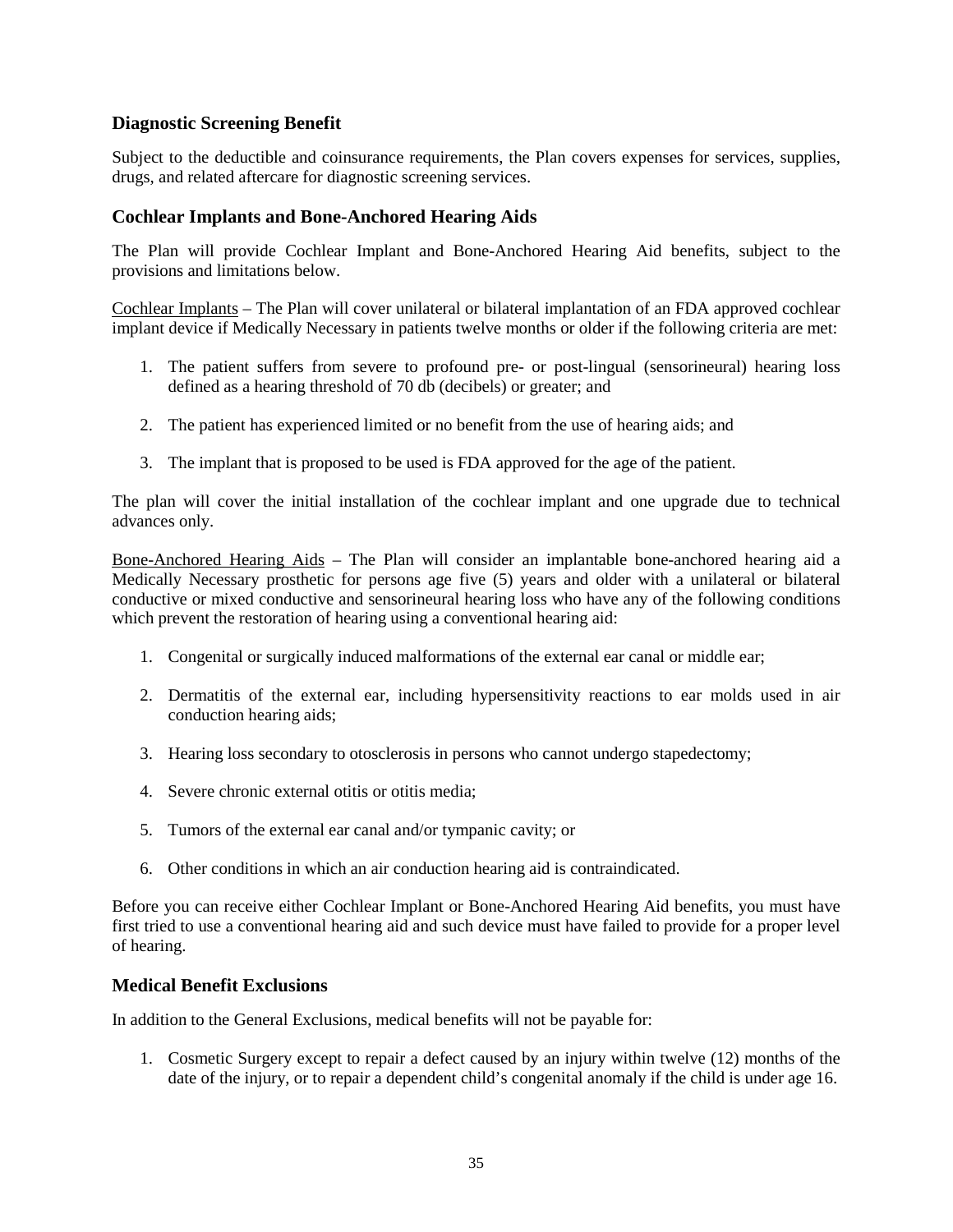### Diagnostic Screening Benefit

Subject to the deductible and coinsurance requirements, the Plan covers expenses for services, supplies, drugs, and related aftercare for diagnostic screening services.

### Cochlear Implants and Bone-Anchored Hearing Aids

The Plan will provide Cochlear Implant and Bone-Anchored Hearing Aid benefits, subject to the provisions and limitations below.

Cochlear Implants – The Plan will cover unilateral or bilateral implantation of an FDA approved cochlear implant device if Medically Necessary in patients twelve months or older if the following criteria are met:

1. The patient suffers from severe to profound pre- or post-lingual (sensorineural) hearing loss defined as a hearing threshold of 70 db (decibels) or greater; and
2. The patient has experienced limited or no benefit from the use of hearing aids; and
3. The implant that is proposed to be used is FDA approved for the age of the patient.

The plan will cover the initial installation of the cochlear implant and one upgrade due to technical advances only.

Bone-Anchored Hearing Aids – The Plan will consider an implantable bone-anchored hearing aid a Medically Necessary prosthetic for persons age five (5) years and older with a unilateral or bilateral conductive or mixed conductive and sensorineural hearing loss who have any of the following conditions which prevent the restoration of hearing using a conventional hearing aid:

1. Congenital or surgically induced malformations of the external ear canal or middle ear;
2. Dermatitis of the external ear, including hypersensitivity reactions to ear molds used in air conduction hearing aids;
3. Hearing loss secondary to otosclerosis in persons who cannot undergo stapedectomy;
4. Severe chronic external otitis or otitis media;
5. Tumors of the external ear canal and/or tympanic cavity; or
6. Other conditions in which an air conduction hearing aid is contraindicated.

Before you can receive either Cochlear Implant or Bone-Anchored Hearing Aid benefits, you must have first tried to use a conventional hearing aid and such device must have failed to provide for a proper level of hearing.

### Medical Benefit Exclusions

In addition to the General Exclusions, medical benefits will not be payable for:

1. Cosmetic Surgery except to repair a defect caused by an injury within twelve (12) months of the date of the injury, or to repair a dependent child's congenital anomaly if the child is under age 16.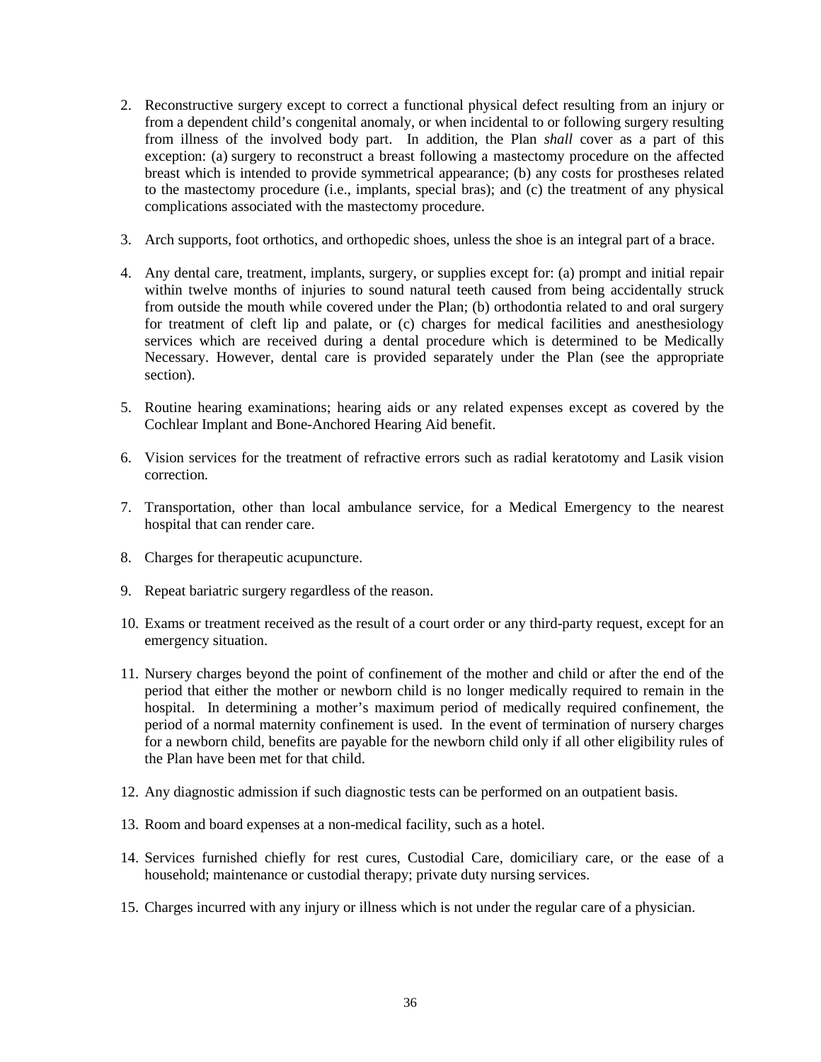2. Reconstructive surgery except to correct a functional physical defect resulting from an injury or from a dependent child's congenital anomaly, or when incidental to or following surgery resulting from illness of the involved body part. In addition, the Plan *shall* cover as a part of this exception: (a) surgery to reconstruct a breast following a mastectomy procedure on the affected breast which is intended to provide symmetrical appearance; (b) any costs for prostheses related to the mastectomy procedure (i.e., implants, special bras); and (c) the treatment of any physical complications associated with the mastectomy procedure.

3. Arch supports, foot orthotics, and orthopedic shoes, unless the shoe is an integral part of a brace.

4. Any dental care, treatment, implants, surgery, or supplies except for: (a) prompt and initial repair within twelve months of injuries to sound natural teeth caused from being accidentally struck from outside the mouth while covered under the Plan; (b) orthodontia related to and oral surgery for treatment of cleft lip and palate, or (c) charges for medical facilities and anesthesiology services which are received during a dental procedure which is determined to be Medically Necessary. However, dental care is provided separately under the Plan (see the appropriate section).

5. Routine hearing examinations; hearing aids or any related expenses except as covered by the Cochlear Implant and Bone-Anchored Hearing Aid benefit.

6. Vision services for the treatment of refractive errors such as radial keratotomy and Lasik vision correction.

7. Transportation, other than local ambulance service, for a Medical Emergency to the nearest hospital that can render care.

8. Charges for therapeutic acupuncture.

9. Repeat bariatric surgery regardless of the reason.

10. Exams or treatment received as the result of a court order or any third-party request, except for an emergency situation.

11. Nursery charges beyond the point of confinement of the mother and child or after the end of the period that either the mother or newborn child is no longer medically required to remain in the hospital. In determining a mother's maximum period of medically required confinement, the period of a normal maternity confinement is used. In the event of termination of nursery charges for a newborn child, benefits are payable for the newborn child only if all other eligibility rules of the Plan have been met for that child.

12. Any diagnostic admission if such diagnostic tests can be performed on an outpatient basis.

13. Room and board expenses at a non-medical facility, such as a hotel.

14. Services furnished chiefly for rest cures, Custodial Care, domiciliary care, or the ease of a household; maintenance or custodial therapy; private duty nursing services.

15. Charges incurred with any injury or illness which is not under the regular care of a physician.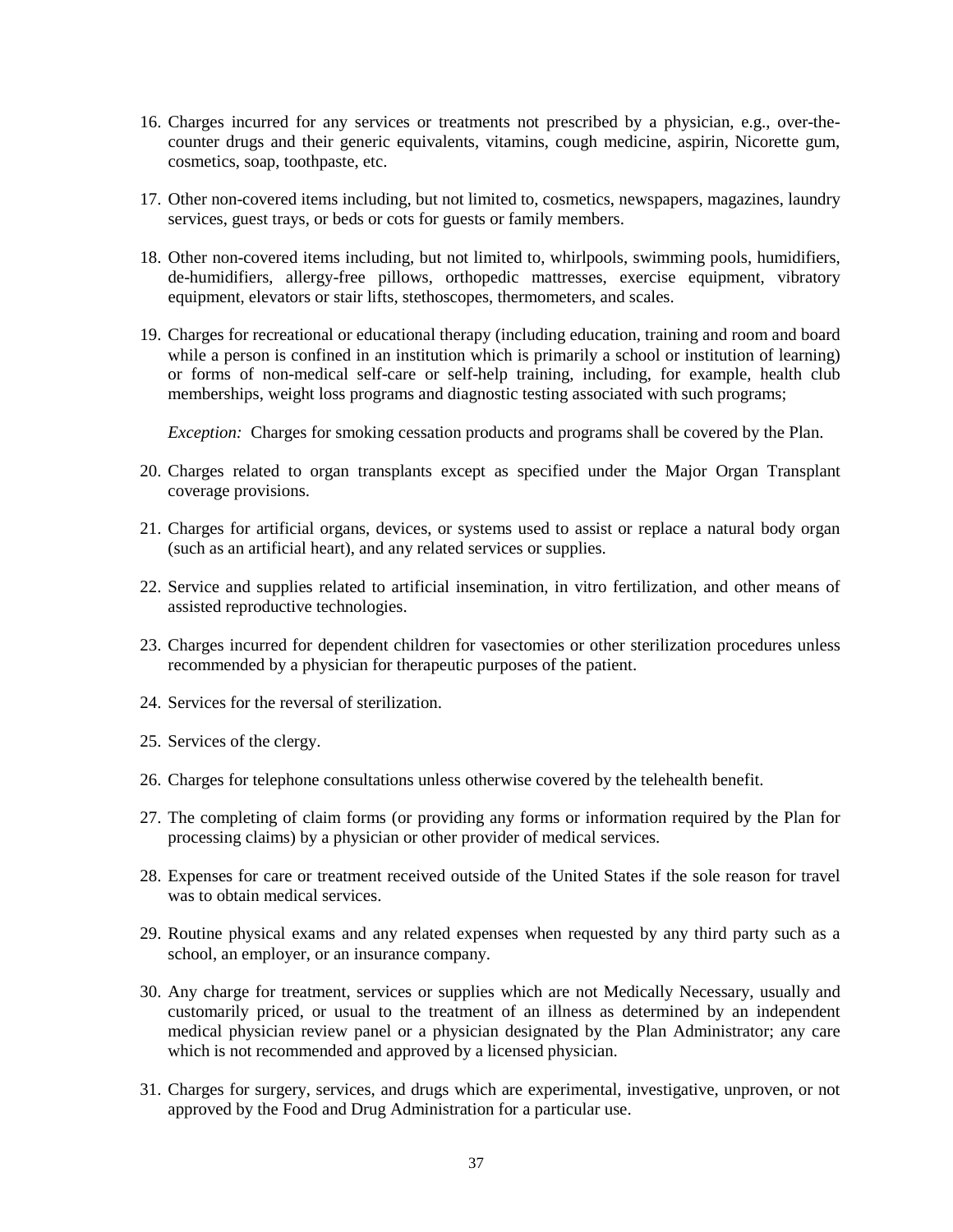16. Charges incurred for any services or treatments not prescribed by a physician, e.g., over-the-counter drugs and their generic equivalents, vitamins, cough medicine, aspirin, Nicorette gum, cosmetics, soap, toothpaste, etc.

17. Other non-covered items including, but not limited to, cosmetics, newspapers, magazines, laundry services, guest trays, or beds or cots for guests or family members.

18. Other non-covered items including, but not limited to, whirlpools, swimming pools, humidifiers, de-humidifiers, allergy-free pillows, orthopedic mattresses, exercise equipment, vibratory equipment, elevators or stair lifts, stethoscopes, thermometers, and scales.

19. Charges for recreational or educational therapy (including education, training and room and board while a person is confined in an institution which is primarily a school or institution of learning) or forms of non-medical self-care or self-help training, including, for example, health club memberships, weight loss programs and diagnostic testing associated with such programs;

    *Exception:* Charges for smoking cessation products and programs shall be covered by the Plan.

20. Charges related to organ transplants except as specified under the Major Organ Transplant coverage provisions.

21. Charges for artificial organs, devices, or systems used to assist or replace a natural body organ (such as an artificial heart), and any related services or supplies.

22. Service and supplies related to artificial insemination, in vitro fertilization, and other means of assisted reproductive technologies.

23. Charges incurred for dependent children for vasectomies or other sterilization procedures unless recommended by a physician for therapeutic purposes of the patient.

24. Services for the reversal of sterilization.

25. Services of the clergy.

26. Charges for telephone consultations unless otherwise covered by the telehealth benefit.

27. The completing of claim forms (or providing any forms or information required by the Plan for processing claims) by a physician or other provider of medical services.

28. Expenses for care or treatment received outside of the United States if the sole reason for travel was to obtain medical services.

29. Routine physical exams and any related expenses when requested by any third party such as a school, an employer, or an insurance company.

30. Any charge for treatment, services or supplies which are not Medically Necessary, usually and customarily priced, or usual to the treatment of an illness as determined by an independent medical physician review panel or a physician designated by the Plan Administrator; any care which is not recommended and approved by a licensed physician.

31. Charges for surgery, services, and drugs which are experimental, investigative, unproven, or not approved by the Food and Drug Administration for a particular use.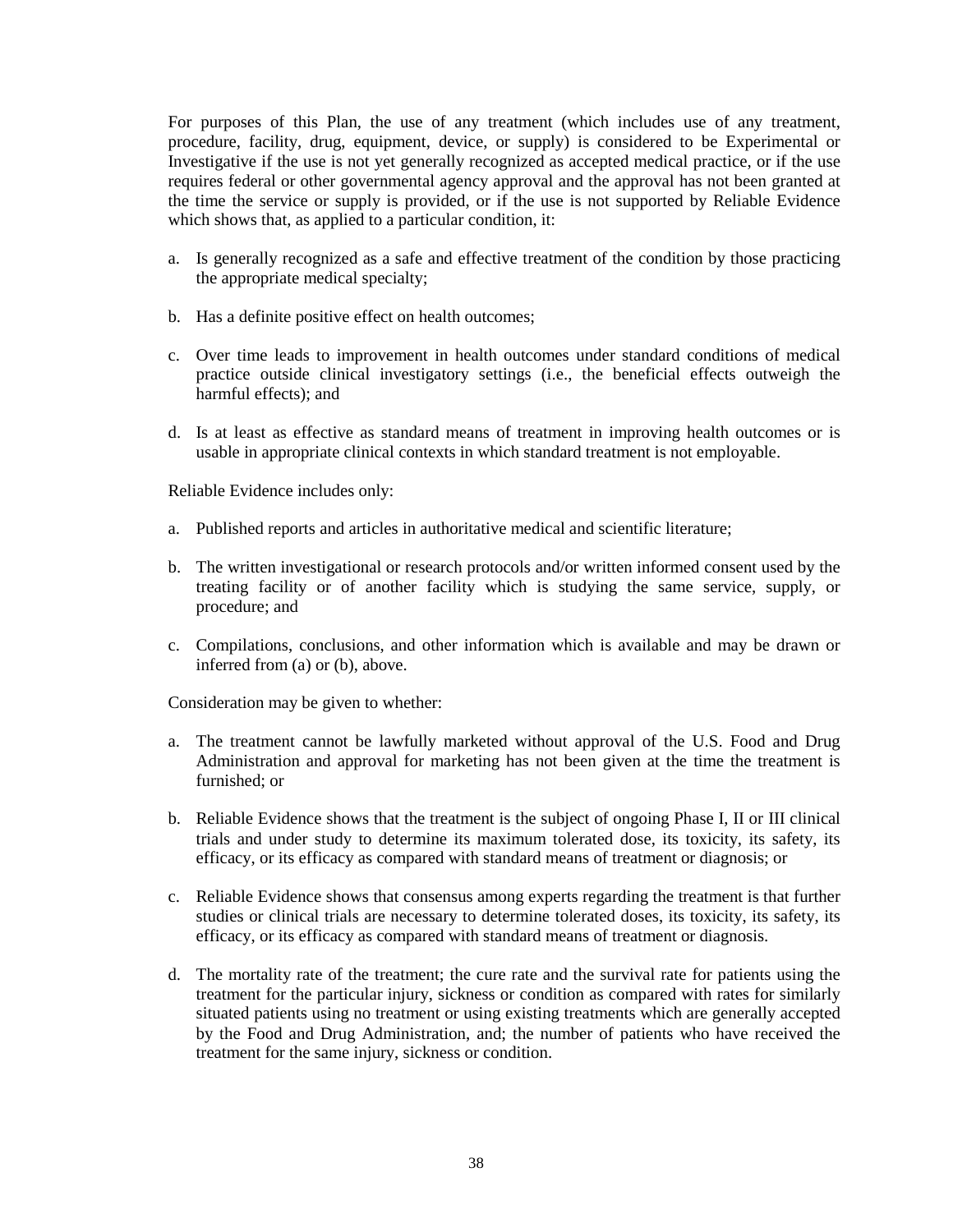For purposes of this Plan, the use of any treatment (which includes use of any treatment, procedure, facility, drug, equipment, device, or supply) is considered to be Experimental or Investigative if the use is not yet generally recognized as accepted medical practice, or if the use requires federal or other governmental agency approval and the approval has not been granted at the time the service or supply is provided, or if the use is not supported by Reliable Evidence which shows that, as applied to a particular condition, it:

a. Is generally recognized as a safe and effective treatment of the condition by those practicing the appropriate medical specialty;

b. Has a definite positive effect on health outcomes;

c. Over time leads to improvement in health outcomes under standard conditions of medical practice outside clinical investigatory settings (i.e., the beneficial effects outweigh the harmful effects); and

d. Is at least as effective as standard means of treatment in improving health outcomes or is usable in appropriate clinical contexts in which standard treatment is not employable.

Reliable Evidence includes only:

a. Published reports and articles in authoritative medical and scientific literature;

b. The written investigational or research protocols and/or written informed consent used by the treating facility or of another facility which is studying the same service, supply, or procedure; and

c. Compilations, conclusions, and other information which is available and may be drawn or inferred from (a) or (b), above.

Consideration may be given to whether:

a. The treatment cannot be lawfully marketed without approval of the U.S. Food and Drug Administration and approval for marketing has not been given at the time the treatment is furnished; or

b. Reliable Evidence shows that the treatment is the subject of ongoing Phase I, II or III clinical trials and under study to determine its maximum tolerated dose, its toxicity, its safety, its efficacy, or its efficacy as compared with standard means of treatment or diagnosis; or

c. Reliable Evidence shows that consensus among experts regarding the treatment is that further studies or clinical trials are necessary to determine tolerated doses, its toxicity, its safety, its efficacy, or its efficacy as compared with standard means of treatment or diagnosis.

d. The mortality rate of the treatment; the cure rate and the survival rate for patients using the treatment for the particular injury, sickness or condition as compared with rates for similarly situated patients using no treatment or using existing treatments which are generally accepted by the Food and Drug Administration, and; the number of patients who have received the treatment for the same injury, sickness or condition.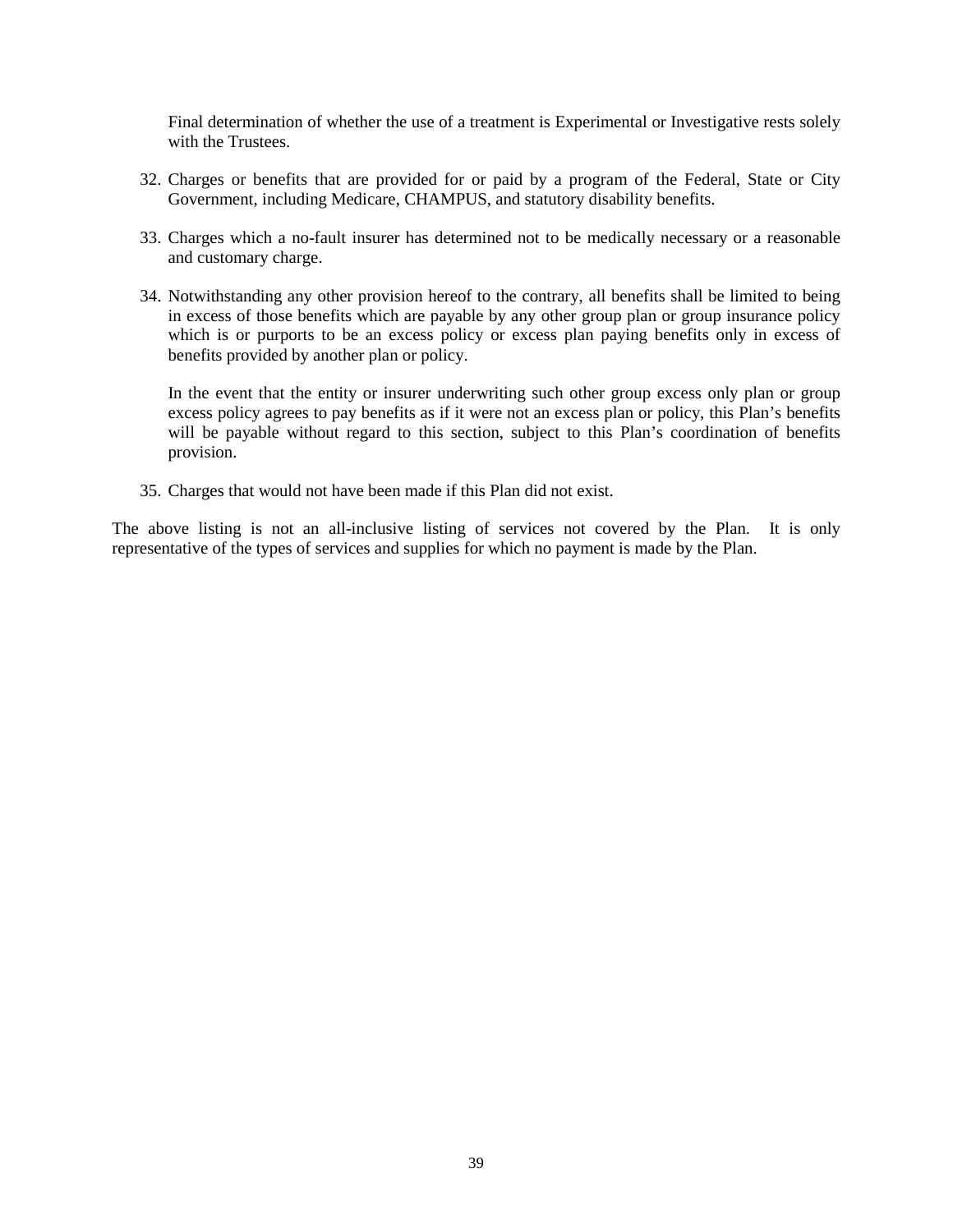Final determination of whether the use of a treatment is Experimental or Investigative rests solely with the Trustees.

32. Charges or benefits that are provided for or paid by a program of the Federal, State or City Government, including Medicare, CHAMPUS, and statutory disability benefits.

33. Charges which a no-fault insurer has determined not to be medically necessary or a reasonable and customary charge.

34. Notwithstanding any other provision hereof to the contrary, all benefits shall be limited to being in excess of those benefits which are payable by any other group plan or group insurance policy which is or purports to be an excess policy or excess plan paying benefits only in excess of benefits provided by another plan or policy.

    In the event that the entity or insurer underwriting such other group excess only plan or group excess policy agrees to pay benefits as if it were not an excess plan or policy, this Plan's benefits will be payable without regard to this section, subject to this Plan's coordination of benefits provision.

35. Charges that would not have been made if this Plan did not exist.

The above listing is not an all-inclusive listing of services not covered by the Plan. It is only representative of the types of services and supplies for which no payment is made by the Plan.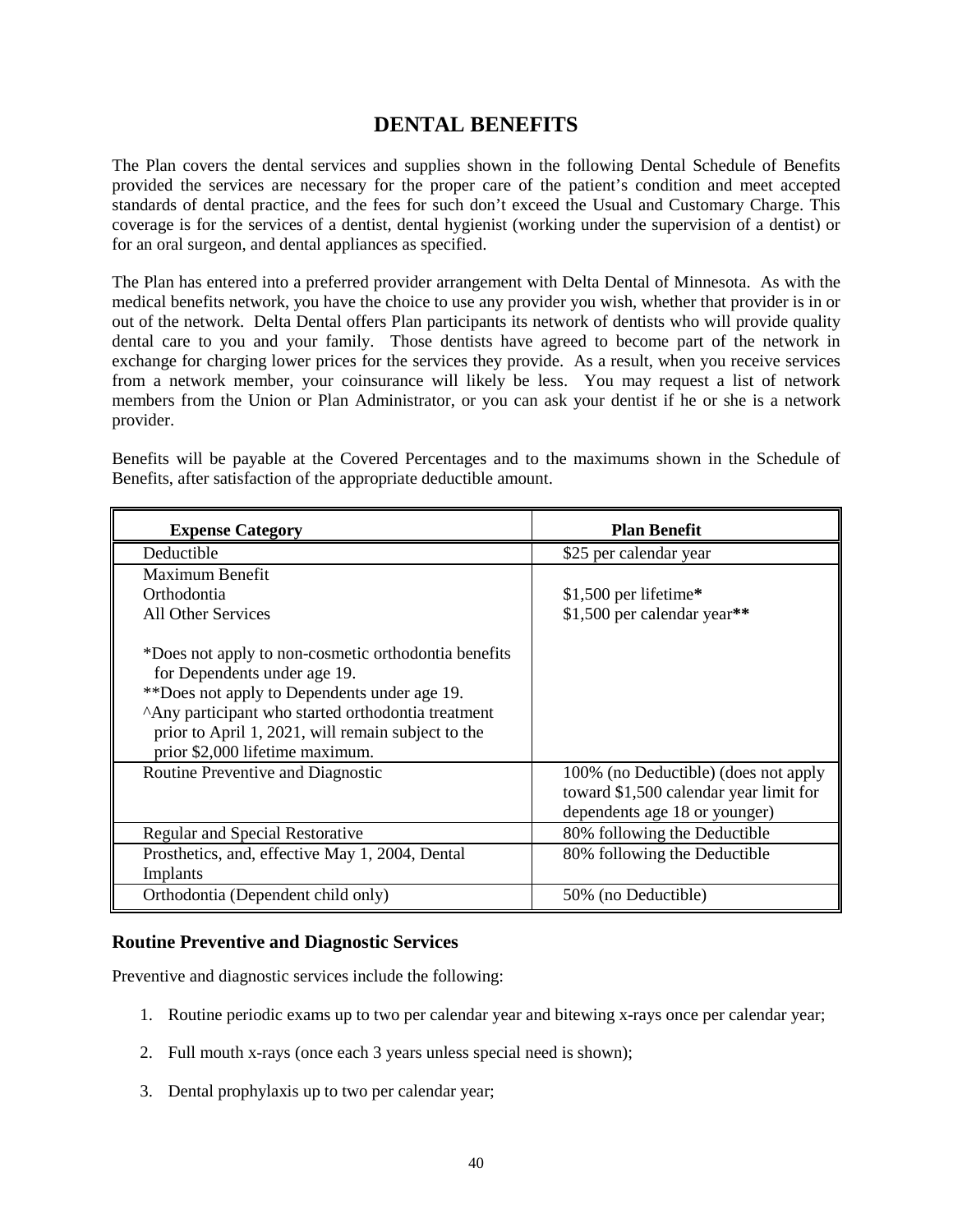# DENTAL BENEFITS

The Plan covers the dental services and supplies shown in the following Dental Schedule of Benefits provided the services are necessary for the proper care of the patient's condition and meet accepted standards of dental practice, and the fees for such don't exceed the Usual and Customary Charge. This coverage is for the services of a dentist, dental hygienist (working under the supervision of a dentist) or for an oral surgeon, and dental appliances as specified.

The Plan has entered into a preferred provider arrangement with Delta Dental of Minnesota. As with the medical benefits network, you have the choice to use any provider you wish, whether that provider is in or out of the network. Delta Dental offers Plan participants its network of dentists who will provide quality dental care to you and your family. Those dentists have agreed to become part of the network in exchange for charging lower prices for the services they provide. As a result, when you receive services from a network member, your coinsurance will likely be less. You may request a list of network members from the Union or Plan Administrator, or you can ask your dentist if he or she is a network provider.

Benefits will be payable at the Covered Percentages and to the maximums shown in the Schedule of Benefits, after satisfaction of the appropriate deductible amount.

| Expense Category | Plan Benefit |
|---|---|
| Deductible | $25 per calendar year |
| Maximum Benefit<br>Orthodontia<br>All Other Services<br><br>*Does not apply to non-cosmetic orthodontia benefits for Dependents under age 19.<br>**Does not apply to Dependents under age 19.<br>^Any participant who started orthodontia treatment prior to April 1, 2021, will remain subject to the prior $2,000 lifetime maximum. | <br>$1,500 per lifetime**\***<br>$1,500 per calendar year**\*\*** |
| Routine Preventive and Diagnostic | 100% (no Deductible) (does not apply toward $1,500 calendar year limit for dependents age 18 or younger) |
| Regular and Special Restorative | 80% following the Deductible |
| Prosthetics, and, effective May 1, 2004, Dental Implants | 80% following the Deductible |
| Orthodontia (Dependent child only) | 50% (no Deductible) |

### Routine Preventive and Diagnostic Services

Preventive and diagnostic services include the following:

1. Routine periodic exams up to two per calendar year and bitewing x-rays once per calendar year;
2. Full mouth x-rays (once each 3 years unless special need is shown);
3. Dental prophylaxis up to two per calendar year;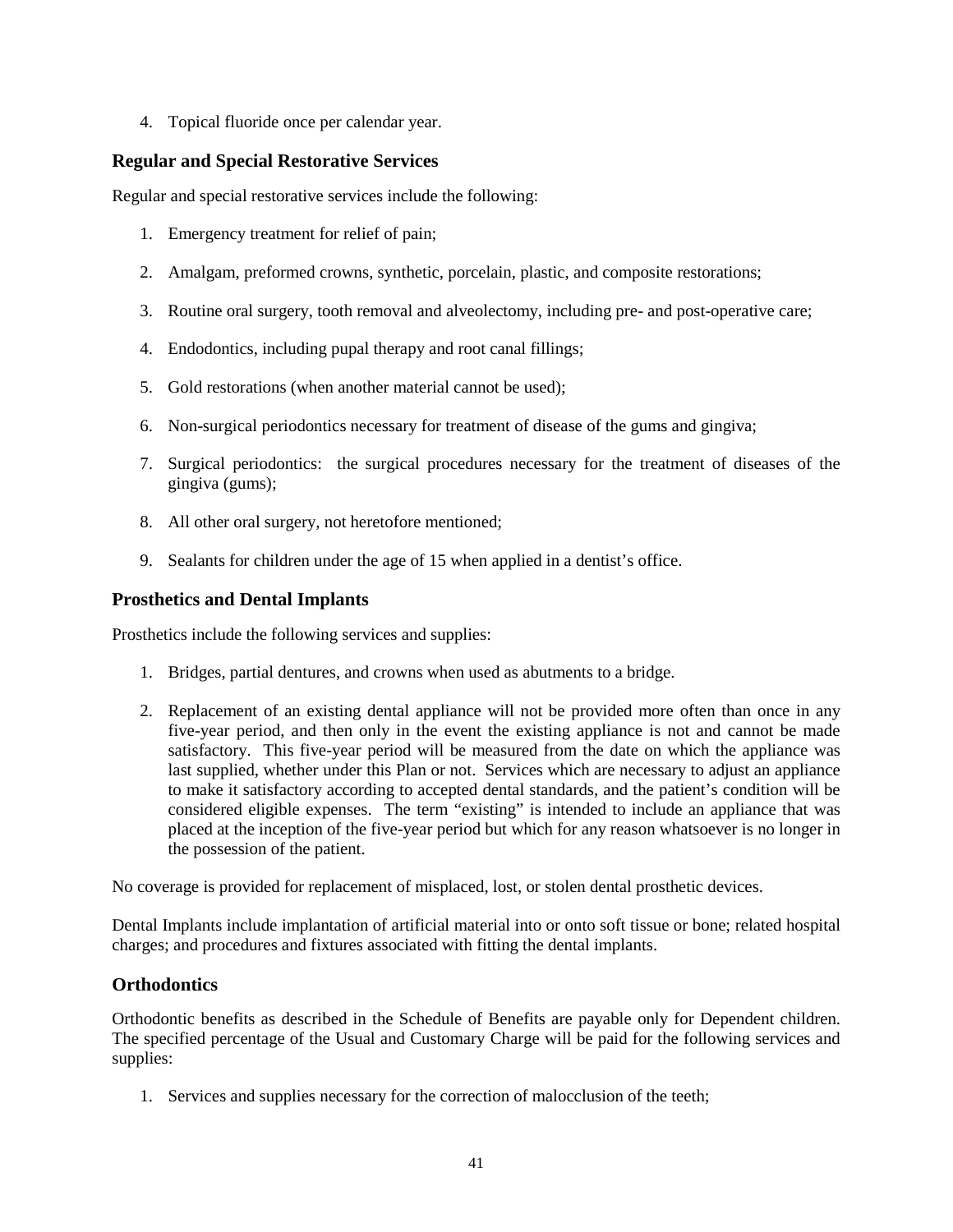4. Topical fluoride once per calendar year.

### Regular and Special Restorative Services

Regular and special restorative services include the following:

1. Emergency treatment for relief of pain;

2. Amalgam, preformed crowns, synthetic, porcelain, plastic, and composite restorations;

3. Routine oral surgery, tooth removal and alveolectomy, including pre- and post-operative care;

4. Endodontics, including pupal therapy and root canal fillings;

5. Gold restorations (when another material cannot be used);

6. Non-surgical periodontics necessary for treatment of disease of the gums and gingiva;

7. Surgical periodontics: the surgical procedures necessary for the treatment of diseases of the gingiva (gums);

8. All other oral surgery, not heretofore mentioned;

9. Sealants for children under the age of 15 when applied in a dentist's office.

### Prosthetics and Dental Implants

Prosthetics include the following services and supplies:

1. Bridges, partial dentures, and crowns when used as abutments to a bridge.

2. Replacement of an existing dental appliance will not be provided more often than once in any five-year period, and then only in the event the existing appliance is not and cannot be made satisfactory. This five-year period will be measured from the date on which the appliance was last supplied, whether under this Plan or not. Services which are necessary to adjust an appliance to make it satisfactory according to accepted dental standards, and the patient's condition will be considered eligible expenses. The term "existing" is intended to include an appliance that was placed at the inception of the five-year period but which for any reason whatsoever is no longer in the possession of the patient.

No coverage is provided for replacement of misplaced, lost, or stolen dental prosthetic devices.

Dental Implants include implantation of artificial material into or onto soft tissue or bone; related hospital charges; and procedures and fixtures associated with fitting the dental implants.

### Orthodontics

Orthodontic benefits as described in the Schedule of Benefits are payable only for Dependent children. The specified percentage of the Usual and Customary Charge will be paid for the following services and supplies:

1. Services and supplies necessary for the correction of malocclusion of the teeth;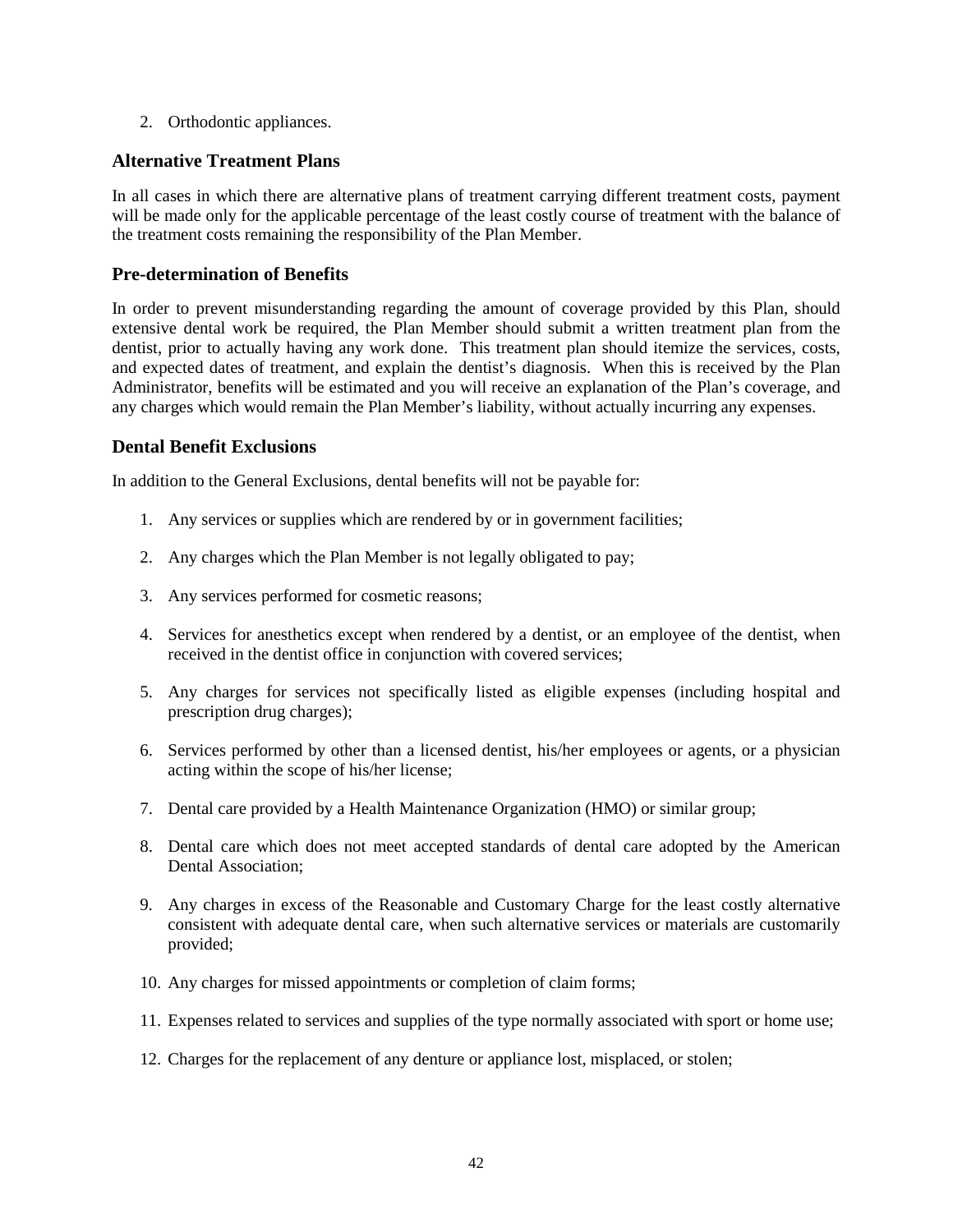2. Orthodontic appliances.

## Alternative Treatment Plans

In all cases in which there are alternative plans of treatment carrying different treatment costs, payment will be made only for the applicable percentage of the least costly course of treatment with the balance of the treatment costs remaining the responsibility of the Plan Member.

## Pre-determination of Benefits

In order to prevent misunderstanding regarding the amount of coverage provided by this Plan, should extensive dental work be required, the Plan Member should submit a written treatment plan from the dentist, prior to actually having any work done. This treatment plan should itemize the services, costs, and expected dates of treatment, and explain the dentist's diagnosis. When this is received by the Plan Administrator, benefits will be estimated and you will receive an explanation of the Plan's coverage, and any charges which would remain the Plan Member's liability, without actually incurring any expenses.

## Dental Benefit Exclusions

In addition to the General Exclusions, dental benefits will not be payable for:

1. Any services or supplies which are rendered by or in government facilities;
2. Any charges which the Plan Member is not legally obligated to pay;
3. Any services performed for cosmetic reasons;
4. Services for anesthetics except when rendered by a dentist, or an employee of the dentist, when received in the dentist office in conjunction with covered services;
5. Any charges for services not specifically listed as eligible expenses (including hospital and prescription drug charges);
6. Services performed by other than a licensed dentist, his/her employees or agents, or a physician acting within the scope of his/her license;
7. Dental care provided by a Health Maintenance Organization (HMO) or similar group;
8. Dental care which does not meet accepted standards of dental care adopted by the American Dental Association;
9. Any charges in excess of the Reasonable and Customary Charge for the least costly alternative consistent with adequate dental care, when such alternative services or materials are customarily provided;
10. Any charges for missed appointments or completion of claim forms;
11. Expenses related to services and supplies of the type normally associated with sport or home use;
12. Charges for the replacement of any denture or appliance lost, misplaced, or stolen;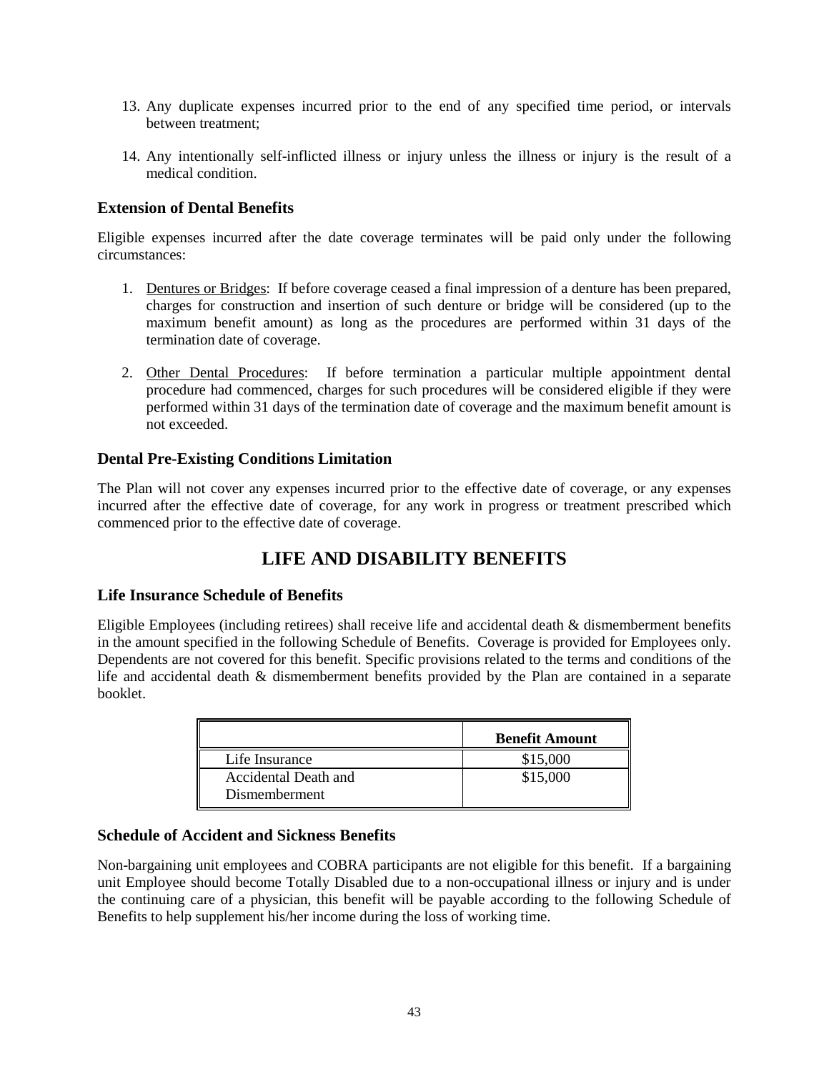13. Any duplicate expenses incurred prior to the end of any specified time period, or intervals between treatment;

14. Any intentionally self-inflicted illness or injury unless the illness or injury is the result of a medical condition.

### Extension of Dental Benefits

Eligible expenses incurred after the date coverage terminates will be paid only under the following circumstances:

1. <u>Dentures or Bridges</u>: If before coverage ceased a final impression of a denture has been prepared, charges for construction and insertion of such denture or bridge will be considered (up to the maximum benefit amount) as long as the procedures are performed within 31 days of the termination date of coverage.

2. <u>Other Dental Procedures</u>: If before termination a particular multiple appointment dental procedure had commenced, charges for such procedures will be considered eligible if they were performed within 31 days of the termination date of coverage and the maximum benefit amount is not exceeded.

### Dental Pre-Existing Conditions Limitation

The Plan will not cover any expenses incurred prior to the effective date of coverage, or any expenses incurred after the effective date of coverage, for any work in progress or treatment prescribed which commenced prior to the effective date of coverage.

## LIFE AND DISABILITY BENEFITS

### Life Insurance Schedule of Benefits

Eligible Employees (including retirees) shall receive life and accidental death & dismemberment benefits in the amount specified in the following Schedule of Benefits. Coverage is provided for Employees only. Dependents are not covered for this benefit. Specific provisions related to the terms and conditions of the life and accidental death & dismemberment benefits provided by the Plan are contained in a separate booklet.

| | **Benefit Amount** |
|---|---|
| Life Insurance | $15,000 |
| Accidental Death and Dismemberment | $15,000 |

### Schedule of Accident and Sickness Benefits

Non-bargaining unit employees and COBRA participants are not eligible for this benefit. If a bargaining unit Employee should become Totally Disabled due to a non-occupational illness or injury and is under the continuing care of a physician, this benefit will be payable according to the following Schedule of Benefits to help supplement his/her income during the loss of working time.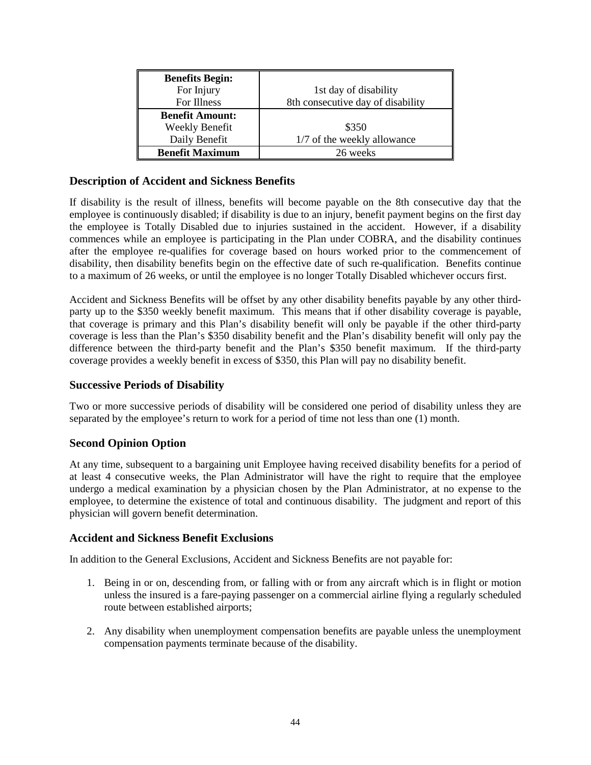| | |
|---|---|
| **Benefits Begin:** | |
| For Injury | 1st day of disability |
| For Illness | 8th consecutive day of disability |
| **Benefit Amount:** | |
| Weekly Benefit | \$350 |
| Daily Benefit | 1/7 of the weekly allowance |
| **Benefit Maximum** | 26 weeks |

## Description of Accident and Sickness Benefits

If disability is the result of illness, benefits will become payable on the 8th consecutive day that the employee is continuously disabled; if disability is due to an injury, benefit payment begins on the first day the employee is Totally Disabled due to injuries sustained in the accident. However, if a disability commences while an employee is participating in the Plan under COBRA, and the disability continues after the employee re-qualifies for coverage based on hours worked prior to the commencement of disability, then disability benefits begin on the effective date of such re-qualification. Benefits continue to a maximum of 26 weeks, or until the employee is no longer Totally Disabled whichever occurs first.

Accident and Sickness Benefits will be offset by any other disability benefits payable by any other third-party up to the \$350 weekly benefit maximum. This means that if other disability coverage is payable, that coverage is primary and this Plan's disability benefit will only be payable if the other third-party coverage is less than the Plan's \$350 disability benefit and the Plan's disability benefit will only pay the difference between the third-party benefit and the Plan's \$350 benefit maximum. If the third-party coverage provides a weekly benefit in excess of \$350, this Plan will pay no disability benefit.

## Successive Periods of Disability

Two or more successive periods of disability will be considered one period of disability unless they are separated by the employee's return to work for a period of time not less than one (1) month.

## Second Opinion Option

At any time, subsequent to a bargaining unit Employee having received disability benefits for a period of at least 4 consecutive weeks, the Plan Administrator will have the right to require that the employee undergo a medical examination by a physician chosen by the Plan Administrator, at no expense to the employee, to determine the existence of total and continuous disability. The judgment and report of this physician will govern benefit determination.

## Accident and Sickness Benefit Exclusions

In addition to the General Exclusions, Accident and Sickness Benefits are not payable for:

1. Being in or on, descending from, or falling with or from any aircraft which is in flight or motion unless the insured is a fare-paying passenger on a commercial airline flying a regularly scheduled route between established airports;

2. Any disability when unemployment compensation benefits are payable unless the unemployment compensation payments terminate because of the disability.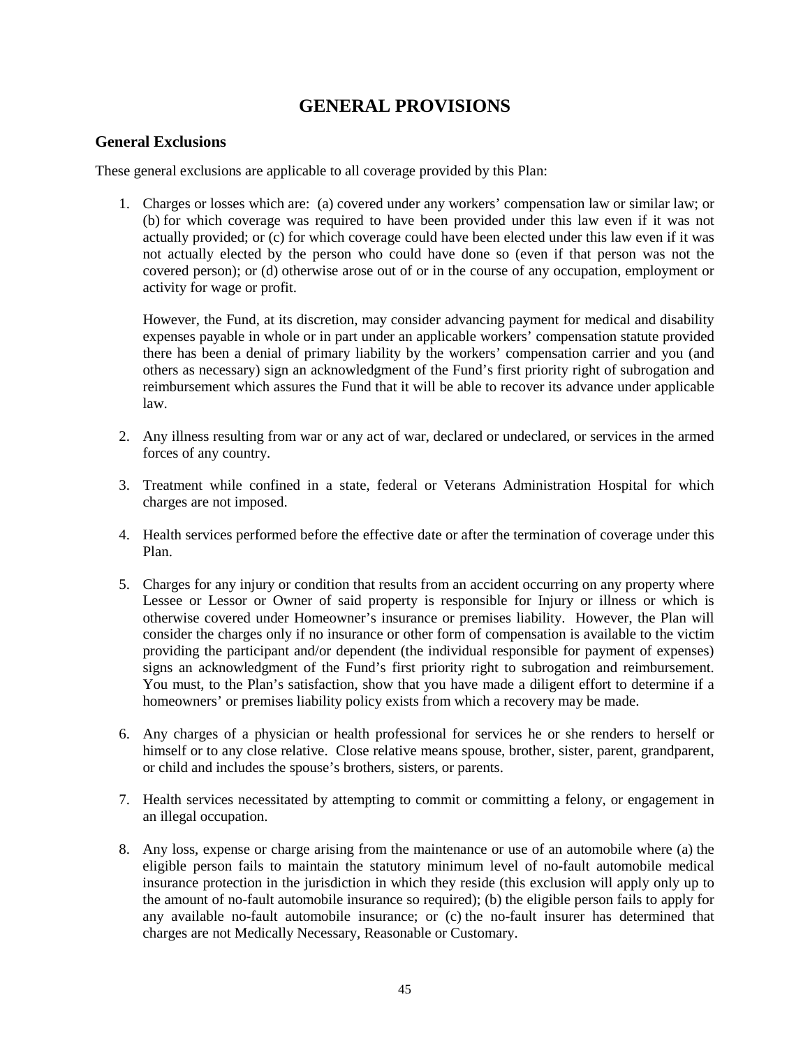# GENERAL PROVISIONS

## General Exclusions

These general exclusions are applicable to all coverage provided by this Plan:

1. Charges or losses which are: (a) covered under any workers' compensation law or similar law; or (b) for which coverage was required to have been provided under this law even if it was not actually provided; or (c) for which coverage could have been elected under this law even if it was not actually elected by the person who could have done so (even if that person was not the covered person); or (d) otherwise arose out of or in the course of any occupation, employment or activity for wage or profit.

   However, the Fund, at its discretion, may consider advancing payment for medical and disability expenses payable in whole or in part under an applicable workers' compensation statute provided there has been a denial of primary liability by the workers' compensation carrier and you (and others as necessary) sign an acknowledgment of the Fund's first priority right of subrogation and reimbursement which assures the Fund that it will be able to recover its advance under applicable law.

2. Any illness resulting from war or any act of war, declared or undeclared, or services in the armed forces of any country.

3. Treatment while confined in a state, federal or Veterans Administration Hospital for which charges are not imposed.

4. Health services performed before the effective date or after the termination of coverage under this Plan.

5. Charges for any injury or condition that results from an accident occurring on any property where Lessee or Lessor or Owner of said property is responsible for Injury or illness or which is otherwise covered under Homeowner's insurance or premises liability. However, the Plan will consider the charges only if no insurance or other form of compensation is available to the victim providing the participant and/or dependent (the individual responsible for payment of expenses) signs an acknowledgment of the Fund's first priority right to subrogation and reimbursement. You must, to the Plan's satisfaction, show that you have made a diligent effort to determine if a homeowners' or premises liability policy exists from which a recovery may be made.

6. Any charges of a physician or health professional for services he or she renders to herself or himself or to any close relative. Close relative means spouse, brother, sister, parent, grandparent, or child and includes the spouse's brothers, sisters, or parents.

7. Health services necessitated by attempting to commit or committing a felony, or engagement in an illegal occupation.

8. Any loss, expense or charge arising from the maintenance or use of an automobile where (a) the eligible person fails to maintain the statutory minimum level of no-fault automobile medical insurance protection in the jurisdiction in which they reside (this exclusion will apply only up to the amount of no-fault automobile insurance so required); (b) the eligible person fails to apply for any available no-fault automobile insurance; or (c) the no-fault insurer has determined that charges are not Medically Necessary, Reasonable or Customary.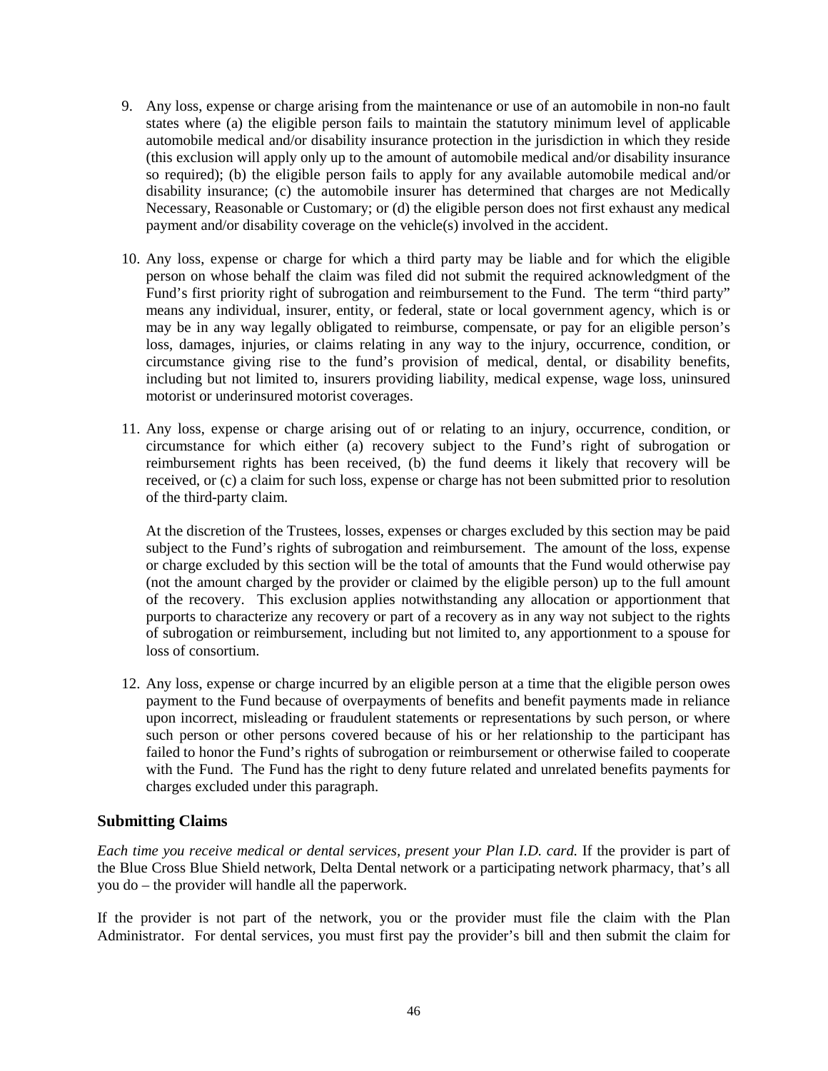9. Any loss, expense or charge arising from the maintenance or use of an automobile in non-no fault states where (a) the eligible person fails to maintain the statutory minimum level of applicable automobile medical and/or disability insurance protection in the jurisdiction in which they reside (this exclusion will apply only up to the amount of automobile medical and/or disability insurance so required); (b) the eligible person fails to apply for any available automobile medical and/or disability insurance; (c) the automobile insurer has determined that charges are not Medically Necessary, Reasonable or Customary; or (d) the eligible person does not first exhaust any medical payment and/or disability coverage on the vehicle(s) involved in the accident.

10. Any loss, expense or charge for which a third party may be liable and for which the eligible person on whose behalf the claim was filed did not submit the required acknowledgment of the Fund's first priority right of subrogation and reimbursement to the Fund. The term "third party" means any individual, insurer, entity, or federal, state or local government agency, which is or may be in any way legally obligated to reimburse, compensate, or pay for an eligible person's loss, damages, injuries, or claims relating in any way to the injury, occurrence, condition, or circumstance giving rise to the fund's provision of medical, dental, or disability benefits, including but not limited to, insurers providing liability, medical expense, wage loss, uninsured motorist or underinsured motorist coverages.

11. Any loss, expense or charge arising out of or relating to an injury, occurrence, condition, or circumstance for which either (a) recovery subject to the Fund's right of subrogation or reimbursement rights has been received, (b) the fund deems it likely that recovery will be received, or (c) a claim for such loss, expense or charge has not been submitted prior to resolution of the third-party claim.

    At the discretion of the Trustees, losses, expenses or charges excluded by this section may be paid subject to the Fund's rights of subrogation and reimbursement. The amount of the loss, expense or charge excluded by this section will be the total of amounts that the Fund would otherwise pay (not the amount charged by the provider or claimed by the eligible person) up to the full amount of the recovery. This exclusion applies notwithstanding any allocation or apportionment that purports to characterize any recovery or part of a recovery as in any way not subject to the rights of subrogation or reimbursement, including but not limited to, any apportionment to a spouse for loss of consortium.

12. Any loss, expense or charge incurred by an eligible person at a time that the eligible person owes payment to the Fund because of overpayments of benefits and benefit payments made in reliance upon incorrect, misleading or fraudulent statements or representations by such person, or where such person or other persons covered because of his or her relationship to the participant has failed to honor the Fund's rights of subrogation or reimbursement or otherwise failed to cooperate with the Fund. The Fund has the right to deny future related and unrelated benefits payments for charges excluded under this paragraph.

## Submitting Claims

*Each time you receive medical or dental services, present your Plan I.D. card.* If the provider is part of the Blue Cross Blue Shield network, Delta Dental network or a participating network pharmacy, that's all you do – the provider will handle all the paperwork.

If the provider is not part of the network, you or the provider must file the claim with the Plan Administrator. For dental services, you must first pay the provider's bill and then submit the claim for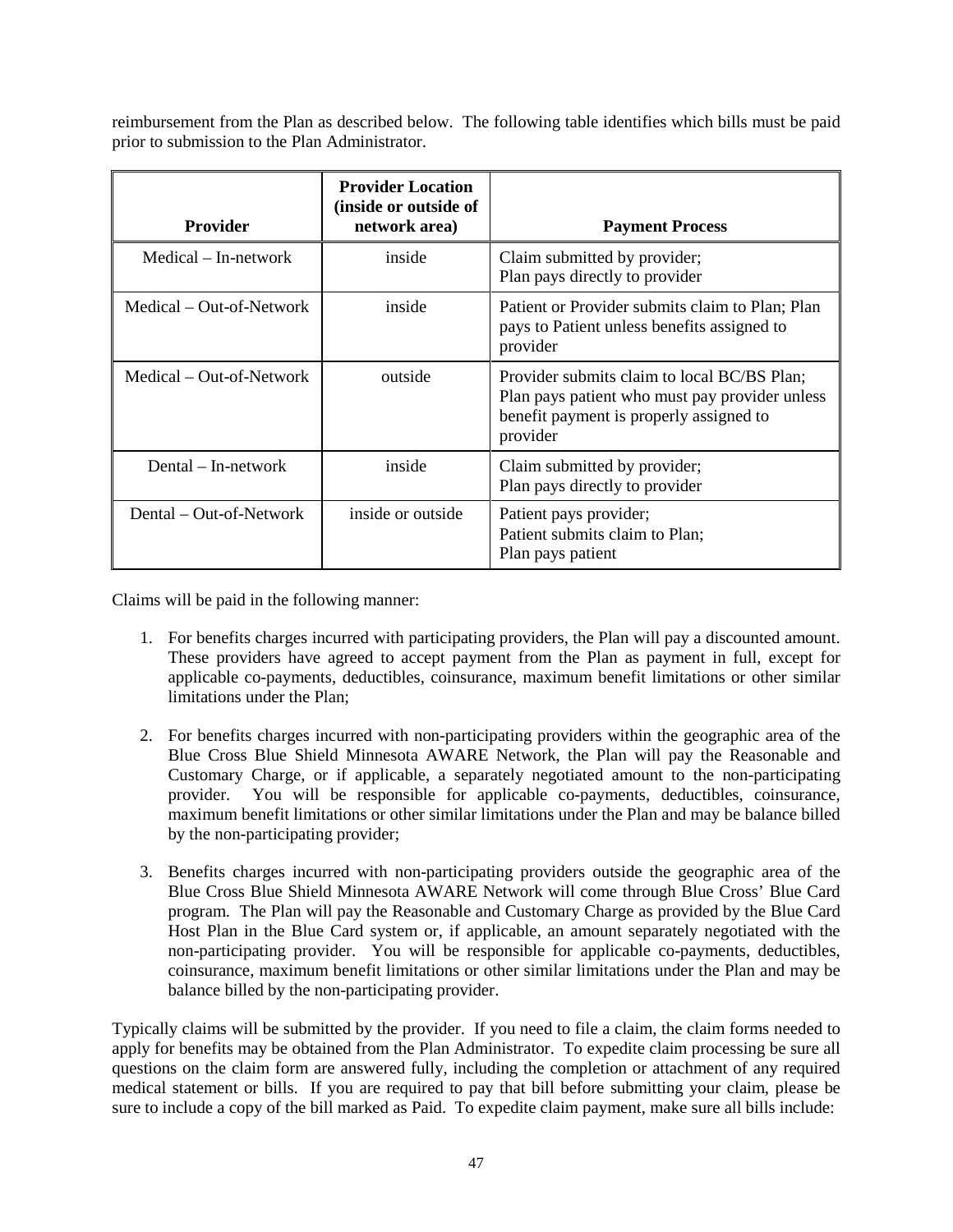reimbursement from the Plan as described below. The following table identifies which bills must be paid prior to submission to the Plan Administrator.

| Provider | Provider Location (inside or outside of network area) | Payment Process |
|---|---|---|
| Medical – In-network | inside | Claim submitted by provider; Plan pays directly to provider |
| Medical – Out-of-Network | inside | Patient or Provider submits claim to Plan; Plan pays to Patient unless benefits assigned to provider |
| Medical – Out-of-Network | outside | Provider submits claim to local BC/BS Plan; Plan pays patient who must pay provider unless benefit payment is properly assigned to provider |
| Dental – In-network | inside | Claim submitted by provider; Plan pays directly to provider |
| Dental – Out-of-Network | inside or outside | Patient pays provider; Patient submits claim to Plan; Plan pays patient |

Claims will be paid in the following manner:

1. For benefits charges incurred with participating providers, the Plan will pay a discounted amount. These providers have agreed to accept payment from the Plan as payment in full, except for applicable co-payments, deductibles, coinsurance, maximum benefit limitations or other similar limitations under the Plan;

2. For benefits charges incurred with non-participating providers within the geographic area of the Blue Cross Blue Shield Minnesota AWARE Network, the Plan will pay the Reasonable and Customary Charge, or if applicable, a separately negotiated amount to the non-participating provider. You will be responsible for applicable co-payments, deductibles, coinsurance, maximum benefit limitations or other similar limitations under the Plan and may be balance billed by the non-participating provider;

3. Benefits charges incurred with non-participating providers outside the geographic area of the Blue Cross Blue Shield Minnesota AWARE Network will come through Blue Cross' Blue Card program. The Plan will pay the Reasonable and Customary Charge as provided by the Blue Card Host Plan in the Blue Card system or, if applicable, an amount separately negotiated with the non-participating provider. You will be responsible for applicable co-payments, deductibles, coinsurance, maximum benefit limitations or other similar limitations under the Plan and may be balance billed by the non-participating provider.

Typically claims will be submitted by the provider. If you need to file a claim, the claim forms needed to apply for benefits may be obtained from the Plan Administrator. To expedite claim processing be sure all questions on the claim form are answered fully, including the completion or attachment of any required medical statement or bills. If you are required to pay that bill before submitting your claim, please be sure to include a copy of the bill marked as Paid. To expedite claim payment, make sure all bills include: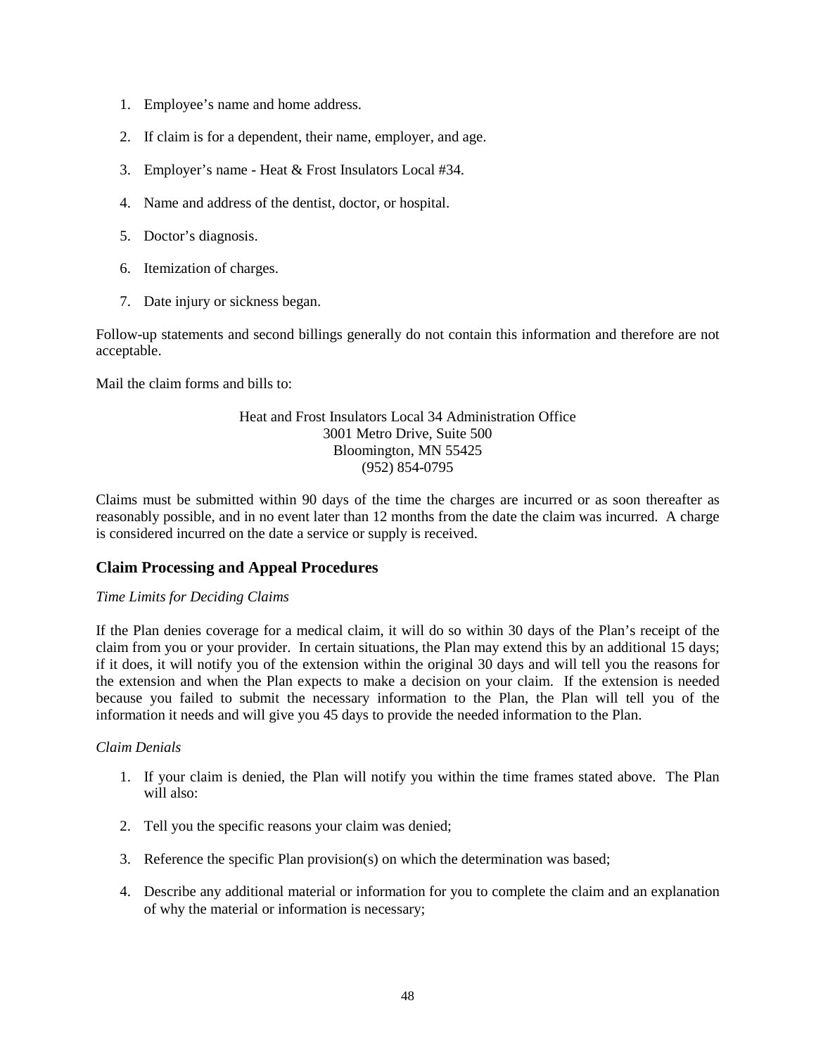1. Employee’s name and home address.
2. If claim is for a dependent, their name, employer, and age.
3. Employer’s name - Heat & Frost Insulators Local #34.
4. Name and address of the dentist, doctor, or hospital.
5. Doctor’s diagnosis.
6. Itemization of charges.
7. Date injury or sickness began.

Follow-up statements and second billings generally do not contain this information and therefore are not acceptable.

Mail the claim forms and bills to:

Heat and Frost Insulators Local 34 Administration Office
3001 Metro Drive, Suite 500
Bloomington, MN 55425
(952) 854-0795

Claims must be submitted within 90 days of the time the charges are incurred or as soon thereafter as reasonably possible, and in no event later than 12 months from the date the claim was incurred. A charge is considered incurred on the date a service or supply is received.

### Claim Processing and Appeal Procedures

*Time Limits for Deciding Claims*

If the Plan denies coverage for a medical claim, it will do so within 30 days of the Plan’s receipt of the claim from you or your provider. In certain situations, the Plan may extend this by an additional 15 days; if it does, it will notify you of the extension within the original 30 days and will tell you the reasons for the extension and when the Plan expects to make a decision on your claim. If the extension is needed because you failed to submit the necessary information to the Plan, the Plan will tell you of the information it needs and will give you 45 days to provide the needed information to the Plan.

*Claim Denials*

1. If your claim is denied, the Plan will notify you within the time frames stated above. The Plan will also:
2. Tell you the specific reasons your claim was denied;
3. Reference the specific Plan provision(s) on which the determination was based;
4. Describe any additional material or information for you to complete the claim and an explanation of why the material or information is necessary;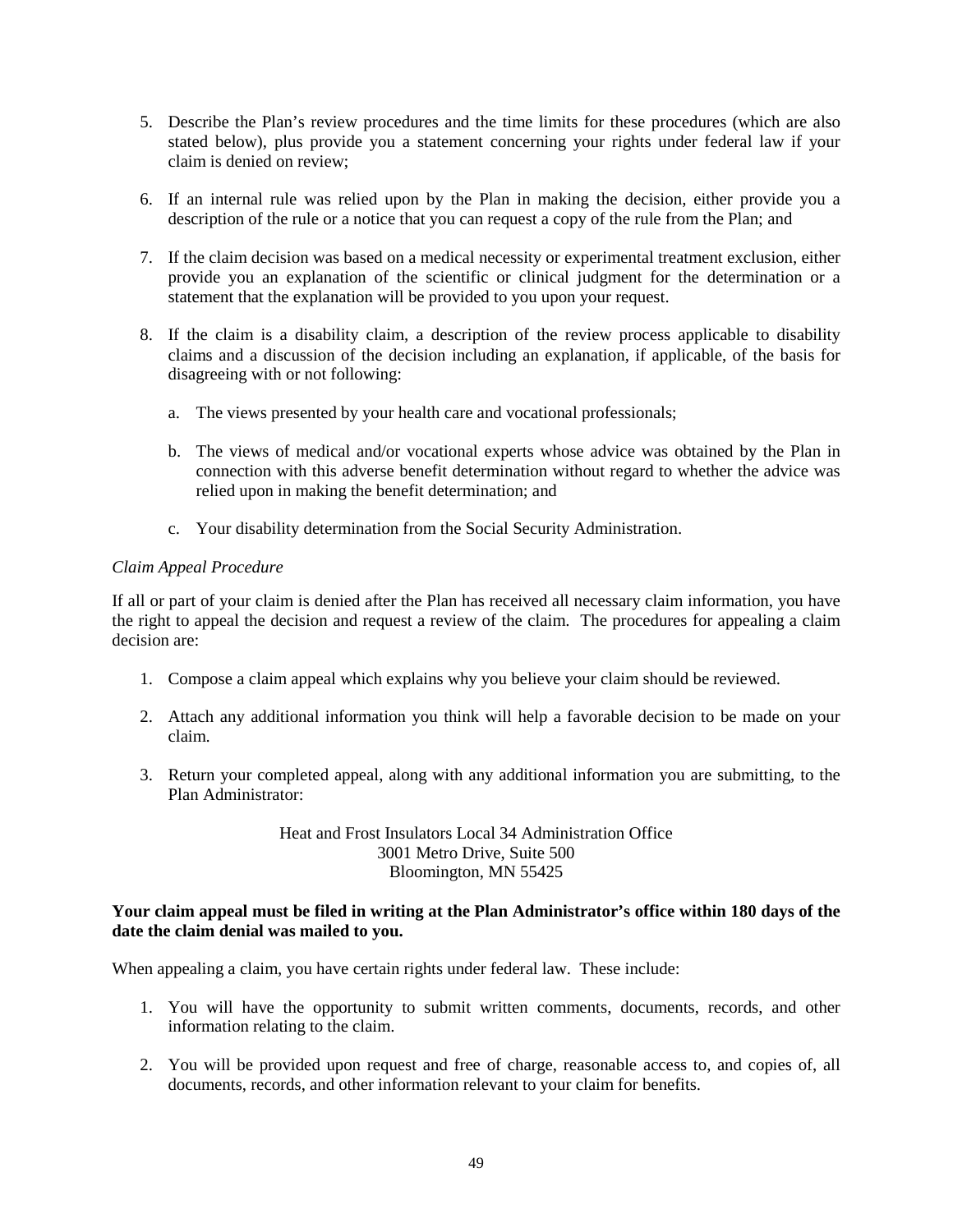5. Describe the Plan's review procedures and the time limits for these procedures (which are also stated below), plus provide you a statement concerning your rights under federal law if your claim is denied on review;

6. If an internal rule was relied upon by the Plan in making the decision, either provide you a description of the rule or a notice that you can request a copy of the rule from the Plan; and

7. If the claim decision was based on a medical necessity or experimental treatment exclusion, either provide you an explanation of the scientific or clinical judgment for the determination or a statement that the explanation will be provided to you upon your request.

8. If the claim is a disability claim, a description of the review process applicable to disability claims and a discussion of the decision including an explanation, if applicable, of the basis for disagreeing with or not following:

   a. The views presented by your health care and vocational professionals;

   b. The views of medical and/or vocational experts whose advice was obtained by the Plan in connection with this adverse benefit determination without regard to whether the advice was relied upon in making the benefit determination; and

   c. Your disability determination from the Social Security Administration.

*Claim Appeal Procedure*

If all or part of your claim is denied after the Plan has received all necessary claim information, you have the right to appeal the decision and request a review of the claim. The procedures for appealing a claim decision are:

1. Compose a claim appeal which explains why you believe your claim should be reviewed.

2. Attach any additional information you think will help a favorable decision to be made on your claim.

3. Return your completed appeal, along with any additional information you are submitting, to the Plan Administrator:

   Heat and Frost Insulators Local 34 Administration Office
   3001 Metro Drive, Suite 500
   Bloomington, MN 55425

**Your claim appeal must be filed in writing at the Plan Administrator's office within 180 days of the date the claim denial was mailed to you.**

When appealing a claim, you have certain rights under federal law. These include:

1. You will have the opportunity to submit written comments, documents, records, and other information relating to the claim.

2. You will be provided upon request and free of charge, reasonable access to, and copies of, all documents, records, and other information relevant to your claim for benefits.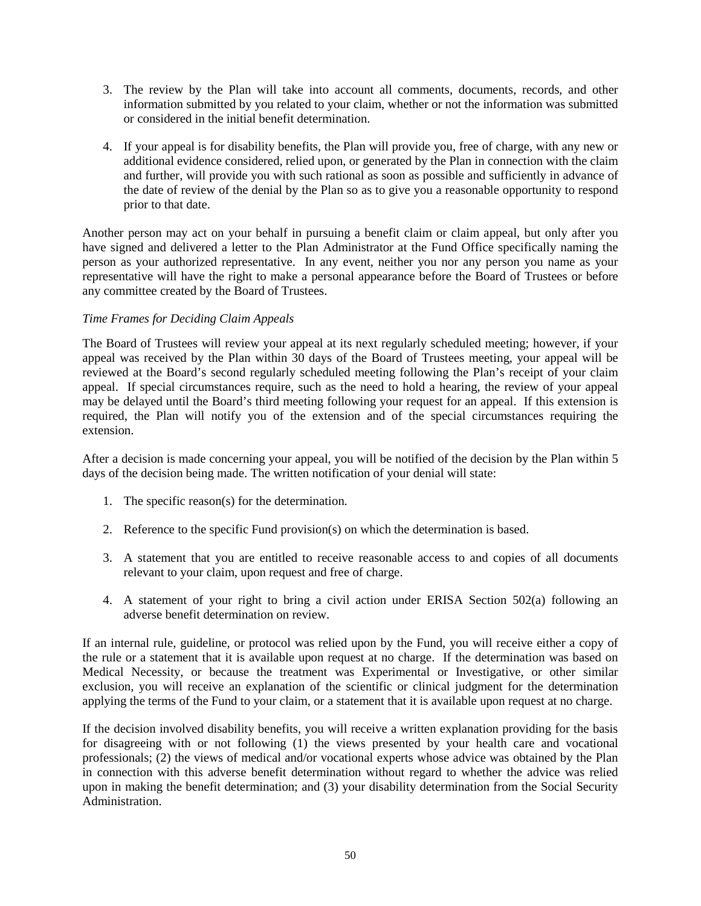3. The review by the Plan will take into account all comments, documents, records, and other information submitted by you related to your claim, whether or not the information was submitted or considered in the initial benefit determination.

4. If your appeal is for disability benefits, the Plan will provide you, free of charge, with any new or additional evidence considered, relied upon, or generated by the Plan in connection with the claim and further, will provide you with such rational as soon as possible and sufficiently in advance of the date of review of the denial by the Plan so as to give you a reasonable opportunity to respond prior to that date.

Another person may act on your behalf in pursuing a benefit claim or claim appeal, but only after you have signed and delivered a letter to the Plan Administrator at the Fund Office specifically naming the person as your authorized representative. In any event, neither you nor any person you name as your representative will have the right to make a personal appearance before the Board of Trustees or before any committee created by the Board of Trustees.

*Time Frames for Deciding Claim Appeals*

The Board of Trustees will review your appeal at its next regularly scheduled meeting; however, if your appeal was received by the Plan within 30 days of the Board of Trustees meeting, your appeal will be reviewed at the Board's second regularly scheduled meeting following the Plan's receipt of your claim appeal. If special circumstances require, such as the need to hold a hearing, the review of your appeal may be delayed until the Board's third meeting following your request for an appeal. If this extension is required, the Plan will notify you of the extension and of the special circumstances requiring the extension.

After a decision is made concerning your appeal, you will be notified of the decision by the Plan within 5 days of the decision being made. The written notification of your denial will state:

1. The specific reason(s) for the determination.

2. Reference to the specific Fund provision(s) on which the determination is based.

3. A statement that you are entitled to receive reasonable access to and copies of all documents relevant to your claim, upon request and free of charge.

4. A statement of your right to bring a civil action under ERISA Section 502(a) following an adverse benefit determination on review.

If an internal rule, guideline, or protocol was relied upon by the Fund, you will receive either a copy of the rule or a statement that it is available upon request at no charge. If the determination was based on Medical Necessity, or because the treatment was Experimental or Investigative, or other similar exclusion, you will receive an explanation of the scientific or clinical judgment for the determination applying the terms of the Fund to your claim, or a statement that it is available upon request at no charge.

If the decision involved disability benefits, you will receive a written explanation providing for the basis for disagreeing with or not following (1) the views presented by your health care and vocational professionals; (2) the views of medical and/or vocational experts whose advice was obtained by the Plan in connection with this adverse benefit determination without regard to whether the advice was relied upon in making the benefit determination; and (3) your disability determination from the Social Security Administration.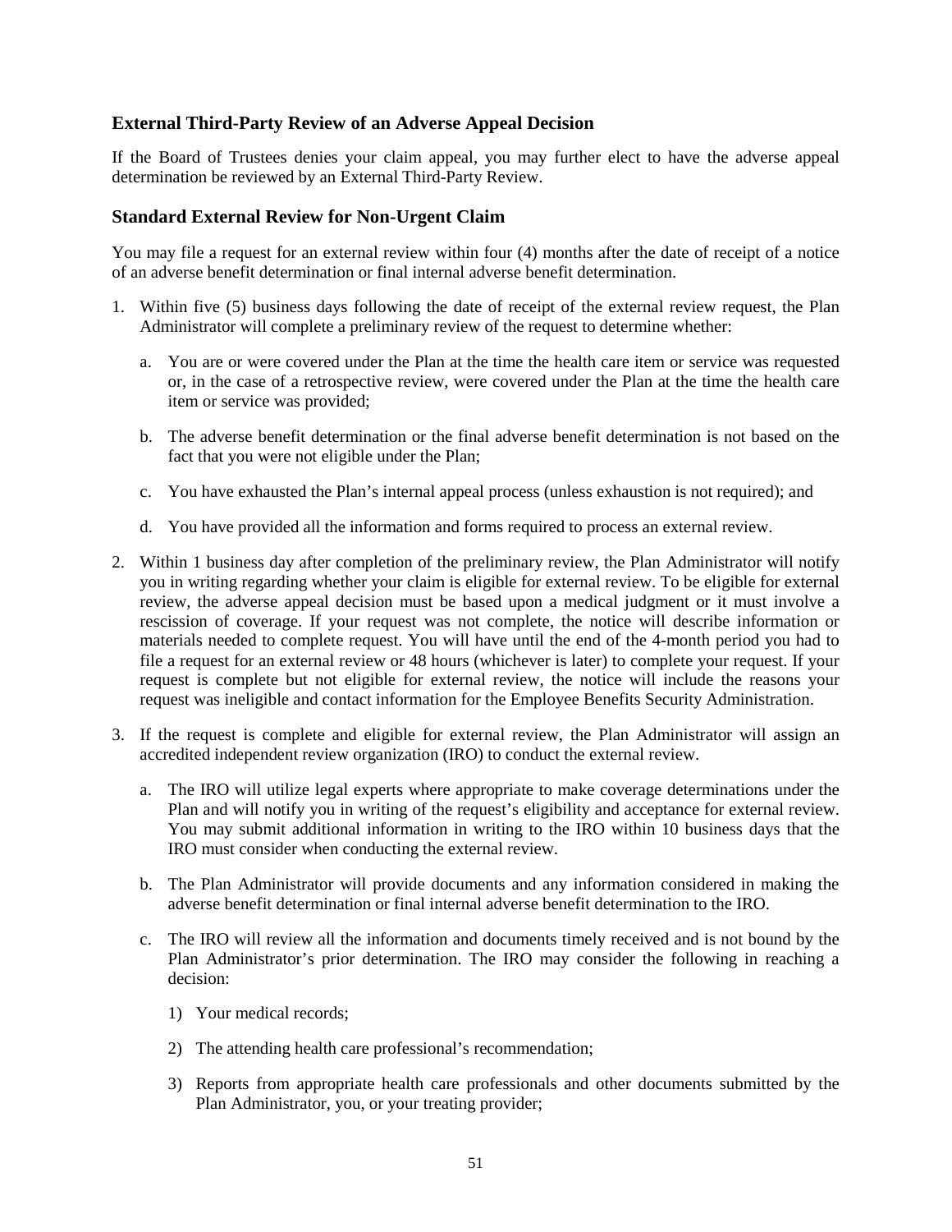### External Third-Party Review of an Adverse Appeal Decision

If the Board of Trustees denies your claim appeal, you may further elect to have the adverse appeal determination be reviewed by an External Third-Party Review.

### Standard External Review for Non-Urgent Claim

You may file a request for an external review within four (4) months after the date of receipt of a notice of an adverse benefit determination or final internal adverse benefit determination.

1. Within five (5) business days following the date of receipt of the external review request, the Plan Administrator will complete a preliminary review of the request to determine whether:

   a. You are or were covered under the Plan at the time the health care item or service was requested or, in the case of a retrospective review, were covered under the Plan at the time the health care item or service was provided;

   b. The adverse benefit determination or the final adverse benefit determination is not based on the fact that you were not eligible under the Plan;

   c. You have exhausted the Plan's internal appeal process (unless exhaustion is not required); and

   d. You have provided all the information and forms required to process an external review.

2. Within 1 business day after completion of the preliminary review, the Plan Administrator will notify you in writing regarding whether your claim is eligible for external review. To be eligible for external review, the adverse appeal decision must be based upon a medical judgment or it must involve a rescission of coverage. If your request was not complete, the notice will describe information or materials needed to complete request. You will have until the end of the 4-month period you had to file a request for an external review or 48 hours (whichever is later) to complete your request. If your request is complete but not eligible for external review, the notice will include the reasons your request was ineligible and contact information for the Employee Benefits Security Administration.

3. If the request is complete and eligible for external review, the Plan Administrator will assign an accredited independent review organization (IRO) to conduct the external review.

   a. The IRO will utilize legal experts where appropriate to make coverage determinations under the Plan and will notify you in writing of the request's eligibility and acceptance for external review. You may submit additional information in writing to the IRO within 10 business days that the IRO must consider when conducting the external review.

   b. The Plan Administrator will provide documents and any information considered in making the adverse benefit determination or final internal adverse benefit determination to the IRO.

   c. The IRO will review all the information and documents timely received and is not bound by the Plan Administrator's prior determination. The IRO may consider the following in reaching a decision:

      1) Your medical records;

      2) The attending health care professional's recommendation;

      3) Reports from appropriate health care professionals and other documents submitted by the Plan Administrator, you, or your treating provider;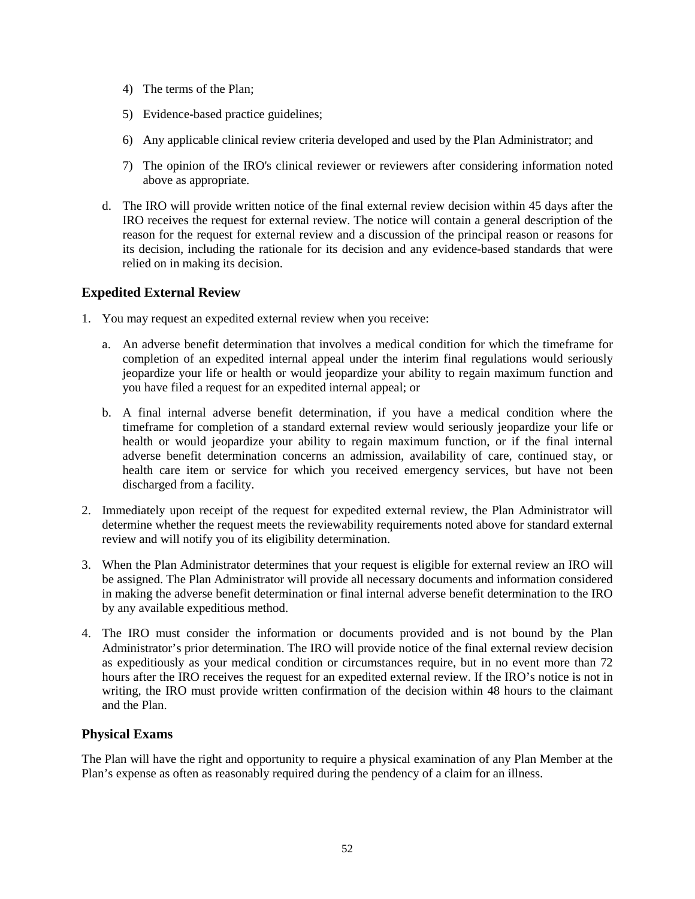4) The terms of the Plan;

5) Evidence-based practice guidelines;

6) Any applicable clinical review criteria developed and used by the Plan Administrator; and

7) The opinion of the IRO's clinical reviewer or reviewers after considering information noted above as appropriate.

d. The IRO will provide written notice of the final external review decision within 45 days after the IRO receives the request for external review. The notice will contain a general description of the reason for the request for external review and a discussion of the principal reason or reasons for its decision, including the rationale for its decision and any evidence-based standards that were relied on in making its decision.

### Expedited External Review

1. You may request an expedited external review when you receive:

   a. An adverse benefit determination that involves a medical condition for which the timeframe for completion of an expedited internal appeal under the interim final regulations would seriously jeopardize your life or health or would jeopardize your ability to regain maximum function and you have filed a request for an expedited internal appeal; or

   b. A final internal adverse benefit determination, if you have a medical condition where the timeframe for completion of a standard external review would seriously jeopardize your life or health or would jeopardize your ability to regain maximum function, or if the final internal adverse benefit determination concerns an admission, availability of care, continued stay, or health care item or service for which you received emergency services, but have not been discharged from a facility.

2. Immediately upon receipt of the request for expedited external review, the Plan Administrator will determine whether the request meets the reviewability requirements noted above for standard external review and will notify you of its eligibility determination.

3. When the Plan Administrator determines that your request is eligible for external review an IRO will be assigned. The Plan Administrator will provide all necessary documents and information considered in making the adverse benefit determination or final internal adverse benefit determination to the IRO by any available expeditious method.

4. The IRO must consider the information or documents provided and is not bound by the Plan Administrator's prior determination. The IRO will provide notice of the final external review decision as expeditiously as your medical condition or circumstances require, but in no event more than 72 hours after the IRO receives the request for an expedited external review. If the IRO's notice is not in writing, the IRO must provide written confirmation of the decision within 48 hours to the claimant and the Plan.

### Physical Exams

The Plan will have the right and opportunity to require a physical examination of any Plan Member at the Plan's expense as often as reasonably required during the pendency of a claim for an illness.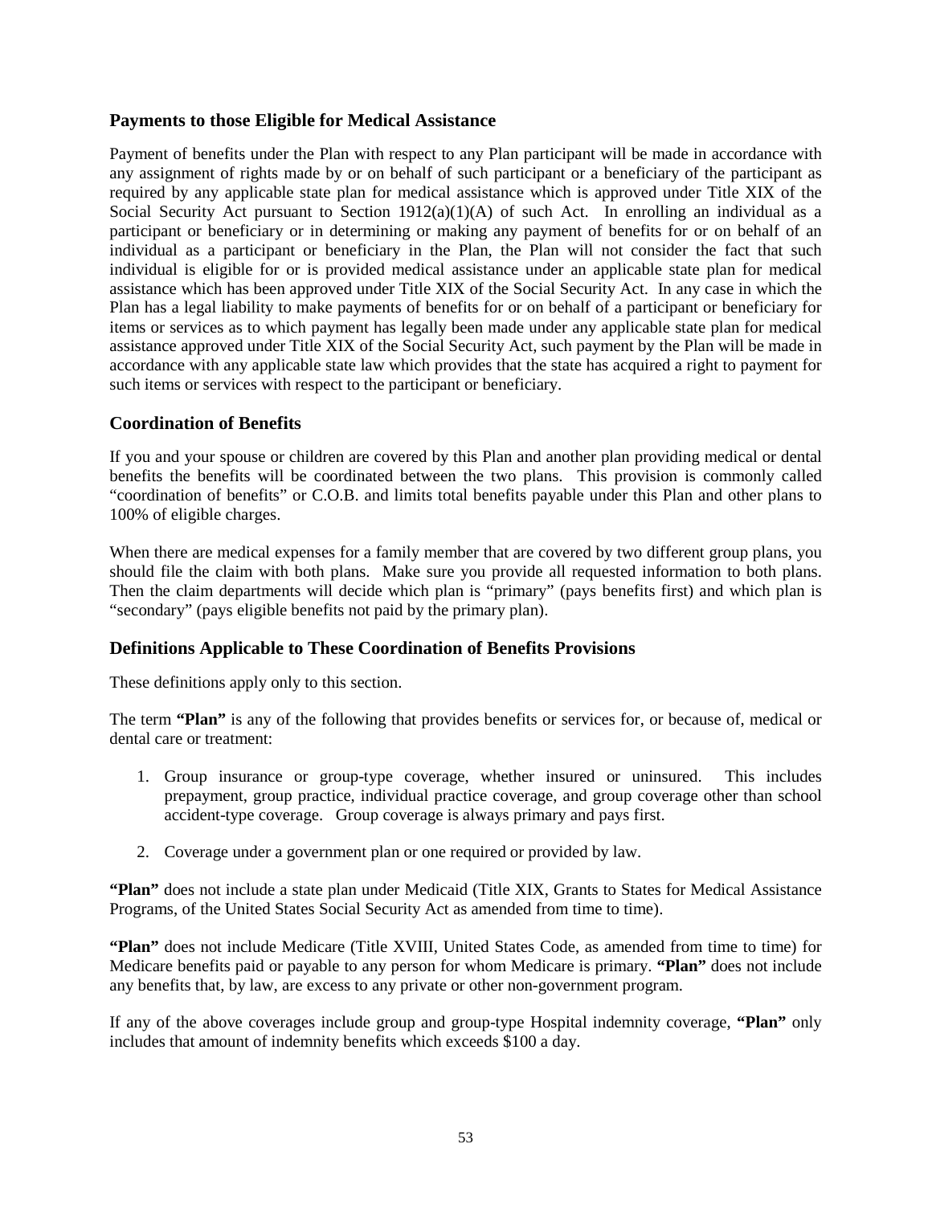## Payments to those Eligible for Medical Assistance

Payment of benefits under the Plan with respect to any Plan participant will be made in accordance with any assignment of rights made by or on behalf of such participant or a beneficiary of the participant as required by any applicable state plan for medical assistance which is approved under Title XIX of the Social Security Act pursuant to Section 1912(a)(1)(A) of such Act. In enrolling an individual as a participant or beneficiary or in determining or making any payment of benefits for or on behalf of an individual as a participant or beneficiary in the Plan, the Plan will not consider the fact that such individual is eligible for or is provided medical assistance under an applicable state plan for medical assistance which has been approved under Title XIX of the Social Security Act. In any case in which the Plan has a legal liability to make payments of benefits for or on behalf of a participant or beneficiary for items or services as to which payment has legally been made under any applicable state plan for medical assistance approved under Title XIX of the Social Security Act, such payment by the Plan will be made in accordance with any applicable state law which provides that the state has acquired a right to payment for such items or services with respect to the participant or beneficiary.

## Coordination of Benefits

If you and your spouse or children are covered by this Plan and another plan providing medical or dental benefits the benefits will be coordinated between the two plans. This provision is commonly called "coordination of benefits" or C.O.B. and limits total benefits payable under this Plan and other plans to 100% of eligible charges.

When there are medical expenses for a family member that are covered by two different group plans, you should file the claim with both plans. Make sure you provide all requested information to both plans. Then the claim departments will decide which plan is "primary" (pays benefits first) and which plan is "secondary" (pays eligible benefits not paid by the primary plan).

## Definitions Applicable to These Coordination of Benefits Provisions

These definitions apply only to this section.

The term **"Plan"** is any of the following that provides benefits or services for, or because of, medical or dental care or treatment:

1. Group insurance or group-type coverage, whether insured or uninsured. This includes prepayment, group practice, individual practice coverage, and group coverage other than school accident-type coverage. Group coverage is always primary and pays first.

2. Coverage under a government plan or one required or provided by law.

**"Plan"** does not include a state plan under Medicaid (Title XIX, Grants to States for Medical Assistance Programs, of the United States Social Security Act as amended from time to time).

**"Plan"** does not include Medicare (Title XVIII, United States Code, as amended from time to time) for Medicare benefits paid or payable to any person for whom Medicare is primary. **"Plan"** does not include any benefits that, by law, are excess to any private or other non-government program.

If any of the above coverages include group and group-type Hospital indemnity coverage, **"Plan"** only includes that amount of indemnity benefits which exceeds $100 a day.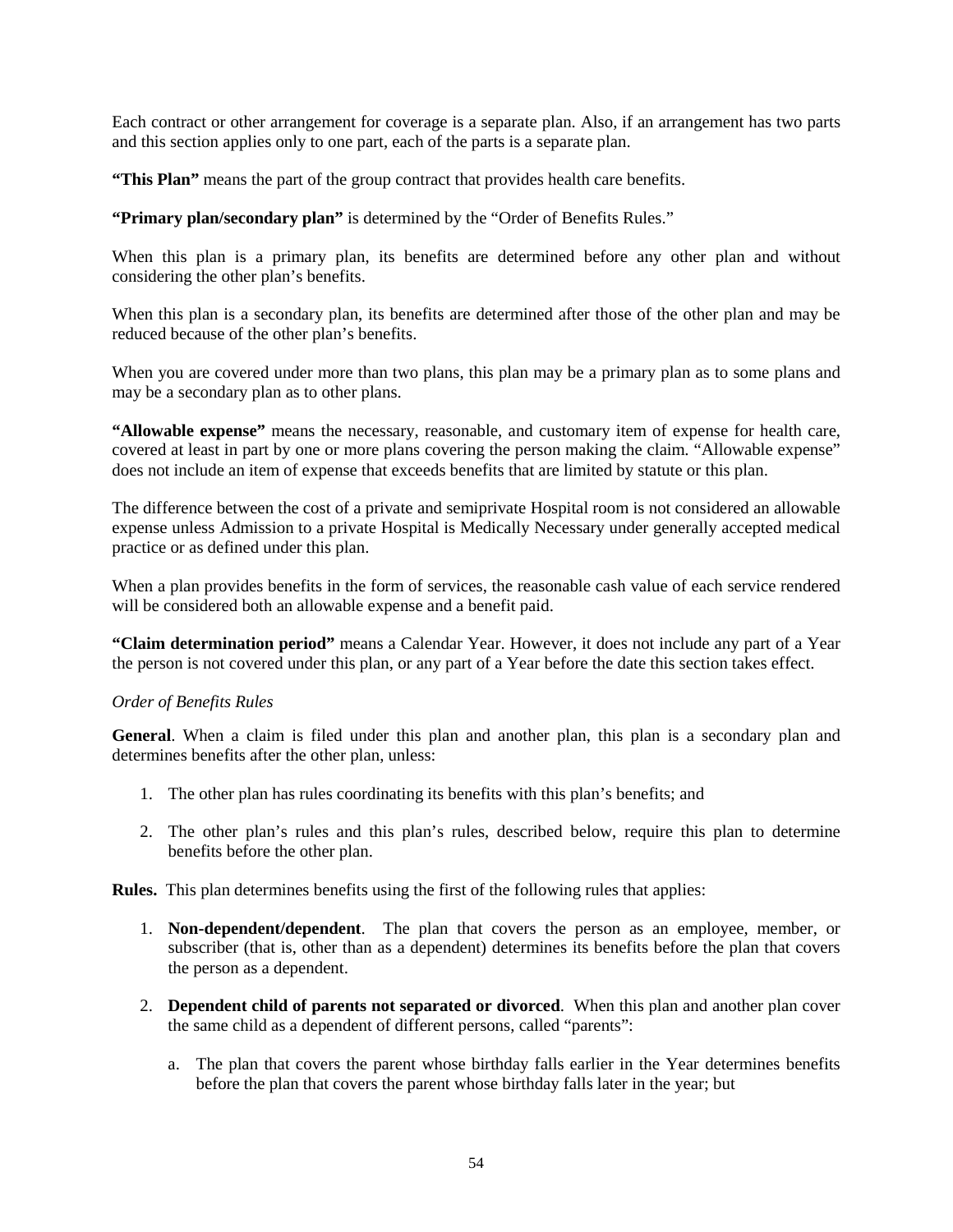Each contract or other arrangement for coverage is a separate plan. Also, if an arrangement has two parts and this section applies only to one part, each of the parts is a separate plan.

**"This Plan"** means the part of the group contract that provides health care benefits.

**"Primary plan/secondary plan"** is determined by the "Order of Benefits Rules."

When this plan is a primary plan, its benefits are determined before any other plan and without considering the other plan's benefits.

When this plan is a secondary plan, its benefits are determined after those of the other plan and may be reduced because of the other plan's benefits.

When you are covered under more than two plans, this plan may be a primary plan as to some plans and may be a secondary plan as to other plans.

**"Allowable expense"** means the necessary, reasonable, and customary item of expense for health care, covered at least in part by one or more plans covering the person making the claim. "Allowable expense" does not include an item of expense that exceeds benefits that are limited by statute or this plan.

The difference between the cost of a private and semiprivate Hospital room is not considered an allowable expense unless Admission to a private Hospital is Medically Necessary under generally accepted medical practice or as defined under this plan.

When a plan provides benefits in the form of services, the reasonable cash value of each service rendered will be considered both an allowable expense and a benefit paid.

**"Claim determination period"** means a Calendar Year. However, it does not include any part of a Year the person is not covered under this plan, or any part of a Year before the date this section takes effect.

*Order of Benefits Rules*

**General**. When a claim is filed under this plan and another plan, this plan is a secondary plan and determines benefits after the other plan, unless:

1. The other plan has rules coordinating its benefits with this plan's benefits; and
2. The other plan's rules and this plan's rules, described below, require this plan to determine benefits before the other plan.

**Rules.** This plan determines benefits using the first of the following rules that applies:

1. **Non-dependent/dependent**. The plan that covers the person as an employee, member, or subscriber (that is, other than as a dependent) determines its benefits before the plan that covers the person as a dependent.
2. **Dependent child of parents not separated or divorced**. When this plan and another plan cover the same child as a dependent of different persons, called "parents":
   a. The plan that covers the parent whose birthday falls earlier in the Year determines benefits before the plan that covers the parent whose birthday falls later in the year; but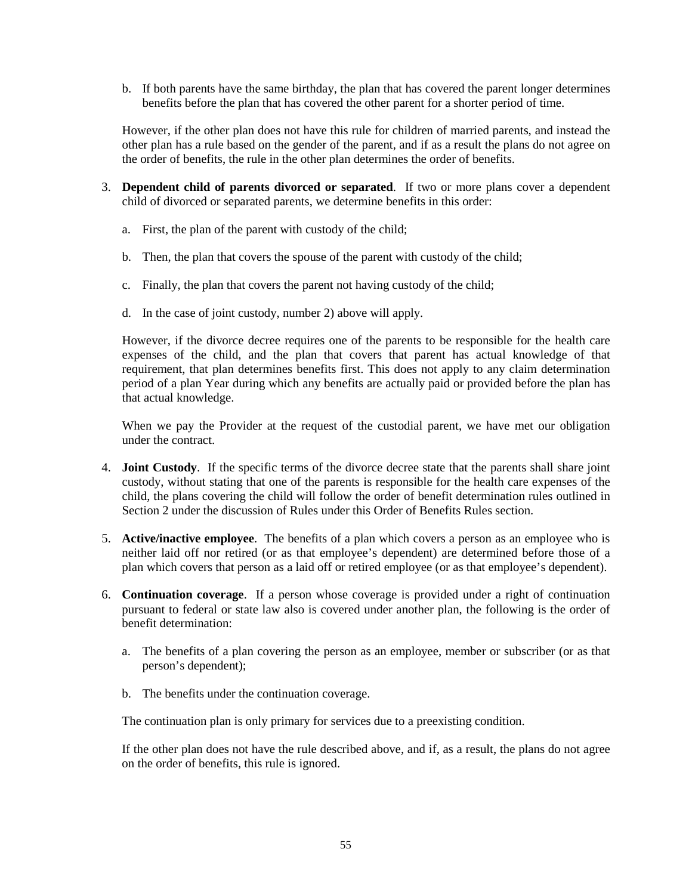b. If both parents have the same birthday, the plan that has covered the parent longer determines benefits before the plan that has covered the other parent for a shorter period of time.

However, if the other plan does not have this rule for children of married parents, and instead the other plan has a rule based on the gender of the parent, and if as a result the plans do not agree on the order of benefits, the rule in the other plan determines the order of benefits.

3. **Dependent child of parents divorced or separated**. If two or more plans cover a dependent child of divorced or separated parents, we determine benefits in this order:

   a. First, the plan of the parent with custody of the child;

   b. Then, the plan that covers the spouse of the parent with custody of the child;

   c. Finally, the plan that covers the parent not having custody of the child;

   d. In the case of joint custody, number 2) above will apply.

   However, if the divorce decree requires one of the parents to be responsible for the health care expenses of the child, and the plan that covers that parent has actual knowledge of that requirement, that plan determines benefits first. This does not apply to any claim determination period of a plan Year during which any benefits are actually paid or provided before the plan has that actual knowledge.

   When we pay the Provider at the request of the custodial parent, we have met our obligation under the contract.

4. **Joint Custody**. If the specific terms of the divorce decree state that the parents shall share joint custody, without stating that one of the parents is responsible for the health care expenses of the child, the plans covering the child will follow the order of benefit determination rules outlined in Section 2 under the discussion of Rules under this Order of Benefits Rules section.

5. **Active/inactive employee**. The benefits of a plan which covers a person as an employee who is neither laid off nor retired (or as that employee's dependent) are determined before those of a plan which covers that person as a laid off or retired employee (or as that employee's dependent).

6. **Continuation coverage**. If a person whose coverage is provided under a right of continuation pursuant to federal or state law also is covered under another plan, the following is the order of benefit determination:

   a. The benefits of a plan covering the person as an employee, member or subscriber (or as that person's dependent);

   b. The benefits under the continuation coverage.

   The continuation plan is only primary for services due to a preexisting condition.

   If the other plan does not have the rule described above, and if, as a result, the plans do not agree on the order of benefits, this rule is ignored.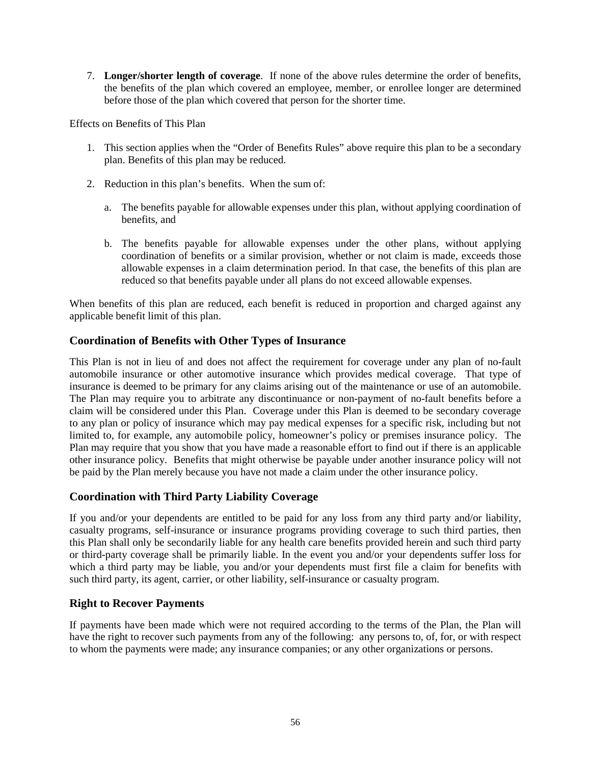7. **Longer/shorter length of coverage**. If none of the above rules determine the order of benefits, the benefits of the plan which covered an employee, member, or enrollee longer are determined before those of the plan which covered that person for the shorter time.

Effects on Benefits of This Plan

1. This section applies when the "Order of Benefits Rules" above require this plan to be a secondary plan. Benefits of this plan may be reduced.

2. Reduction in this plan's benefits. When the sum of:

   a. The benefits payable for allowable expenses under this plan, without applying coordination of benefits, and

   b. The benefits payable for allowable expenses under the other plans, without applying coordination of benefits or a similar provision, whether or not claim is made, exceeds those allowable expenses in a claim determination period. In that case, the benefits of this plan are reduced so that benefits payable under all plans do not exceed allowable expenses.

When benefits of this plan are reduced, each benefit is reduced in proportion and charged against any applicable benefit limit of this plan.

## Coordination of Benefits with Other Types of Insurance

This Plan is not in lieu of and does not affect the requirement for coverage under any plan of no-fault automobile insurance or other automotive insurance which provides medical coverage. That type of insurance is deemed to be primary for any claims arising out of the maintenance or use of an automobile. The Plan may require you to arbitrate any discontinuance or non-payment of no-fault benefits before a claim will be considered under this Plan. Coverage under this Plan is deemed to be secondary coverage to any plan or policy of insurance which may pay medical expenses for a specific risk, including but not limited to, for example, any automobile policy, homeowner's policy or premises insurance policy. The Plan may require that you show that you have made a reasonable effort to find out if there is an applicable other insurance policy. Benefits that might otherwise be payable under another insurance policy will not be paid by the Plan merely because you have not made a claim under the other insurance policy.

## Coordination with Third Party Liability Coverage

If you and/or your dependents are entitled to be paid for any loss from any third party and/or liability, casualty programs, self-insurance or insurance programs providing coverage to such third parties, then this Plan shall only be secondarily liable for any health care benefits provided herein and such third party or third-party coverage shall be primarily liable. In the event you and/or your dependents suffer loss for which a third party may be liable, you and/or your dependents must first file a claim for benefits with such third party, its agent, carrier, or other liability, self-insurance or casualty program.

## Right to Recover Payments

If payments have been made which were not required according to the terms of the Plan, the Plan will have the right to recover such payments from any of the following: any persons to, of, for, or with respect to whom the payments were made; any insurance companies; or any other organizations or persons.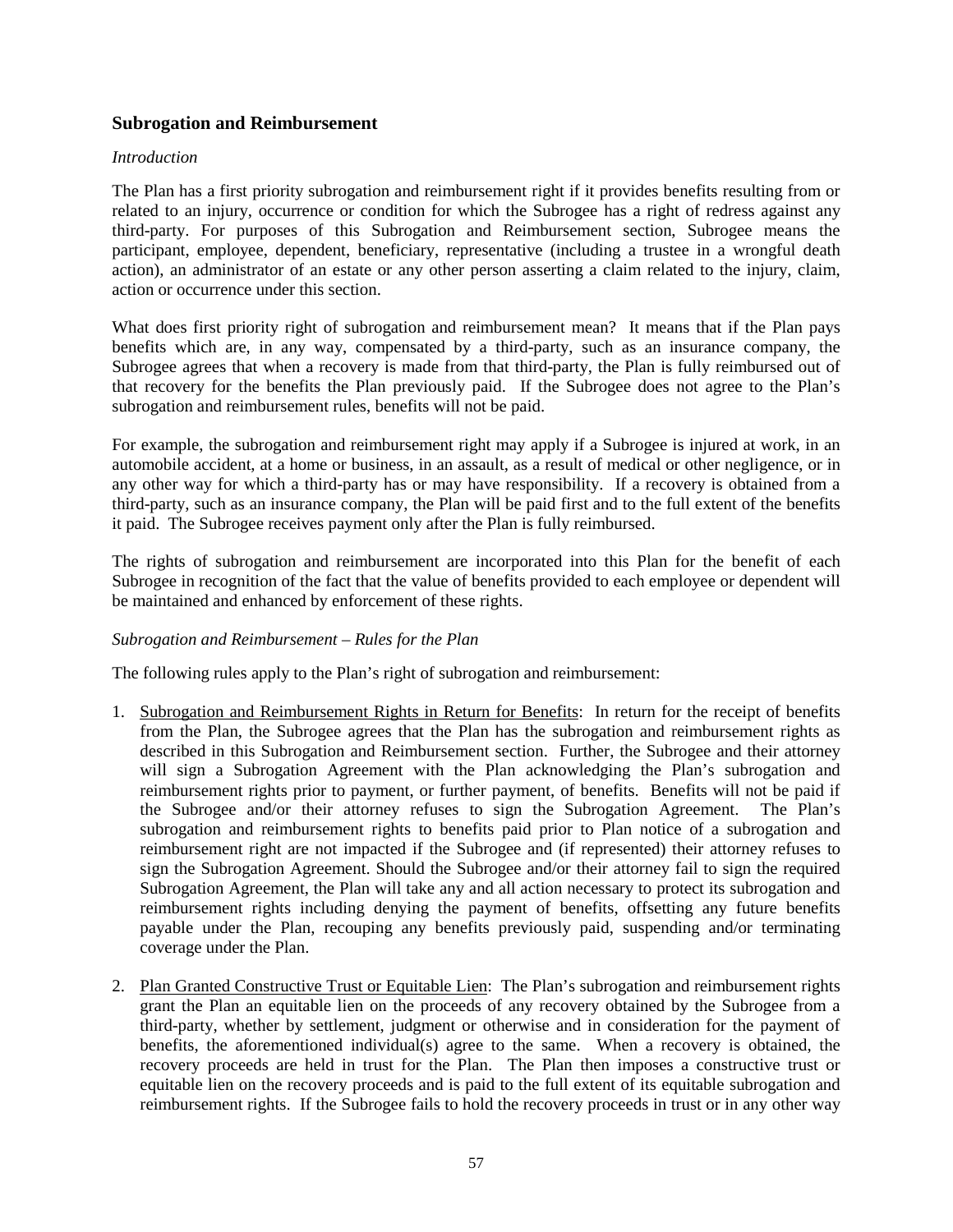## Subrogation and Reimbursement

*Introduction*

The Plan has a first priority subrogation and reimbursement right if it provides benefits resulting from or related to an injury, occurrence or condition for which the Subrogee has a right of redress against any third-party. For purposes of this Subrogation and Reimbursement section, Subrogee means the participant, employee, dependent, beneficiary, representative (including a trustee in a wrongful death action), an administrator of an estate or any other person asserting a claim related to the injury, claim, action or occurrence under this section.

What does first priority right of subrogation and reimbursement mean? It means that if the Plan pays benefits which are, in any way, compensated by a third-party, such as an insurance company, the Subrogee agrees that when a recovery is made from that third-party, the Plan is fully reimbursed out of that recovery for the benefits the Plan previously paid. If the Subrogee does not agree to the Plan's subrogation and reimbursement rules, benefits will not be paid.

For example, the subrogation and reimbursement right may apply if a Subrogee is injured at work, in an automobile accident, at a home or business, in an assault, as a result of medical or other negligence, or in any other way for which a third-party has or may have responsibility. If a recovery is obtained from a third-party, such as an insurance company, the Plan will be paid first and to the full extent of the benefits it paid. The Subrogee receives payment only after the Plan is fully reimbursed.

The rights of subrogation and reimbursement are incorporated into this Plan for the benefit of each Subrogee in recognition of the fact that the value of benefits provided to each employee or dependent will be maintained and enhanced by enforcement of these rights.

*Subrogation and Reimbursement – Rules for the Plan*

The following rules apply to the Plan's right of subrogation and reimbursement:

1. <u>Subrogation and Reimbursement Rights in Return for Benefits</u>: In return for the receipt of benefits from the Plan, the Subrogee agrees that the Plan has the subrogation and reimbursement rights as described in this Subrogation and Reimbursement section. Further, the Subrogee and their attorney will sign a Subrogation Agreement with the Plan acknowledging the Plan's subrogation and reimbursement rights prior to payment, or further payment, of benefits. Benefits will not be paid if the Subrogee and/or their attorney refuses to sign the Subrogation Agreement. The Plan's subrogation and reimbursement rights to benefits paid prior to Plan notice of a subrogation and reimbursement right are not impacted if the Subrogee and (if represented) their attorney refuses to sign the Subrogation Agreement. Should the Subrogee and/or their attorney fail to sign the required Subrogation Agreement, the Plan will take any and all action necessary to protect its subrogation and reimbursement rights including denying the payment of benefits, offsetting any future benefits payable under the Plan, recouping any benefits previously paid, suspending and/or terminating coverage under the Plan.

2. <u>Plan Granted Constructive Trust or Equitable Lien</u>: The Plan's subrogation and reimbursement rights grant the Plan an equitable lien on the proceeds of any recovery obtained by the Subrogee from a third-party, whether by settlement, judgment or otherwise and in consideration for the payment of benefits, the aforementioned individual(s) agree to the same. When a recovery is obtained, the recovery proceeds are held in trust for the Plan. The Plan then imposes a constructive trust or equitable lien on the recovery proceeds and is paid to the full extent of its equitable subrogation and reimbursement rights. If the Subrogee fails to hold the recovery proceeds in trust or in any other way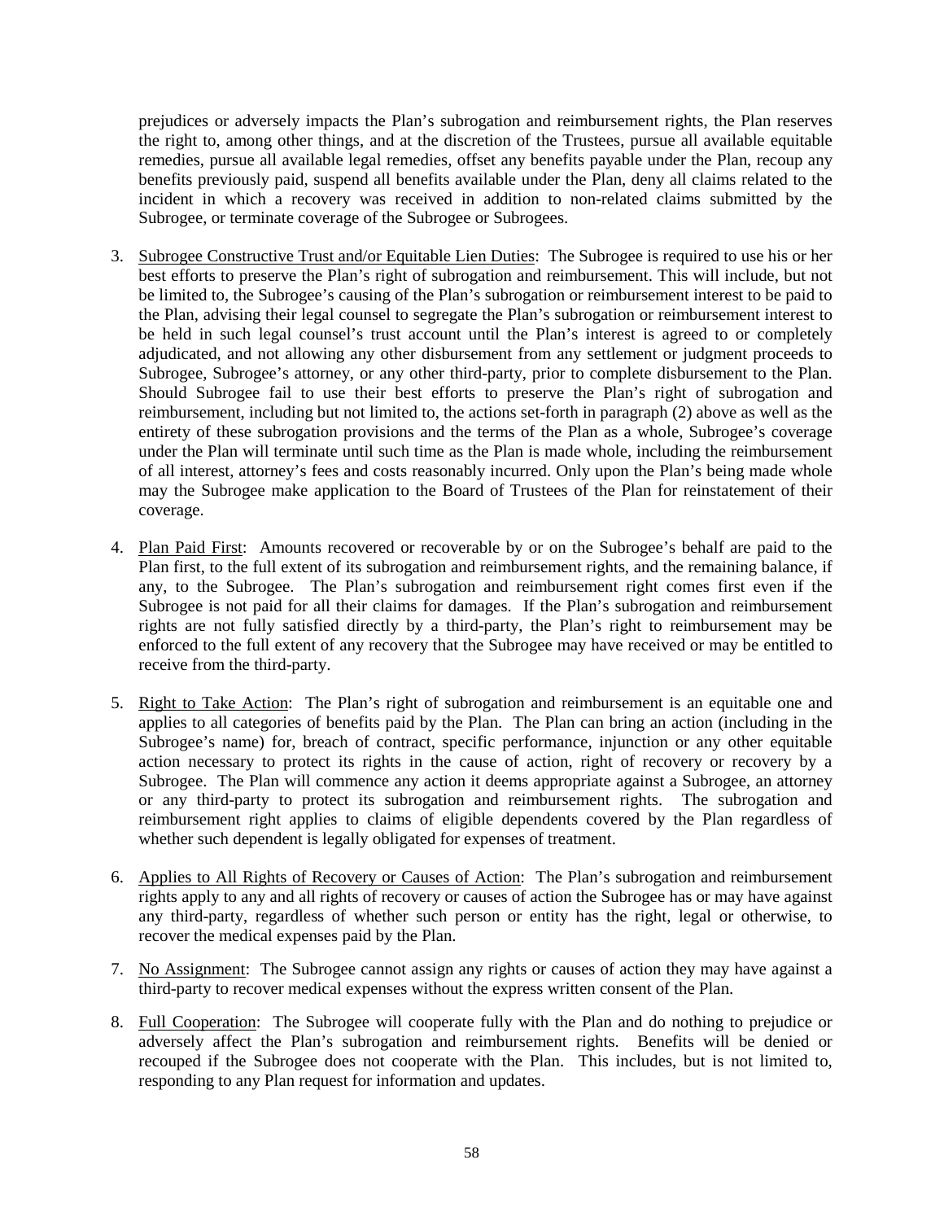prejudices or adversely impacts the Plan's subrogation and reimbursement rights, the Plan reserves the right to, among other things, and at the discretion of the Trustees, pursue all available equitable remedies, pursue all available legal remedies, offset any benefits payable under the Plan, recoup any benefits previously paid, suspend all benefits available under the Plan, deny all claims related to the incident in which a recovery was received in addition to non-related claims submitted by the Subrogee, or terminate coverage of the Subrogee or Subrogees.

3. Subrogee Constructive Trust and/or Equitable Lien Duties: The Subrogee is required to use his or her best efforts to preserve the Plan's right of subrogation and reimbursement. This will include, but not be limited to, the Subrogee's causing of the Plan's subrogation or reimbursement interest to be paid to the Plan, advising their legal counsel to segregate the Plan's subrogation or reimbursement interest to be held in such legal counsel's trust account until the Plan's interest is agreed to or completely adjudicated, and not allowing any other disbursement from any settlement or judgment proceeds to Subrogee, Subrogee's attorney, or any other third-party, prior to complete disbursement to the Plan. Should Subrogee fail to use their best efforts to preserve the Plan's right of subrogation and reimbursement, including but not limited to, the actions set-forth in paragraph (2) above as well as the entirety of these subrogation provisions and the terms of the Plan as a whole, Subrogee's coverage under the Plan will terminate until such time as the Plan is made whole, including the reimbursement of all interest, attorney's fees and costs reasonably incurred. Only upon the Plan's being made whole may the Subrogee make application to the Board of Trustees of the Plan for reinstatement of their coverage.

4. Plan Paid First: Amounts recovered or recoverable by or on the Subrogee's behalf are paid to the Plan first, to the full extent of its subrogation and reimbursement rights, and the remaining balance, if any, to the Subrogee. The Plan's subrogation and reimbursement right comes first even if the Subrogee is not paid for all their claims for damages. If the Plan's subrogation and reimbursement rights are not fully satisfied directly by a third-party, the Plan's right to reimbursement may be enforced to the full extent of any recovery that the Subrogee may have received or may be entitled to receive from the third-party.

5. Right to Take Action: The Plan's right of subrogation and reimbursement is an equitable one and applies to all categories of benefits paid by the Plan. The Plan can bring an action (including in the Subrogee's name) for, breach of contract, specific performance, injunction or any other equitable action necessary to protect its rights in the cause of action, right of recovery or recovery by a Subrogee. The Plan will commence any action it deems appropriate against a Subrogee, an attorney or any third-party to protect its subrogation and reimbursement rights. The subrogation and reimbursement right applies to claims of eligible dependents covered by the Plan regardless of whether such dependent is legally obligated for expenses of treatment.

6. Applies to All Rights of Recovery or Causes of Action: The Plan's subrogation and reimbursement rights apply to any and all rights of recovery or causes of action the Subrogee has or may have against any third-party, regardless of whether such person or entity has the right, legal or otherwise, to recover the medical expenses paid by the Plan.

7. No Assignment: The Subrogee cannot assign any rights or causes of action they may have against a third-party to recover medical expenses without the express written consent of the Plan.

8. Full Cooperation: The Subrogee will cooperate fully with the Plan and do nothing to prejudice or adversely affect the Plan's subrogation and reimbursement rights. Benefits will be denied or recouped if the Subrogee does not cooperate with the Plan. This includes, but is not limited to, responding to any Plan request for information and updates.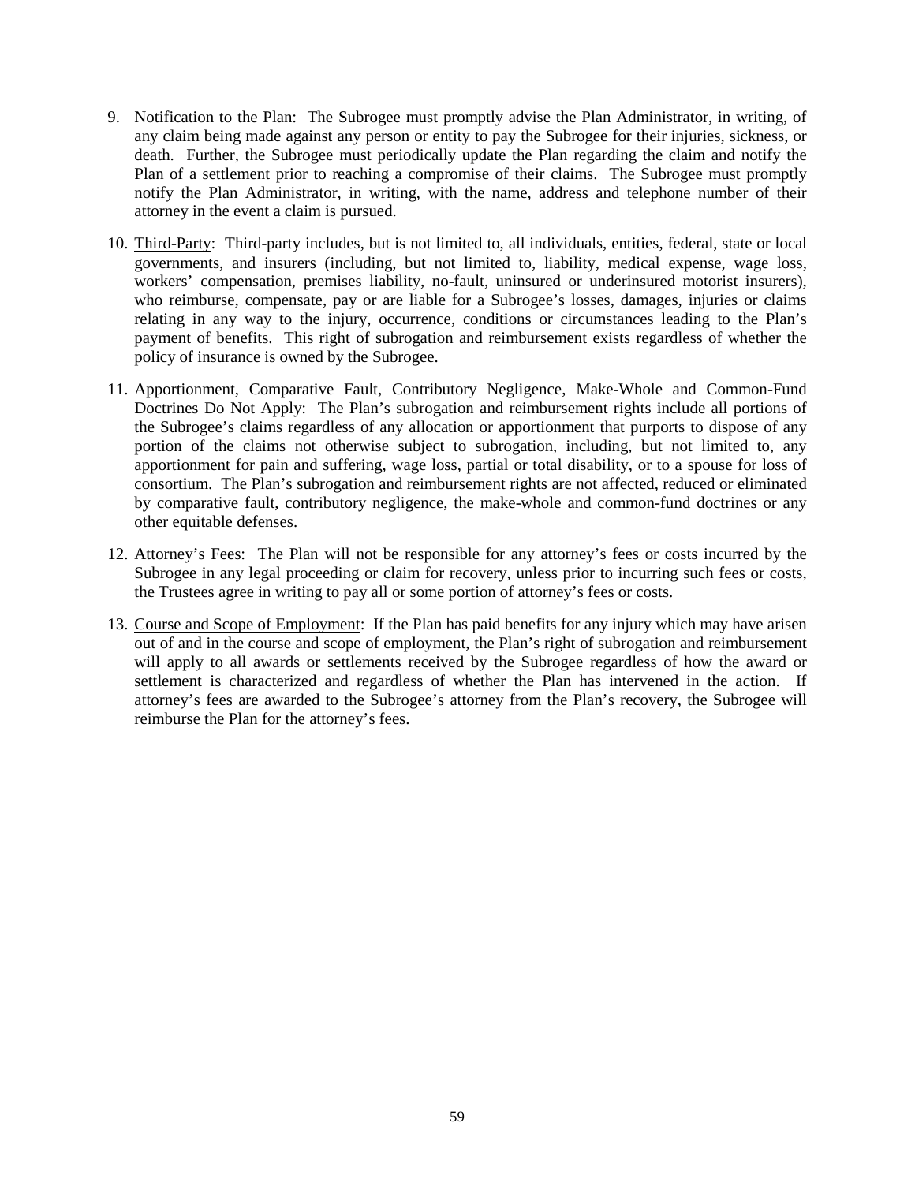9. Notification to the Plan: The Subrogee must promptly advise the Plan Administrator, in writing, of any claim being made against any person or entity to pay the Subrogee for their injuries, sickness, or death. Further, the Subrogee must periodically update the Plan regarding the claim and notify the Plan of a settlement prior to reaching a compromise of their claims. The Subrogee must promptly notify the Plan Administrator, in writing, with the name, address and telephone number of their attorney in the event a claim is pursued.

10. Third-Party: Third-party includes, but is not limited to, all individuals, entities, federal, state or local governments, and insurers (including, but not limited to, liability, medical expense, wage loss, workers' compensation, premises liability, no-fault, uninsured or underinsured motorist insurers), who reimburse, compensate, pay or are liable for a Subrogee's losses, damages, injuries or claims relating in any way to the injury, occurrence, conditions or circumstances leading to the Plan's payment of benefits. This right of subrogation and reimbursement exists regardless of whether the policy of insurance is owned by the Subrogee.

11. Apportionment, Comparative Fault, Contributory Negligence, Make-Whole and Common-Fund Doctrines Do Not Apply: The Plan's subrogation and reimbursement rights include all portions of the Subrogee's claims regardless of any allocation or apportionment that purports to dispose of any portion of the claims not otherwise subject to subrogation, including, but not limited to, any apportionment for pain and suffering, wage loss, partial or total disability, or to a spouse for loss of consortium. The Plan's subrogation and reimbursement rights are not affected, reduced or eliminated by comparative fault, contributory negligence, the make-whole and common-fund doctrines or any other equitable defenses.

12. Attorney's Fees: The Plan will not be responsible for any attorney's fees or costs incurred by the Subrogee in any legal proceeding or claim for recovery, unless prior to incurring such fees or costs, the Trustees agree in writing to pay all or some portion of attorney's fees or costs.

13. Course and Scope of Employment: If the Plan has paid benefits for any injury which may have arisen out of and in the course and scope of employment, the Plan's right of subrogation and reimbursement will apply to all awards or settlements received by the Subrogee regardless of how the award or settlement is characterized and regardless of whether the Plan has intervened in the action. If attorney's fees are awarded to the Subrogee's attorney from the Plan's recovery, the Subrogee will reimburse the Plan for the attorney's fees.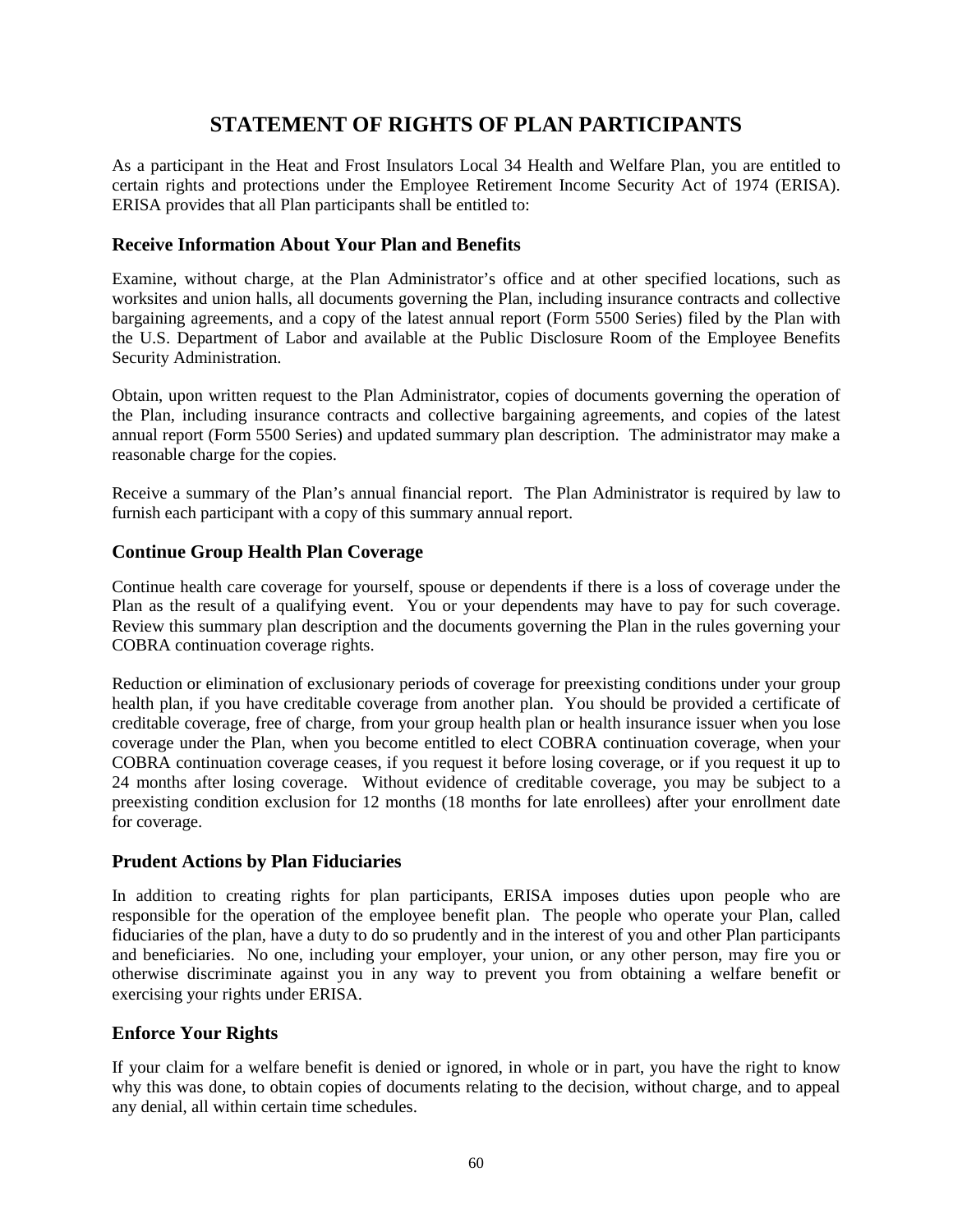# STATEMENT OF RIGHTS OF PLAN PARTICIPANTS

As a participant in the Heat and Frost Insulators Local 34 Health and Welfare Plan, you are entitled to certain rights and protections under the Employee Retirement Income Security Act of 1974 (ERISA). ERISA provides that all Plan participants shall be entitled to:

### Receive Information About Your Plan and Benefits

Examine, without charge, at the Plan Administrator's office and at other specified locations, such as worksites and union halls, all documents governing the Plan, including insurance contracts and collective bargaining agreements, and a copy of the latest annual report (Form 5500 Series) filed by the Plan with the U.S. Department of Labor and available at the Public Disclosure Room of the Employee Benefits Security Administration.

Obtain, upon written request to the Plan Administrator, copies of documents governing the operation of the Plan, including insurance contracts and collective bargaining agreements, and copies of the latest annual report (Form 5500 Series) and updated summary plan description. The administrator may make a reasonable charge for the copies.

Receive a summary of the Plan's annual financial report. The Plan Administrator is required by law to furnish each participant with a copy of this summary annual report.

### Continue Group Health Plan Coverage

Continue health care coverage for yourself, spouse or dependents if there is a loss of coverage under the Plan as the result of a qualifying event. You or your dependents may have to pay for such coverage. Review this summary plan description and the documents governing the Plan in the rules governing your COBRA continuation coverage rights.

Reduction or elimination of exclusionary periods of coverage for preexisting conditions under your group health plan, if you have creditable coverage from another plan. You should be provided a certificate of creditable coverage, free of charge, from your group health plan or health insurance issuer when you lose coverage under the Plan, when you become entitled to elect COBRA continuation coverage, when your COBRA continuation coverage ceases, if you request it before losing coverage, or if you request it up to 24 months after losing coverage. Without evidence of creditable coverage, you may be subject to a preexisting condition exclusion for 12 months (18 months for late enrollees) after your enrollment date for coverage.

### Prudent Actions by Plan Fiduciaries

In addition to creating rights for plan participants, ERISA imposes duties upon people who are responsible for the operation of the employee benefit plan. The people who operate your Plan, called fiduciaries of the plan, have a duty to do so prudently and in the interest of you and other Plan participants and beneficiaries. No one, including your employer, your union, or any other person, may fire you or otherwise discriminate against you in any way to prevent you from obtaining a welfare benefit or exercising your rights under ERISA.

### Enforce Your Rights

If your claim for a welfare benefit is denied or ignored, in whole or in part, you have the right to know why this was done, to obtain copies of documents relating to the decision, without charge, and to appeal any denial, all within certain time schedules.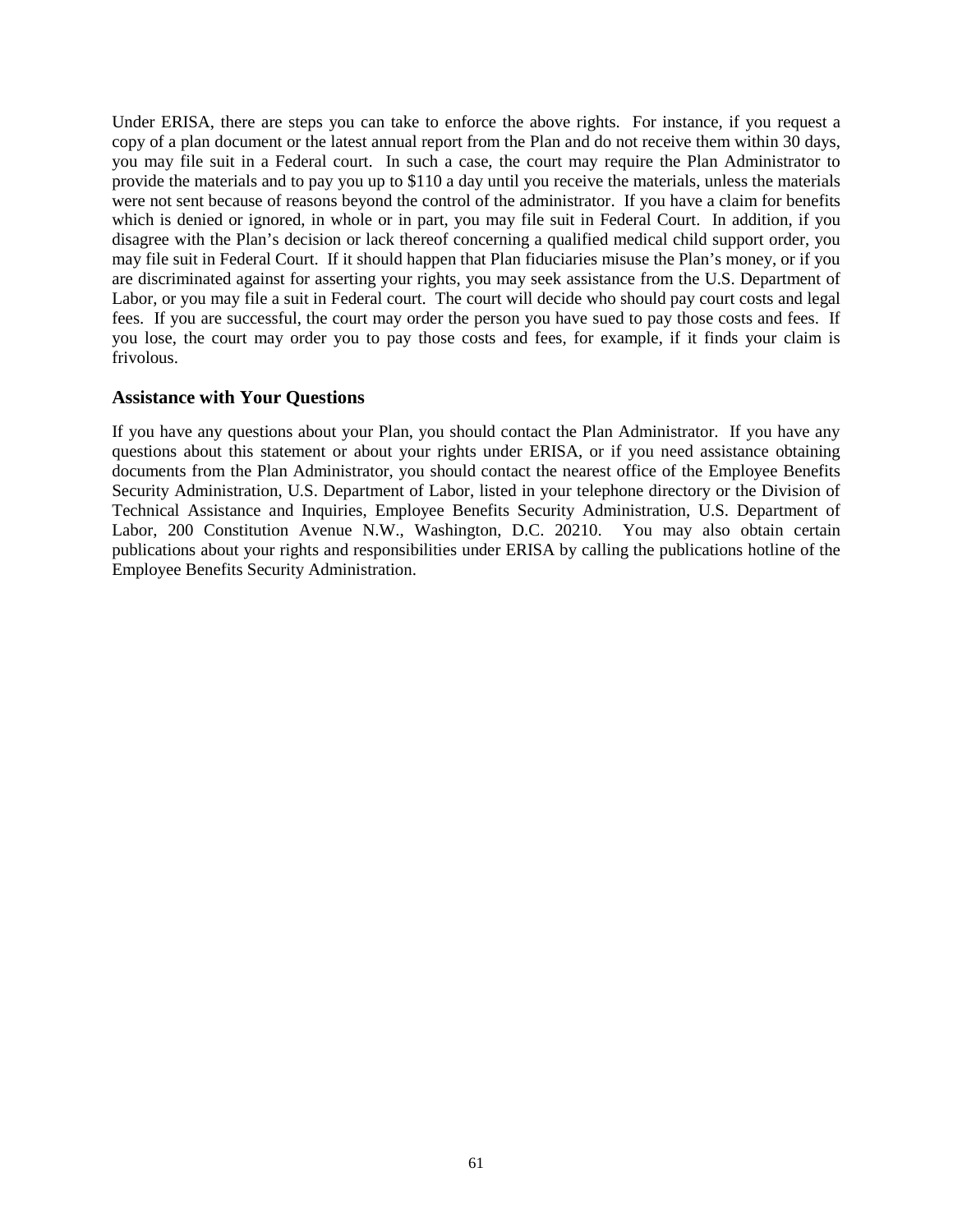Under ERISA, there are steps you can take to enforce the above rights. For instance, if you request a copy of a plan document or the latest annual report from the Plan and do not receive them within 30 days, you may file suit in a Federal court. In such a case, the court may require the Plan Administrator to provide the materials and to pay you up to $110 a day until you receive the materials, unless the materials were not sent because of reasons beyond the control of the administrator. If you have a claim for benefits which is denied or ignored, in whole or in part, you may file suit in Federal Court. In addition, if you disagree with the Plan's decision or lack thereof concerning a qualified medical child support order, you may file suit in Federal Court. If it should happen that Plan fiduciaries misuse the Plan's money, or if you are discriminated against for asserting your rights, you may seek assistance from the U.S. Department of Labor, or you may file a suit in Federal court. The court will decide who should pay court costs and legal fees. If you are successful, the court may order the person you have sued to pay those costs and fees. If you lose, the court may order you to pay those costs and fees, for example, if it finds your claim is frivolous.

### Assistance with Your Questions

If you have any questions about your Plan, you should contact the Plan Administrator. If you have any questions about this statement or about your rights under ERISA, or if you need assistance obtaining documents from the Plan Administrator, you should contact the nearest office of the Employee Benefits Security Administration, U.S. Department of Labor, listed in your telephone directory or the Division of Technical Assistance and Inquiries, Employee Benefits Security Administration, U.S. Department of Labor, 200 Constitution Avenue N.W., Washington, D.C. 20210. You may also obtain certain publications about your rights and responsibilities under ERISA by calling the publications hotline of the Employee Benefits Security Administration.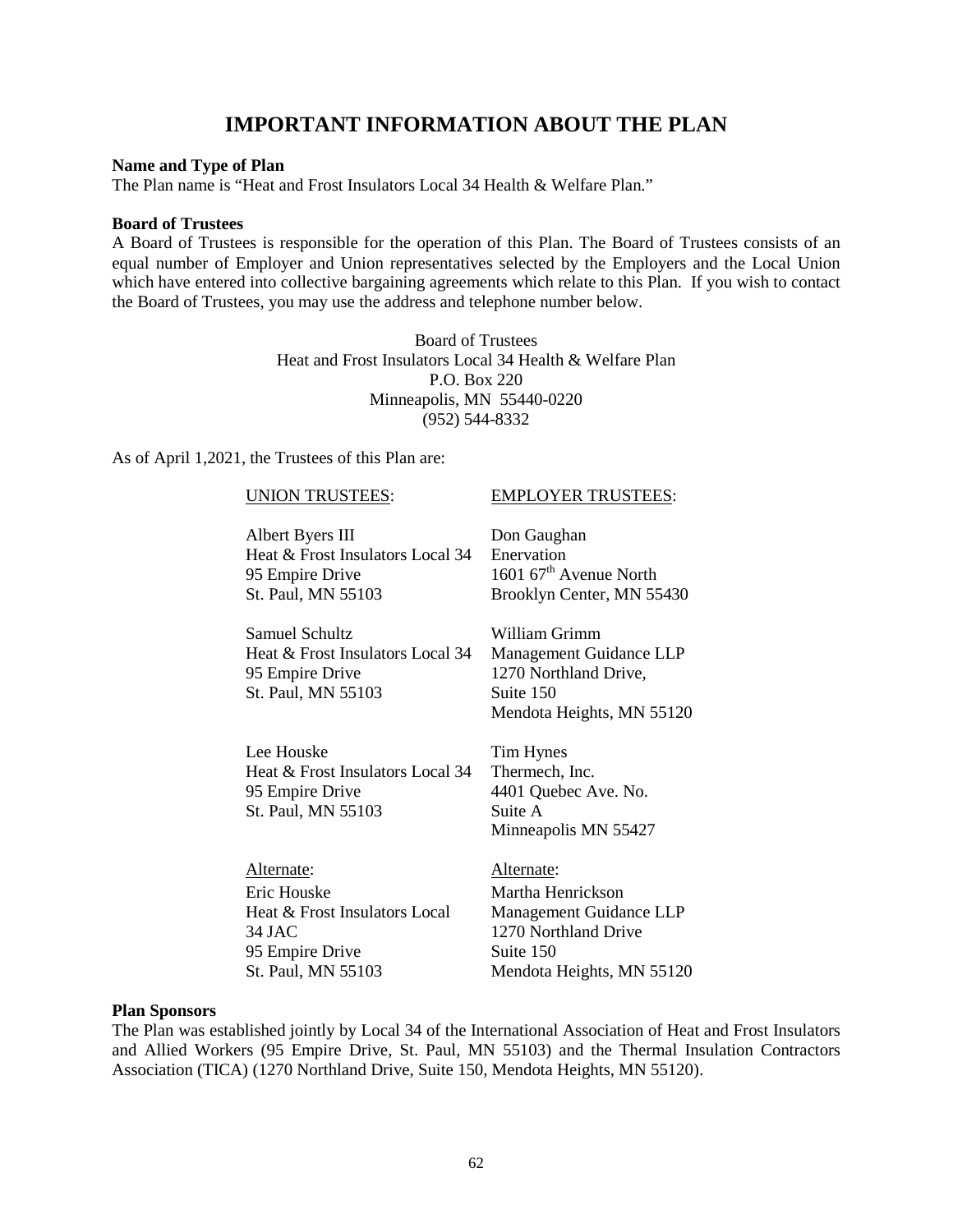# IMPORTANT INFORMATION ABOUT THE PLAN

**Name and Type of Plan**

The Plan name is "Heat and Frost Insulators Local 34 Health & Welfare Plan."

**Board of Trustees**

A Board of Trustees is responsible for the operation of this Plan. The Board of Trustees consists of an equal number of Employer and Union representatives selected by the Employers and the Local Union which have entered into collective bargaining agreements which relate to this Plan. If you wish to contact the Board of Trustees, you may use the address and telephone number below.

Board of Trustees
Heat and Frost Insulators Local 34 Health & Welfare Plan
P.O. Box 220
Minneapolis, MN 55440-0220
(952) 544-8332

As of April 1,2021, the Trustees of this Plan are:

| UNION TRUSTEES: | EMPLOYER TRUSTEES: |
|---|---|
| Albert Byers III<br>Heat & Frost Insulators Local 34<br>95 Empire Drive<br>St. Paul, MN 55103 | Don Gaughan<br>Enervation<br>1601 67th Avenue North<br>Brooklyn Center, MN 55430 |
| Samuel Schultz<br>Heat & Frost Insulators Local 34<br>95 Empire Drive<br>St. Paul, MN 55103 | William Grimm<br>Management Guidance LLP<br>1270 Northland Drive,<br>Suite 150<br>Mendota Heights, MN 55120 |
| Lee Houske<br>Heat & Frost Insulators Local 34<br>95 Empire Drive<br>St. Paul, MN 55103 | Tim Hynes<br>Thermech, Inc.<br>4401 Quebec Ave. No.<br>Suite A<br>Minneapolis MN 55427 |
| Alternate:<br>Eric Houske<br>Heat & Frost Insulators Local 34 JAC<br>95 Empire Drive<br>St. Paul, MN 55103 | Alternate:<br>Martha Henrickson<br>Management Guidance LLP<br>1270 Northland Drive<br>Suite 150<br>Mendota Heights, MN 55120 |

**Plan Sponsors**

The Plan was established jointly by Local 34 of the International Association of Heat and Frost Insulators and Allied Workers (95 Empire Drive, St. Paul, MN 55103) and the Thermal Insulation Contractors Association (TICA) (1270 Northland Drive, Suite 150, Mendota Heights, MN 55120).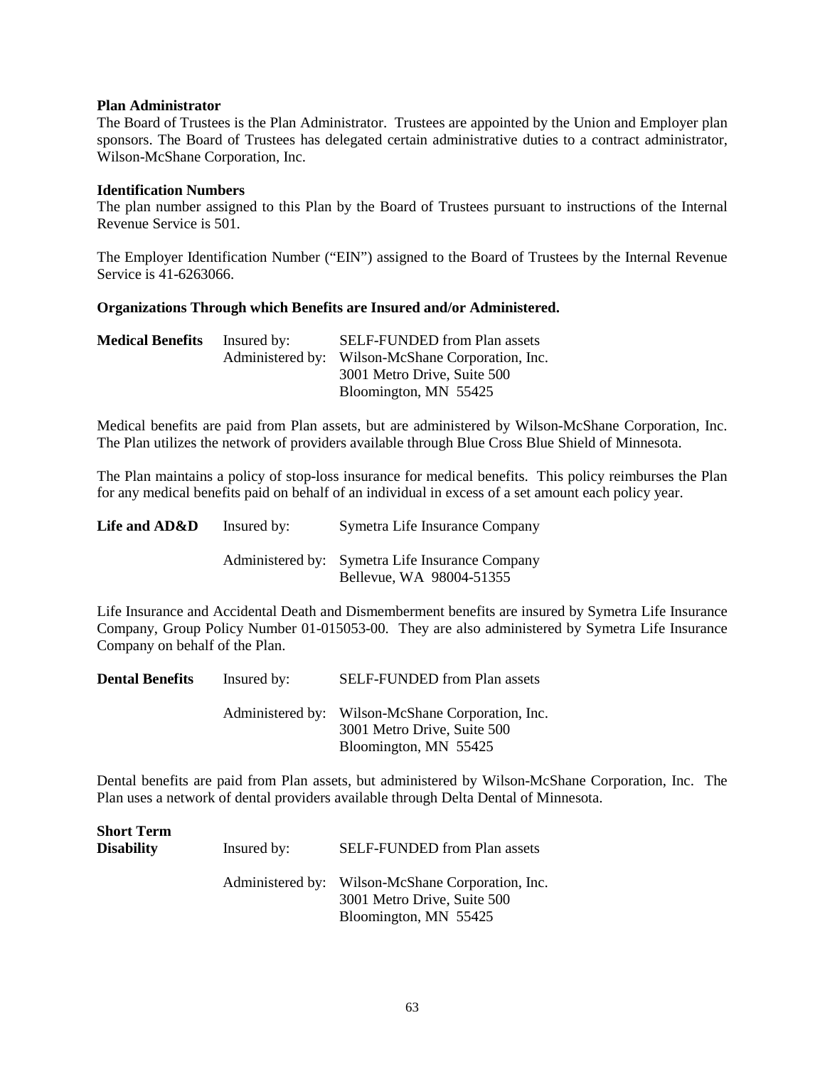**Plan Administrator**
The Board of Trustees is the Plan Administrator. Trustees are appointed by the Union and Employer plan sponsors. The Board of Trustees has delegated certain administrative duties to a contract administrator, Wilson-McShane Corporation, Inc.

**Identification Numbers**
The plan number assigned to this Plan by the Board of Trustees pursuant to instructions of the Internal Revenue Service is 501.

The Employer Identification Number ("EIN") assigned to the Board of Trustees by the Internal Revenue Service is 41-6263066.

**Organizations Through which Benefits are Insured and/or Administered.**

| | | |
|---|---|---|
| **Medical Benefits** | Insured by: | SELF-FUNDED from Plan assets |
| | Administered by: | Wilson-McShane Corporation, Inc.<br>3001 Metro Drive, Suite 500<br>Bloomington, MN 55425 |

Medical benefits are paid from Plan assets, but are administered by Wilson-McShane Corporation, Inc. The Plan utilizes the network of providers available through Blue Cross Blue Shield of Minnesota.

The Plan maintains a policy of stop-loss insurance for medical benefits. This policy reimburses the Plan for any medical benefits paid on behalf of an individual in excess of a set amount each policy year.

| | | |
|---|---|---|
| **Life and AD&D** | Insured by: | Symetra Life Insurance Company |
| | Administered by: | Symetra Life Insurance Company<br>Bellevue, WA 98004-51355 |

Life Insurance and Accidental Death and Dismemberment benefits are insured by Symetra Life Insurance Company, Group Policy Number 01-015053-00. They are also administered by Symetra Life Insurance Company on behalf of the Plan.

| | | |
|---|---|---|
| **Dental Benefits** | Insured by: | SELF-FUNDED from Plan assets |
| | Administered by: | Wilson-McShane Corporation, Inc.<br>3001 Metro Drive, Suite 500<br>Bloomington, MN 55425 |

Dental benefits are paid from Plan assets, but administered by Wilson-McShane Corporation, Inc. The Plan uses a network of dental providers available through Delta Dental of Minnesota.

| | | |
|---|---|---|
| **Short Term Disability** | Insured by: | SELF-FUNDED from Plan assets |
| | Administered by: | Wilson-McShane Corporation, Inc.<br>3001 Metro Drive, Suite 500<br>Bloomington, MN 55425 |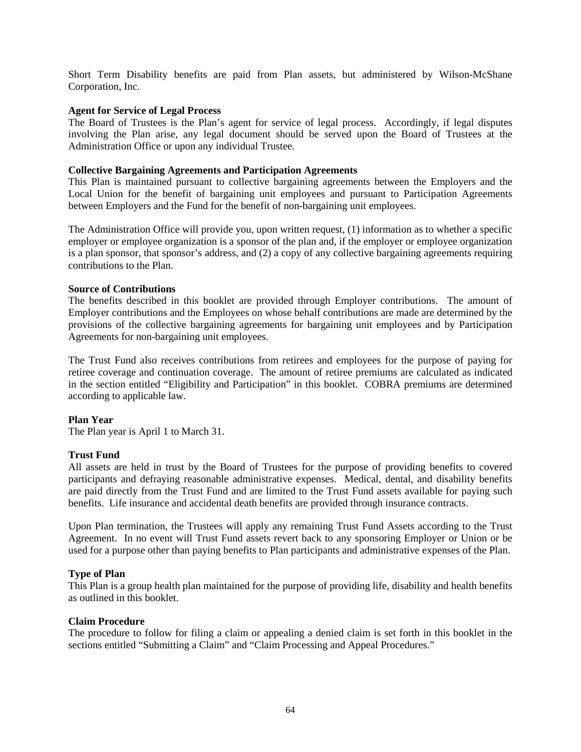Short Term Disability benefits are paid from Plan assets, but administered by Wilson-McShane Corporation, Inc.

**Agent for Service of Legal Process**

The Board of Trustees is the Plan's agent for service of legal process. Accordingly, if legal disputes involving the Plan arise, any legal document should be served upon the Board of Trustees at the Administration Office or upon any individual Trustee.

**Collective Bargaining Agreements and Participation Agreements**

This Plan is maintained pursuant to collective bargaining agreements between the Employers and the Local Union for the benefit of bargaining unit employees and pursuant to Participation Agreements between Employers and the Fund for the benefit of non-bargaining unit employees.

The Administration Office will provide you, upon written request, (1) information as to whether a specific employer or employee organization is a sponsor of the plan and, if the employer or employee organization is a plan sponsor, that sponsor's address, and (2) a copy of any collective bargaining agreements requiring contributions to the Plan.

**Source of Contributions**

The benefits described in this booklet are provided through Employer contributions. The amount of Employer contributions and the Employees on whose behalf contributions are made are determined by the provisions of the collective bargaining agreements for bargaining unit employees and by Participation Agreements for non-bargaining unit employees.

The Trust Fund also receives contributions from retirees and employees for the purpose of paying for retiree coverage and continuation coverage. The amount of retiree premiums are calculated as indicated in the section entitled "Eligibility and Participation" in this booklet. COBRA premiums are determined according to applicable law.

**Plan Year**

The Plan year is April 1 to March 31.

**Trust Fund**

All assets are held in trust by the Board of Trustees for the purpose of providing benefits to covered participants and defraying reasonable administrative expenses. Medical, dental, and disability benefits are paid directly from the Trust Fund and are limited to the Trust Fund assets available for paying such benefits. Life insurance and accidental death benefits are provided through insurance contracts.

Upon Plan termination, the Trustees will apply any remaining Trust Fund Assets according to the Trust Agreement. In no event will Trust Fund assets revert back to any sponsoring Employer or Union or be used for a purpose other than paying benefits to Plan participants and administrative expenses of the Plan.

**Type of Plan**

This Plan is a group health plan maintained for the purpose of providing life, disability and health benefits as outlined in this booklet.

**Claim Procedure**

The procedure to follow for filing a claim or appealing a denied claim is set forth in this booklet in the sections entitled "Submitting a Claim" and "Claim Processing and Appeal Procedures."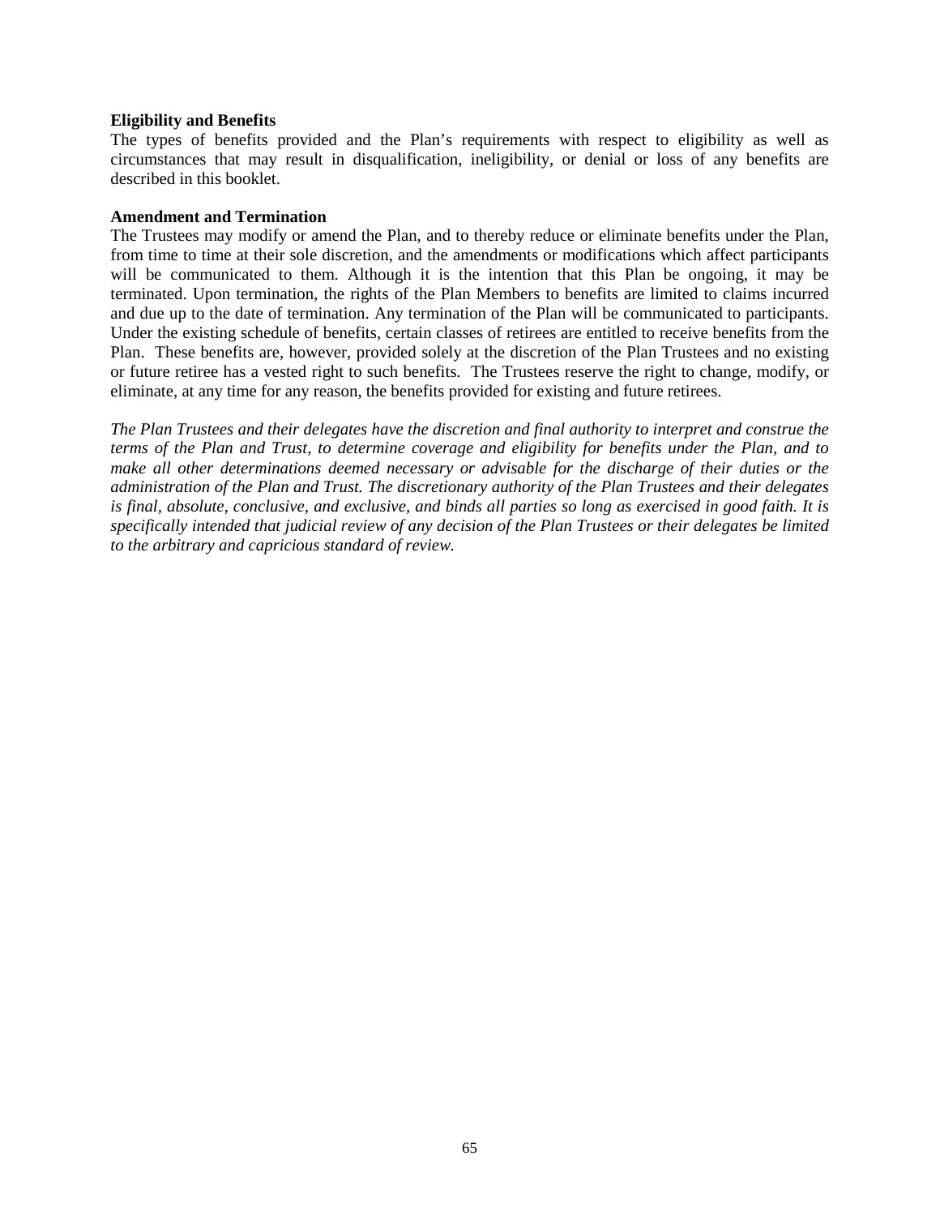**Eligibility and Benefits**

The types of benefits provided and the Plan's requirements with respect to eligibility as well as circumstances that may result in disqualification, ineligibility, or denial or loss of any benefits are described in this booklet.

**Amendment and Termination**

The Trustees may modify or amend the Plan, and to thereby reduce or eliminate benefits under the Plan, from time to time at their sole discretion, and the amendments or modifications which affect participants will be communicated to them. Although it is the intention that this Plan be ongoing, it may be terminated. Upon termination, the rights of the Plan Members to benefits are limited to claims incurred and due up to the date of termination. Any termination of the Plan will be communicated to participants. Under the existing schedule of benefits, certain classes of retirees are entitled to receive benefits from the Plan. These benefits are, however, provided solely at the discretion of the Plan Trustees and no existing or future retiree has a vested right to such benefits. The Trustees reserve the right to change, modify, or eliminate, at any time for any reason, the benefits provided for existing and future retirees.

*The Plan Trustees and their delegates have the discretion and final authority to interpret and construe the terms of the Plan and Trust, to determine coverage and eligibility for benefits under the Plan, and to make all other determinations deemed necessary or advisable for the discharge of their duties or the administration of the Plan and Trust. The discretionary authority of the Plan Trustees and their delegates is final, absolute, conclusive, and exclusive, and binds all parties so long as exercised in good faith. It is specifically intended that judicial review of any decision of the Plan Trustees or their delegates be limited to the arbitrary and capricious standard of review.*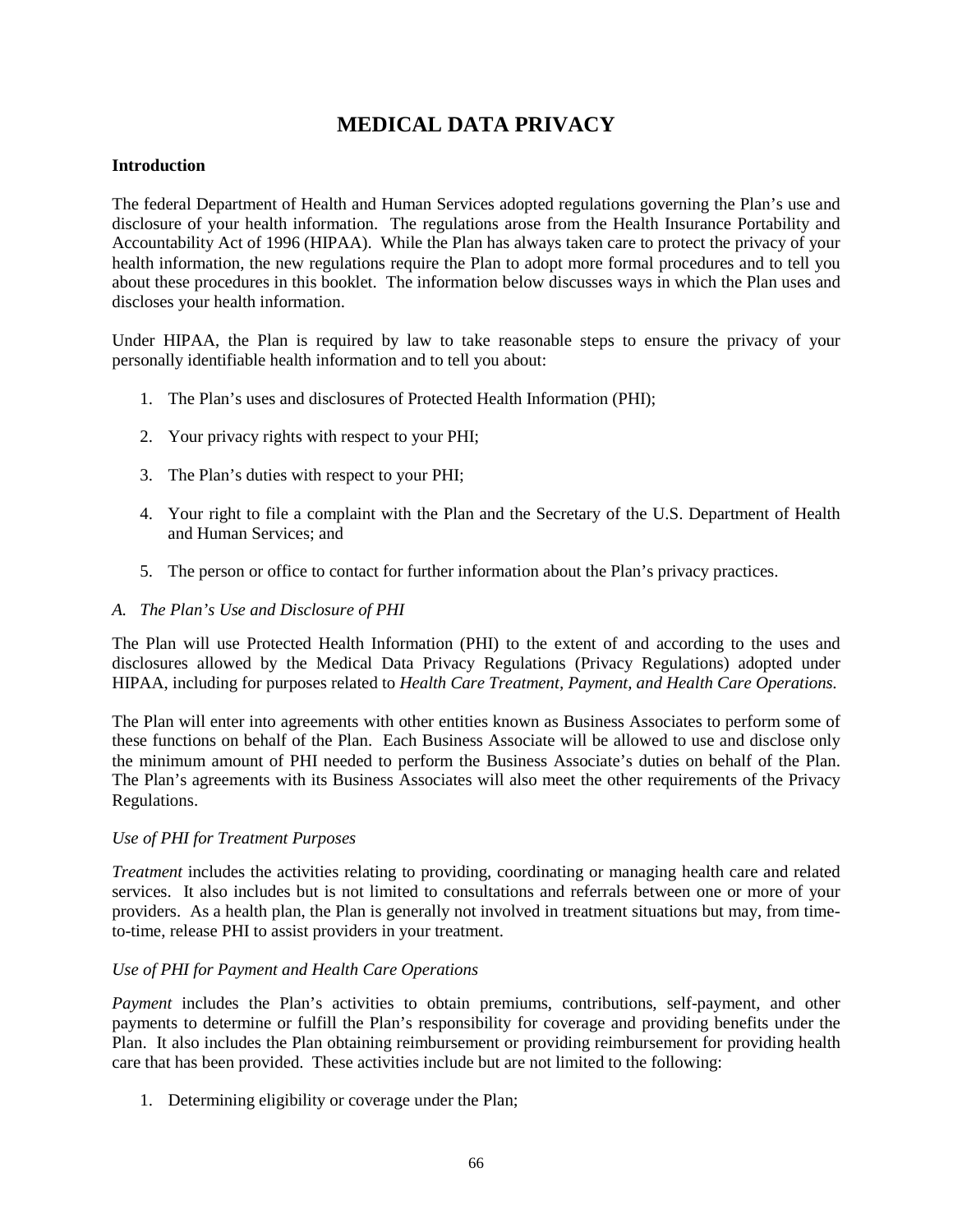# MEDICAL DATA PRIVACY

**Introduction**

The federal Department of Health and Human Services adopted regulations governing the Plan's use and disclosure of your health information. The regulations arose from the Health Insurance Portability and Accountability Act of 1996 (HIPAA). While the Plan has always taken care to protect the privacy of your health information, the new regulations require the Plan to adopt more formal procedures and to tell you about these procedures in this booklet. The information below discusses ways in which the Plan uses and discloses your health information.

Under HIPAA, the Plan is required by law to take reasonable steps to ensure the privacy of your personally identifiable health information and to tell you about:

1. The Plan's uses and disclosures of Protected Health Information (PHI);
2. Your privacy rights with respect to your PHI;
3. The Plan's duties with respect to your PHI;
4. Your right to file a complaint with the Plan and the Secretary of the U.S. Department of Health and Human Services; and
5. The person or office to contact for further information about the Plan's privacy practices.

*A. The Plan's Use and Disclosure of PHI*

The Plan will use Protected Health Information (PHI) to the extent of and according to the uses and disclosures allowed by the Medical Data Privacy Regulations (Privacy Regulations) adopted under HIPAA, including for purposes related to *Health Care Treatment, Payment, and Health Care Operations.*

The Plan will enter into agreements with other entities known as Business Associates to perform some of these functions on behalf of the Plan. Each Business Associate will be allowed to use and disclose only the minimum amount of PHI needed to perform the Business Associate's duties on behalf of the Plan. The Plan's agreements with its Business Associates will also meet the other requirements of the Privacy Regulations.

*Use of PHI for Treatment Purposes*

*Treatment* includes the activities relating to providing, coordinating or managing health care and related services. It also includes but is not limited to consultations and referrals between one or more of your providers. As a health plan, the Plan is generally not involved in treatment situations but may, from time-to-time, release PHI to assist providers in your treatment.

*Use of PHI for Payment and Health Care Operations*

*Payment* includes the Plan's activities to obtain premiums, contributions, self-payment, and other payments to determine or fulfill the Plan's responsibility for coverage and providing benefits under the Plan. It also includes the Plan obtaining reimbursement or providing reimbursement for providing health care that has been provided. These activities include but are not limited to the following:

1. Determining eligibility or coverage under the Plan;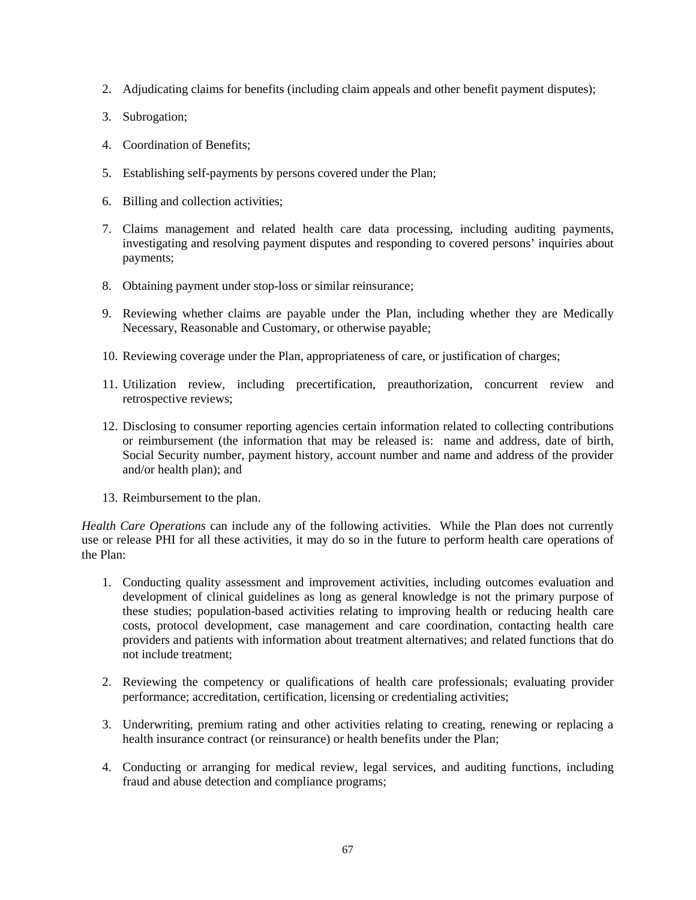2. Adjudicating claims for benefits (including claim appeals and other benefit payment disputes);

3. Subrogation;

4. Coordination of Benefits;

5. Establishing self-payments by persons covered under the Plan;

6. Billing and collection activities;

7. Claims management and related health care data processing, including auditing payments, investigating and resolving payment disputes and responding to covered persons' inquiries about payments;

8. Obtaining payment under stop-loss or similar reinsurance;

9. Reviewing whether claims are payable under the Plan, including whether they are Medically Necessary, Reasonable and Customary, or otherwise payable;

10. Reviewing coverage under the Plan, appropriateness of care, or justification of charges;

11. Utilization review, including precertification, preauthorization, concurrent review and retrospective reviews;

12. Disclosing to consumer reporting agencies certain information related to collecting contributions or reimbursement (the information that may be released is: name and address, date of birth, Social Security number, payment history, account number and name and address of the provider and/or health plan); and

13. Reimbursement to the plan.

*Health Care Operations* can include any of the following activities. While the Plan does not currently use or release PHI for all these activities, it may do so in the future to perform health care operations of the Plan:

1. Conducting quality assessment and improvement activities, including outcomes evaluation and development of clinical guidelines as long as general knowledge is not the primary purpose of these studies; population-based activities relating to improving health or reducing health care costs, protocol development, case management and care coordination, contacting health care providers and patients with information about treatment alternatives; and related functions that do not include treatment;

2. Reviewing the competency or qualifications of health care professionals; evaluating provider performance; accreditation, certification, licensing or credentialing activities;

3. Underwriting, premium rating and other activities relating to creating, renewing or replacing a health insurance contract (or reinsurance) or health benefits under the Plan;

4. Conducting or arranging for medical review, legal services, and auditing functions, including fraud and abuse detection and compliance programs;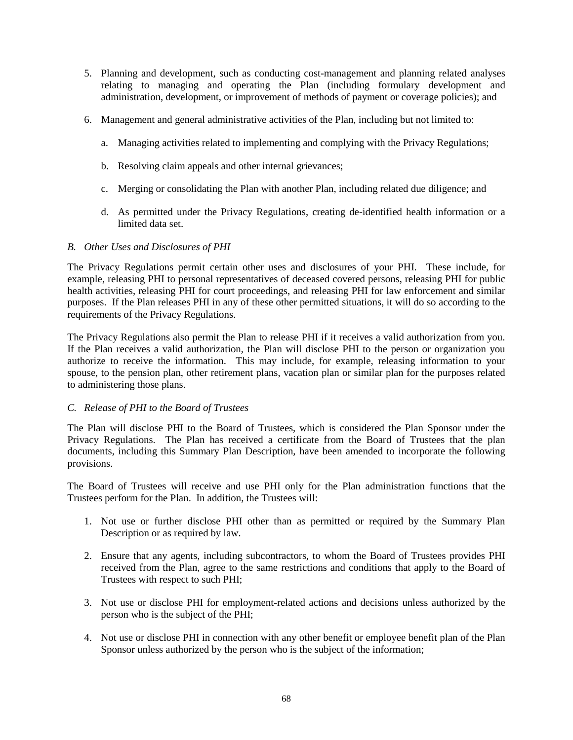5. Planning and development, such as conducting cost-management and planning related analyses relating to managing and operating the Plan (including formulary development and administration, development, or improvement of methods of payment or coverage policies); and

6. Management and general administrative activities of the Plan, including but not limited to:

   a. Managing activities related to implementing and complying with the Privacy Regulations;

   b. Resolving claim appeals and other internal grievances;

   c. Merging or consolidating the Plan with another Plan, including related due diligence; and

   d. As permitted under the Privacy Regulations, creating de-identified health information or a limited data set.

*B. Other Uses and Disclosures of PHI*

The Privacy Regulations permit certain other uses and disclosures of your PHI. These include, for example, releasing PHI to personal representatives of deceased covered persons, releasing PHI for public health activities, releasing PHI for court proceedings, and releasing PHI for law enforcement and similar purposes. If the Plan releases PHI in any of these other permitted situations, it will do so according to the requirements of the Privacy Regulations.

The Privacy Regulations also permit the Plan to release PHI if it receives a valid authorization from you. If the Plan receives a valid authorization, the Plan will disclose PHI to the person or organization you authorize to receive the information. This may include, for example, releasing information to your spouse, to the pension plan, other retirement plans, vacation plan or similar plan for the purposes related to administering those plans.

*C. Release of PHI to the Board of Trustees*

The Plan will disclose PHI to the Board of Trustees, which is considered the Plan Sponsor under the Privacy Regulations. The Plan has received a certificate from the Board of Trustees that the plan documents, including this Summary Plan Description, have been amended to incorporate the following provisions.

The Board of Trustees will receive and use PHI only for the Plan administration functions that the Trustees perform for the Plan. In addition, the Trustees will:

1. Not use or further disclose PHI other than as permitted or required by the Summary Plan Description or as required by law.

2. Ensure that any agents, including subcontractors, to whom the Board of Trustees provides PHI received from the Plan, agree to the same restrictions and conditions that apply to the Board of Trustees with respect to such PHI;

3. Not use or disclose PHI for employment-related actions and decisions unless authorized by the person who is the subject of the PHI;

4. Not use or disclose PHI in connection with any other benefit or employee benefit plan of the Plan Sponsor unless authorized by the person who is the subject of the information;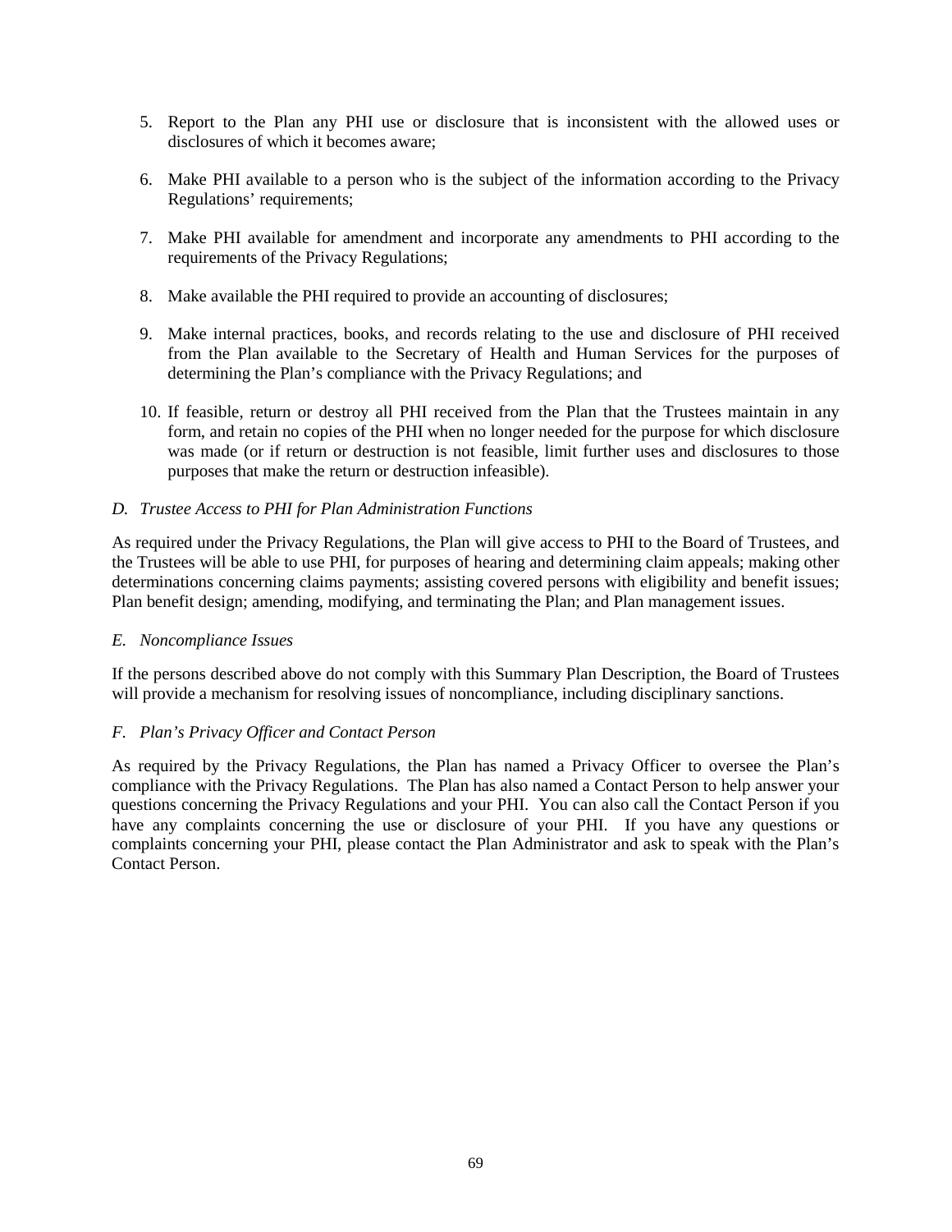5. Report to the Plan any PHI use or disclosure that is inconsistent with the allowed uses or disclosures of which it becomes aware;

6. Make PHI available to a person who is the subject of the information according to the Privacy Regulations' requirements;

7. Make PHI available for amendment and incorporate any amendments to PHI according to the requirements of the Privacy Regulations;

8. Make available the PHI required to provide an accounting of disclosures;

9. Make internal practices, books, and records relating to the use and disclosure of PHI received from the Plan available to the Secretary of Health and Human Services for the purposes of determining the Plan's compliance with the Privacy Regulations; and

10. If feasible, return or destroy all PHI received from the Plan that the Trustees maintain in any form, and retain no copies of the PHI when no longer needed for the purpose for which disclosure was made (or if return or destruction is not feasible, limit further uses and disclosures to those purposes that make the return or destruction infeasible).

*D. Trustee Access to PHI for Plan Administration Functions*

As required under the Privacy Regulations, the Plan will give access to PHI to the Board of Trustees, and the Trustees will be able to use PHI, for purposes of hearing and determining claim appeals; making other determinations concerning claims payments; assisting covered persons with eligibility and benefit issues; Plan benefit design; amending, modifying, and terminating the Plan; and Plan management issues.

*E. Noncompliance Issues*

If the persons described above do not comply with this Summary Plan Description, the Board of Trustees will provide a mechanism for resolving issues of noncompliance, including disciplinary sanctions.

*F. Plan's Privacy Officer and Contact Person*

As required by the Privacy Regulations, the Plan has named a Privacy Officer to oversee the Plan's compliance with the Privacy Regulations. The Plan has also named a Contact Person to help answer your questions concerning the Privacy Regulations and your PHI. You can also call the Contact Person if you have any complaints concerning the use or disclosure of your PHI. If you have any questions or complaints concerning your PHI, please contact the Plan Administrator and ask to speak with the Plan's Contact Person.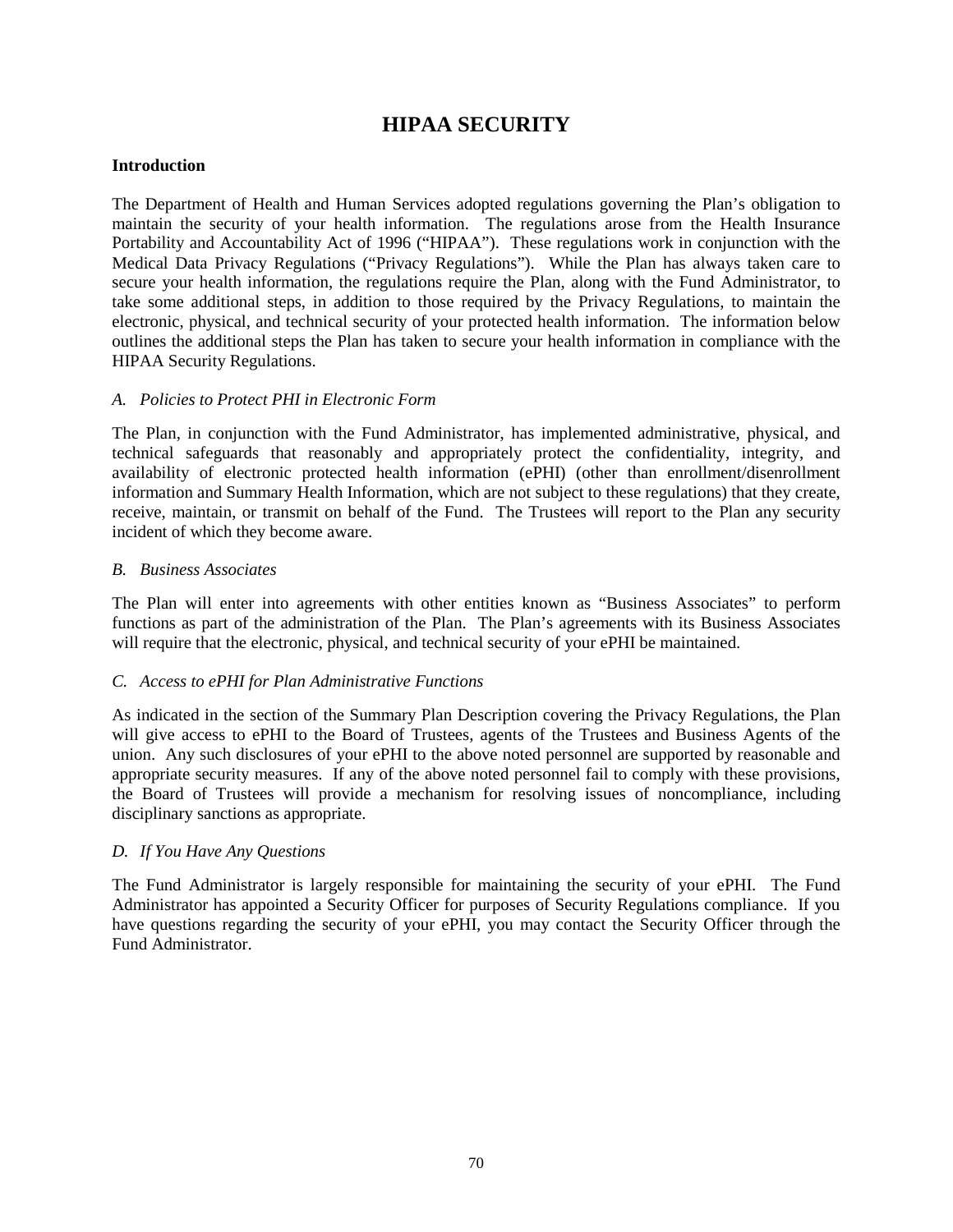# HIPAA SECURITY

**Introduction**

The Department of Health and Human Services adopted regulations governing the Plan's obligation to maintain the security of your health information. The regulations arose from the Health Insurance Portability and Accountability Act of 1996 ("HIPAA"). These regulations work in conjunction with the Medical Data Privacy Regulations ("Privacy Regulations"). While the Plan has always taken care to secure your health information, the regulations require the Plan, along with the Fund Administrator, to take some additional steps, in addition to those required by the Privacy Regulations, to maintain the electronic, physical, and technical security of your protected health information. The information below outlines the additional steps the Plan has taken to secure your health information in compliance with the HIPAA Security Regulations.

*A. Policies to Protect PHI in Electronic Form*

The Plan, in conjunction with the Fund Administrator, has implemented administrative, physical, and technical safeguards that reasonably and appropriately protect the confidentiality, integrity, and availability of electronic protected health information (ePHI) (other than enrollment/disenrollment information and Summary Health Information, which are not subject to these regulations) that they create, receive, maintain, or transmit on behalf of the Fund. The Trustees will report to the Plan any security incident of which they become aware.

*B. Business Associates*

The Plan will enter into agreements with other entities known as "Business Associates" to perform functions as part of the administration of the Plan. The Plan's agreements with its Business Associates will require that the electronic, physical, and technical security of your ePHI be maintained.

*C. Access to ePHI for Plan Administrative Functions*

As indicated in the section of the Summary Plan Description covering the Privacy Regulations, the Plan will give access to ePHI to the Board of Trustees, agents of the Trustees and Business Agents of the union. Any such disclosures of your ePHI to the above noted personnel are supported by reasonable and appropriate security measures. If any of the above noted personnel fail to comply with these provisions, the Board of Trustees will provide a mechanism for resolving issues of noncompliance, including disciplinary sanctions as appropriate.

*D. If You Have Any Questions*

The Fund Administrator is largely responsible for maintaining the security of your ePHI. The Fund Administrator has appointed a Security Officer for purposes of Security Regulations compliance. If you have questions regarding the security of your ePHI, you may contact the Security Officer through the Fund Administrator.